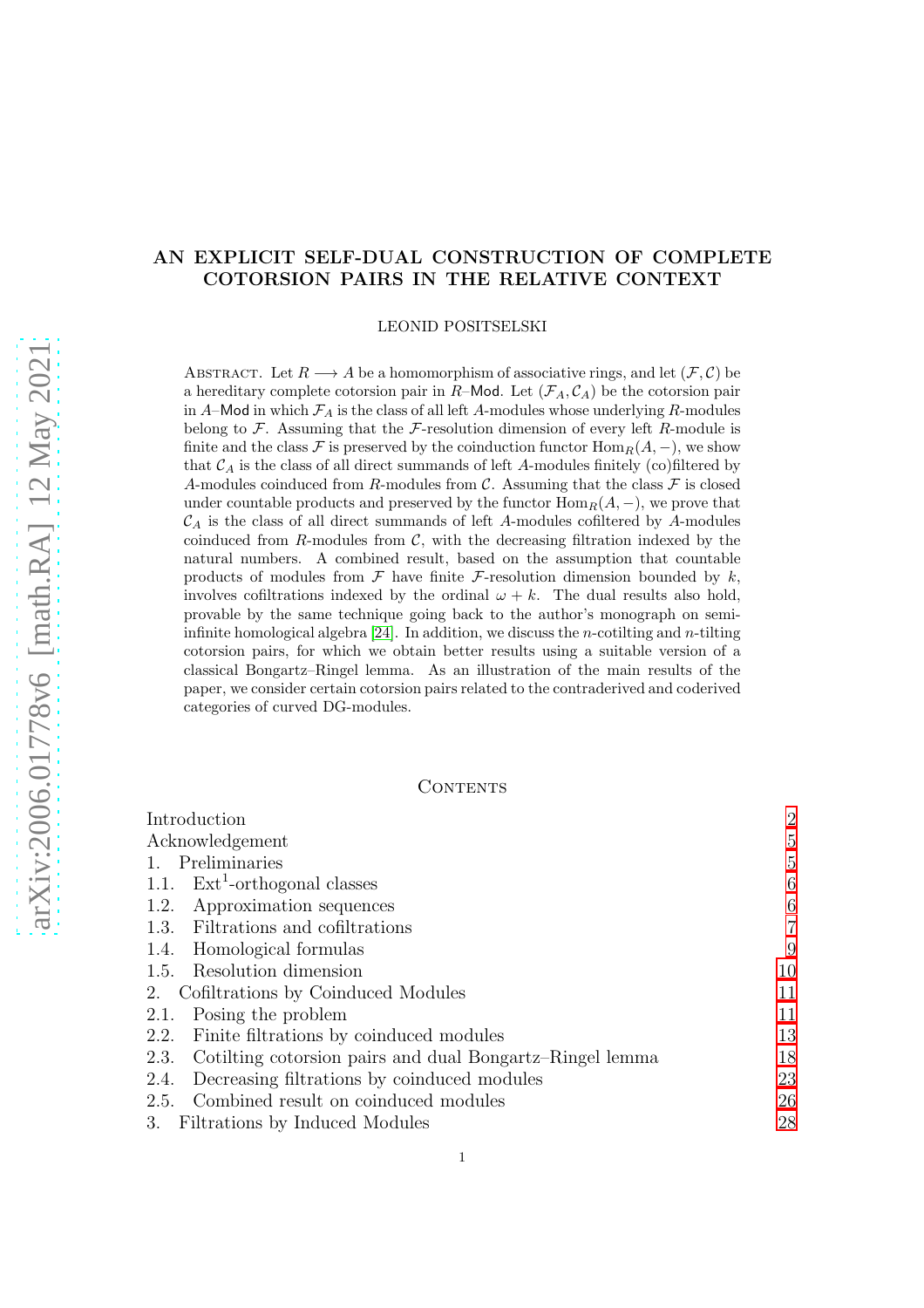# AN EXPLICIT SELF-DUAL CONSTRUCTION OF COMPLETE COTORSION PAIRS IN THE RELATIVE CONTEXT

LEONID POSITSELSKI

Abstract. Let $R \longrightarrow A$ be a homomorphism of associative rings, and let $(\mathcal{F}, \mathcal{C})$ be a hereditary complete cotorsion pair in $R$–$\mathsf{Mod}$. Let $(\mathcal{F}_A, \mathcal{C}_A)$ be the cotorsion pair in $A$–$\mathsf{Mod}$ in which $\mathcal{F}_A$ is the class of all left $A$-modules whose underlying $R$-modules belong to $\mathcal{F}$. Assuming that the $\mathcal{F}$-resolution dimension of every left $R$-module is finite and the class $\mathcal{F}$ is preserved by the coinduction functor $\operatorname{Hom}_R(A, -)$, we show that $\mathcal{C}_A$ is the class of all direct summands of left $A$-modules finitely (co)filtered by $A$-modules coinduced from $R$-modules from $\mathcal{C}$. Assuming that the class $\mathcal{F}$ is closed under countable products and preserved by the functor $\operatorname{Hom}_R(A, -)$, we prove that $\mathcal{C}_A$ is the class of all direct summands of left $A$-modules cofiltered by $A$-modules coinduced from $R$-modules from $\mathcal{C}$, with the decreasing filtration indexed by the natural numbers. A combined result, based on the assumption that countable products of modules from $\mathcal{F}$ have finite $\mathcal{F}$-resolution dimension bounded by $k$, involves cofiltrations indexed by the ordinal $\omega + k$. The dual results also hold, provable by the same technique going back to the author's monograph on semi-infinite homological algebra [24]. In addition, we discuss the $n$-cotilting and $n$-tilting cotorsion pairs, for which we obtain better results using a suitable version of a classical Bongartz–Ringel lemma. As an illustration of the main results of the paper, we consider certain cotorsion pairs related to the contraderived and coderived categories of curved DG-modules.

## Contents

- Introduction — 2
- Acknowledgement — 5
- 1. Preliminaries — 5
  - 1.1. $\mathrm{Ext}^1$-orthogonal classes — 6
  - 1.2. Approximation sequences — 6
  - 1.3. Filtrations and cofiltrations — 7
  - 1.4. Homological formulas — 9
  - 1.5. Resolution dimension — 10
- 2. Cofiltrations by Coinduced Modules — 11
  - 2.1. Posing the problem — 11
  - 2.2. Finite filtrations by coinduced modules — 13
  - 2.3. Cotilting cotorsion pairs and dual Bongartz–Ringel lemma — 18
  - 2.4. Decreasing filtrations by coinduced modules — 23
  - 2.5. Combined result on coinduced modules — 26
- 3. Filtrations by Induced Modules — 28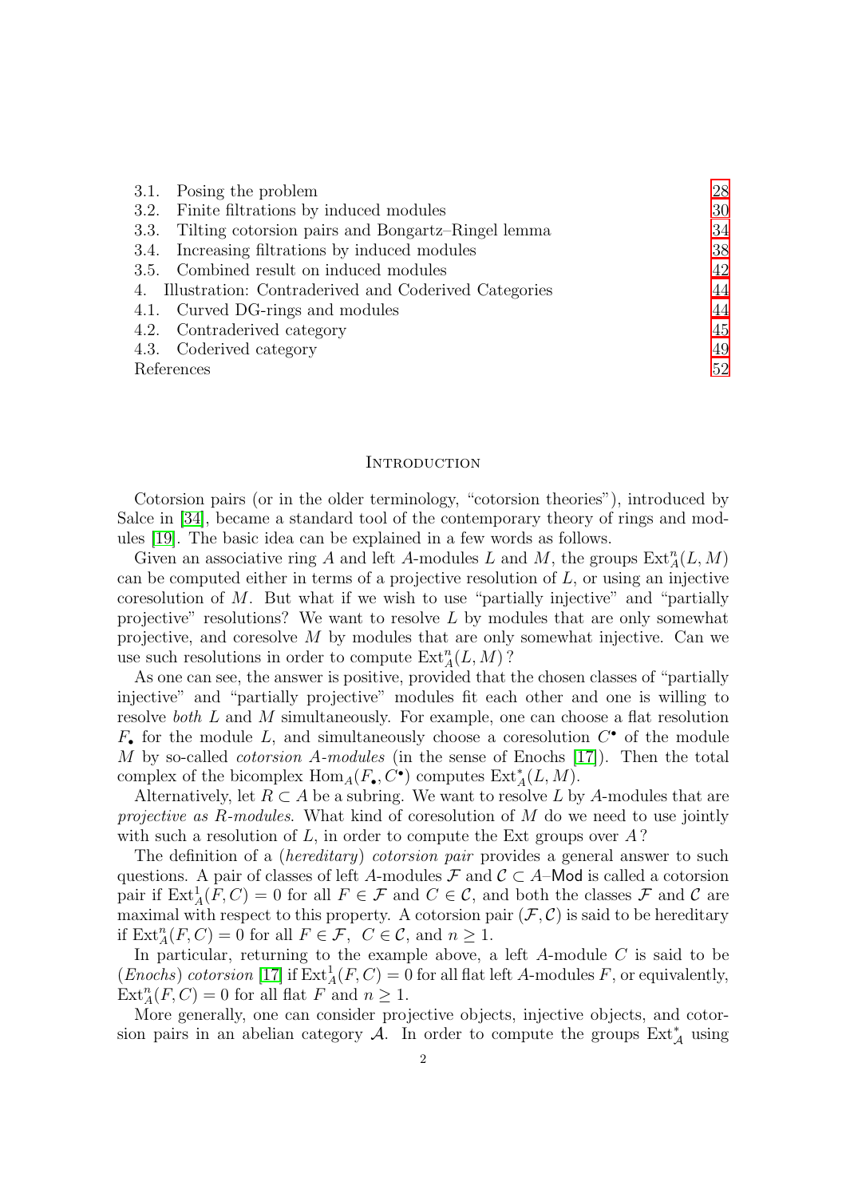3.1. Posing the problem 28
3.2. Finite filtrations by induced modules 30
3.3. Tilting cotorsion pairs and Bongartz–Ringel lemma 34
3.4. Increasing filtrations by induced modules 38
3.5. Combined result on induced modules 42
4. Illustration: Contraderived and Coderived Categories 44
4.1. Curved DG-rings and modules 44
4.2. Contraderived category 45
4.3. Coderived category 49
References 52

## Introduction

Cotorsion pairs (or in the older terminology, "cotorsion theories"), introduced by Salce in [34], became a standard tool of the contemporary theory of rings and modules [19]. The basic idea can be explained in a few words as follows.

Given an associative ring $A$ and left $A$-modules $L$ and $M$, the groups $\mathrm{Ext}^n_A(L, M)$ can be computed either in terms of a projective resolution of $L$, or using an injective coresolution of $M$. But what if we wish to use "partially injective" and "partially projective" resolutions? We want to resolve $L$ by modules that are only somewhat projective, and coresolve $M$ by modules that are only somewhat injective. Can we use such resolutions in order to compute $\mathrm{Ext}^n_A(L, M)$?

As one can see, the answer is positive, provided that the chosen classes of "partially injective" and "partially projective" modules fit each other and one is willing to resolve *both* $L$ and $M$ simultaneously. For example, one can choose a flat resolution $F_\bullet$ for the module $L$, and simultaneously choose a coresolution $C^\bullet$ of the module $M$ by so-called *cotorsion $A$-modules* (in the sense of Enochs [17]). Then the total complex of the bicomplex $\mathrm{Hom}_A(F_\bullet, C^\bullet)$ computes $\mathrm{Ext}^*_A(L, M)$.

Alternatively, let $R \subset A$ be a subring. We want to resolve $L$ by $A$-modules that are *projective as $R$-modules*. What kind of coresolution of $M$ do we need to use jointly with such a resolution of $L$, in order to compute the Ext groups over $A$?

The definition of a (*hereditary*) *cotorsion pair* provides a general answer to such questions. A pair of classes of left $A$-modules $\mathcal{F}$ and $\mathcal{C} \subset A\text{–}\mathsf{Mod}$ is called a cotorsion pair if $\mathrm{Ext}^1_A(F, C) = 0$ for all $F \in \mathcal{F}$ and $C \in \mathcal{C}$, and both the classes $\mathcal{F}$ and $\mathcal{C}$ are maximal with respect to this property. A cotorsion pair $(\mathcal{F}, \mathcal{C})$ is said to be hereditary if $\mathrm{Ext}^n_A(F, C) = 0$ for all $F \in \mathcal{F}$, $C \in \mathcal{C}$, and $n \geq 1$.

In particular, returning to the example above, a left $A$-module $C$ is said to be (*Enochs*) *cotorsion* [17] if $\mathrm{Ext}^1_A(F, C) = 0$ for all flat left $A$-modules $F$, or equivalently, $\mathrm{Ext}^n_A(F, C) = 0$ for all flat $F$ and $n \geq 1$.

More generally, one can consider projective objects, injective objects, and cotorsion pairs in an abelian category $\mathcal{A}$. In order to compute the groups $\mathrm{Ext}^*_{\mathcal{A}}$ using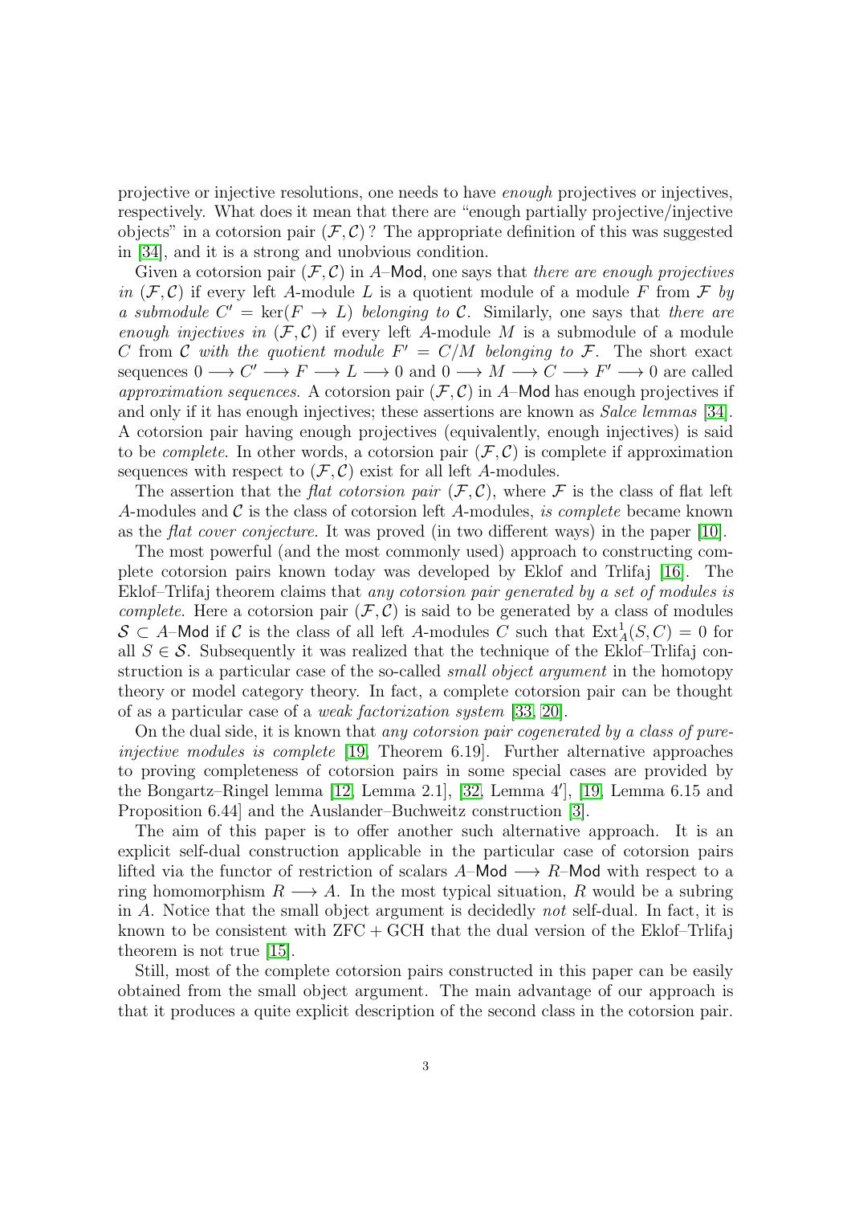projective or injective resolutions, one needs to have *enough* projectives or injectives, respectively. What does it mean that there are "enough partially projective/injective objects" in a cotorsion pair $(\mathcal{F},\mathcal{C})$ ? The appropriate definition of this was suggested in [34], and it is a strong and unobvious condition.

Given a cotorsion pair $(\mathcal{F},\mathcal{C})$ in $A$–Mod, one says that *there are enough projectives in* $(\mathcal{F},\mathcal{C})$ if every left $A$-module $L$ is a quotient module of a module $F$ from $\mathcal{F}$ *by a submodule* $C' = \ker(F \to L)$ *belonging to* $\mathcal{C}$. Similarly, one says that *there are enough injectives in* $(\mathcal{F},\mathcal{C})$ if every left $A$-module $M$ is a submodule of a module $C$ from $\mathcal{C}$ *with the quotient module* $F' = C/M$ *belonging to* $\mathcal{F}$. The short exact sequences $0 \longrightarrow C' \longrightarrow F \longrightarrow L \longrightarrow 0$ and $0 \longrightarrow M \longrightarrow C \longrightarrow F' \longrightarrow 0$ are called *approximation sequences*. A cotorsion pair $(\mathcal{F},\mathcal{C})$ in $A$–Mod has enough projectives if and only if it has enough injectives; these assertions are known as *Salce lemmas* [34]. A cotorsion pair having enough projectives (equivalently, enough injectives) is said to be *complete*. In other words, a cotorsion pair $(\mathcal{F},\mathcal{C})$ is complete if approximation sequences with respect to $(\mathcal{F},\mathcal{C})$ exist for all left $A$-modules.

The assertion that the *flat cotorsion pair* $(\mathcal{F},\mathcal{C})$, where $\mathcal{F}$ is the class of flat left $A$-modules and $\mathcal{C}$ is the class of cotorsion left $A$-modules, *is complete* became known as the *flat cover conjecture*. It was proved (in two different ways) in the paper [10].

The most powerful (and the most commonly used) approach to constructing complete cotorsion pairs known today was developed by Eklof and Trlifaj [16]. The Eklof–Trlifaj theorem claims that *any cotorsion pair generated by a set of modules is complete*. Here a cotorsion pair $(\mathcal{F},\mathcal{C})$ is said to be generated by a class of modules $\mathcal{S} \subset A$–Mod if $\mathcal{C}$ is the class of all left $A$-modules $C$ such that $\operatorname{Ext}^1_A(S,C) = 0$ for all $S \in \mathcal{S}$. Subsequently it was realized that the technique of the Eklof–Trlifaj construction is a particular case of the so-called *small object argument* in the homotopy theory or model category theory. In fact, a complete cotorsion pair can be thought of as a particular case of a *weak factorization system* [33, 20].

On the dual side, it is known that *any cotorsion pair cogenerated by a class of pure-injective modules is complete* [19, Theorem 6.19]. Further alternative approaches to proving completeness of cotorsion pairs in some special cases are provided by the Bongartz–Ringel lemma [12, Lemma 2.1], [32, Lemma 4′], [19, Lemma 6.15 and Proposition 6.44] and the Auslander–Buchweitz construction [3].

The aim of this paper is to offer another such alternative approach. It is an explicit self-dual construction applicable in the particular case of cotorsion pairs lifted via the functor of restriction of scalars $A$–Mod $\longrightarrow R$–Mod with respect to a ring homomorphism $R \longrightarrow A$. In the most typical situation, $R$ would be a subring in $A$. Notice that the small object argument is decidedly *not* self-dual. In fact, it is known to be consistent with ZFC + GCH that the dual version of the Eklof–Trlifaj theorem is not true [15].

Still, most of the complete cotorsion pairs constructed in this paper can be easily obtained from the small object argument. The main advantage of our approach is that it produces a quite explicit description of the second class in the cotorsion pair.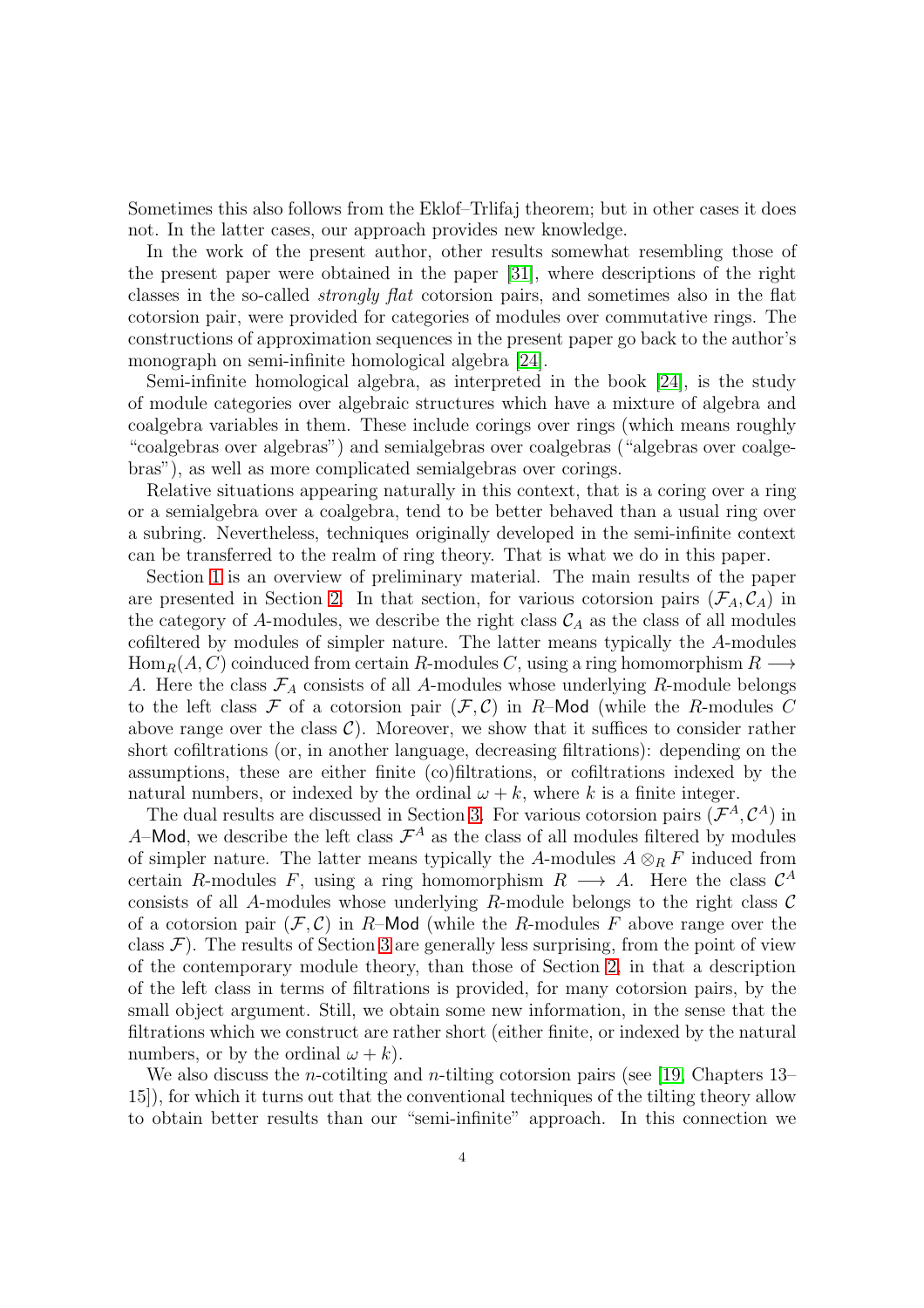Sometimes this also follows from the Eklof–Trlifaj theorem; but in other cases it does not. In the latter cases, our approach provides new knowledge.

In the work of the present author, other results somewhat resembling those of the present paper were obtained in the paper [31], where descriptions of the right classes in the so-called *strongly flat* cotorsion pairs, and sometimes also in the flat cotorsion pair, were provided for categories of modules over commutative rings. The constructions of approximation sequences in the present paper go back to the author's monograph on semi-infinite homological algebra [24].

Semi-infinite homological algebra, as interpreted in the book [24], is the study of module categories over algebraic structures which have a mixture of algebra and coalgebra variables in them. These include corings over rings (which means roughly "coalgebras over algebras") and semialgebras over coalgebras ("algebras over coalgebras"), as well as more complicated semialgebras over corings.

Relative situations appearing naturally in this context, that is a coring over a ring or a semialgebra over a coalgebra, tend to be better behaved than a usual ring over a subring. Nevertheless, techniques originally developed in the semi-infinite context can be transferred to the realm of ring theory. That is what we do in this paper.

Section 1 is an overview of preliminary material. The main results of the paper are presented in Section 2. In that section, for various cotorsion pairs $(\mathcal{F}_A, \mathcal{C}_A)$ in the category of $A$-modules, we describe the right class $\mathcal{C}_A$ as the class of all modules cofiltered by modules of simpler nature. The latter means typically the $A$-modules $\operatorname{Hom}_R(A, C)$ coinduced from certain $R$-modules $C$, using a ring homomorphism $R \longrightarrow A$. Here the class $\mathcal{F}_A$ consists of all $A$-modules whose underlying $R$-module belongs to the left class $\mathcal{F}$ of a cotorsion pair $(\mathcal{F}, \mathcal{C})$ in $R$–$\mathsf{Mod}$ (while the $R$-modules $C$ above range over the class $\mathcal{C}$). Moreover, we show that it suffices to consider rather short cofiltrations (or, in another language, decreasing filtrations): depending on the assumptions, these are either finite (co)filtrations, or cofiltrations indexed by the natural numbers, or indexed by the ordinal $\omega + k$, where $k$ is a finite integer.

The dual results are discussed in Section 3. For various cotorsion pairs $(\mathcal{F}^A, \mathcal{C}^A)$ in $A$–$\mathsf{Mod}$, we describe the left class $\mathcal{F}^A$ as the class of all modules filtered by modules of simpler nature. The latter means typically the $A$-modules $A \otimes_R F$ induced from certain $R$-modules $F$, using a ring homomorphism $R \longrightarrow A$. Here the class $\mathcal{C}^A$ consists of all $A$-modules whose underlying $R$-module belongs to the right class $\mathcal{C}$ of a cotorsion pair $(\mathcal{F}, \mathcal{C})$ in $R$–$\mathsf{Mod}$ (while the $R$-modules $F$ above range over the class $\mathcal{F}$). The results of Section 3 are generally less surprising, from the point of view of the contemporary module theory, than those of Section 2, in that a description of the left class in terms of filtrations is provided, for many cotorsion pairs, by the small object argument. Still, we obtain some new information, in the sense that the filtrations which we construct are rather short (either finite, or indexed by the natural numbers, or by the ordinal $\omega + k$).

We also discuss the $n$-cotilting and $n$-tilting cotorsion pairs (see [19, Chapters 13–15]), for which it turns out that the conventional techniques of the tilting theory allow to obtain better results than our "semi-infinite" approach. In this connection we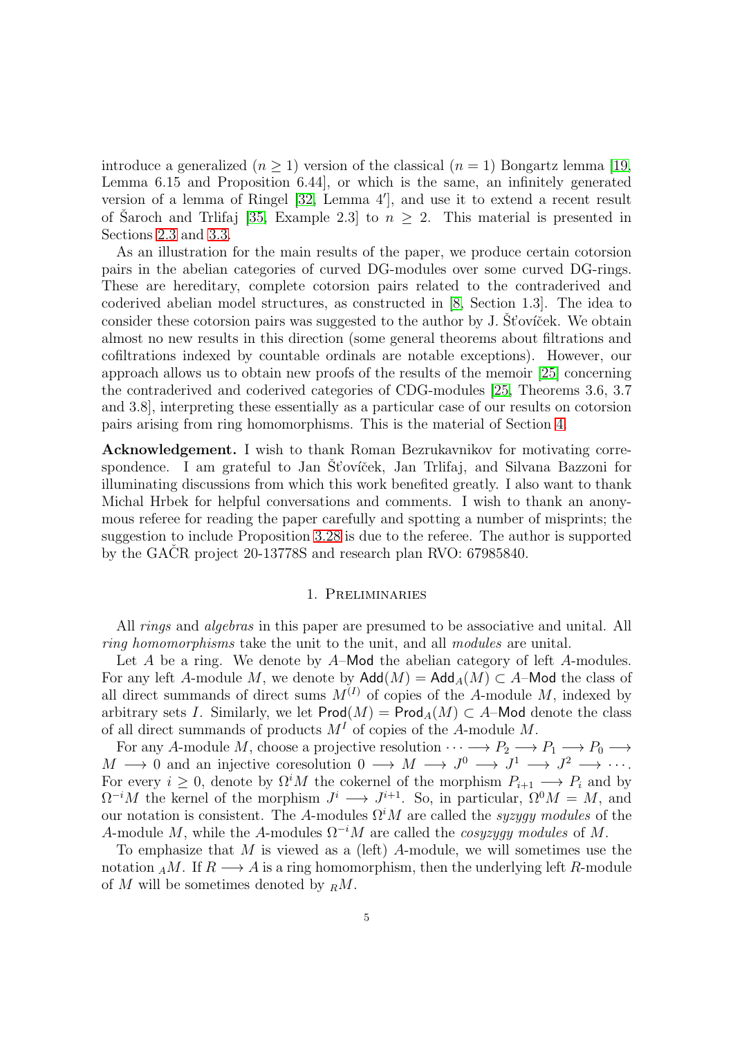introduce a generalized ($n \geq 1$) version of the classical ($n = 1$) Bongartz lemma [19, Lemma 6.15 and Proposition 6.44], or which is the same, an infinitely generated version of a lemma of Ringel [32, Lemma 4′], and use it to extend a recent result of Šaroch and Trlifaj [35, Example 2.3] to $n \geq 2$. This material is presented in Sections 2.3 and 3.3.

As an illustration for the main results of the paper, we produce certain cotorsion pairs in the abelian categories of curved DG-modules over some curved DG-rings. These are hereditary, complete cotorsion pairs related to the contraderived and coderived abelian model structures, as constructed in [8, Section 1.3]. The idea to consider these cotorsion pairs was suggested to the author by J. Šťovíček. We obtain almost no new results in this direction (some general theorems about filtrations and cofiltrations indexed by countable ordinals are notable exceptions). However, our approach allows us to obtain new proofs of the results of the memoir [25] concerning the contraderived and coderived categories of CDG-modules [25, Theorems 3.6, 3.7 and 3.8], interpreting these essentially as a particular case of our results on cotorsion pairs arising from ring homomorphisms. This is the material of Section 4.

**Acknowledgement.** I wish to thank Roman Bezrukavnikov for motivating correspondence. I am grateful to Jan Šťovíček, Jan Trlifaj, and Silvana Bazzoni for illuminating discussions from which this work benefited greatly. I also want to thank Michal Hrbek for helpful conversations and comments. I wish to thank an anonymous referee for reading the paper carefully and spotting a number of misprints; the suggestion to include Proposition 3.28 is due to the referee. The author is supported by the GAČR project 20-13778S and research plan RVO: 67985840.

## 1. Preliminaries

All *rings* and *algebras* in this paper are presumed to be associative and unital. All *ring homomorphisms* take the unit to the unit, and all *modules* are unital.

Let $A$ be a ring. We denote by $A\text{–}\mathsf{Mod}$ the abelian category of left $A$-modules. For any left $A$-module $M$, we denote by $\mathsf{Add}(M) = \mathsf{Add}_A(M) \subset A\text{–}\mathsf{Mod}$ the class of all direct summands of direct sums $M^{(I)}$ of copies of the $A$-module $M$, indexed by arbitrary sets $I$. Similarly, we let $\mathsf{Prod}(M) = \mathsf{Prod}_A(M) \subset A\text{–}\mathsf{Mod}$ denote the class of all direct summands of products $M^I$ of copies of the $A$-module $M$.

For any $A$-module $M$, choose a projective resolution $\cdots \longrightarrow P_2 \longrightarrow P_1 \longrightarrow P_0 \longrightarrow M \longrightarrow 0$ and an injective coresolution $0 \longrightarrow M \longrightarrow J^0 \longrightarrow J^1 \longrightarrow J^2 \longrightarrow \cdots$. For every $i \geq 0$, denote by $\Omega^i M$ the cokernel of the morphism $P_{i+1} \longrightarrow P_i$ and by $\Omega^{-i} M$ the kernel of the morphism $J^i \longrightarrow J^{i+1}$. So, in particular, $\Omega^0 M = M$, and our notation is consistent. The $A$-modules $\Omega^i M$ are called the *syzygy modules* of the $A$-module $M$, while the $A$-modules $\Omega^{-i} M$ are called the *cosyzygy modules* of $M$.

To emphasize that $M$ is viewed as a (left) $A$-module, we will sometimes use the notation ${}_A M$. If $R \longrightarrow A$ is a ring homomorphism, then the underlying left $R$-module of $M$ will be sometimes denoted by ${}_R M$.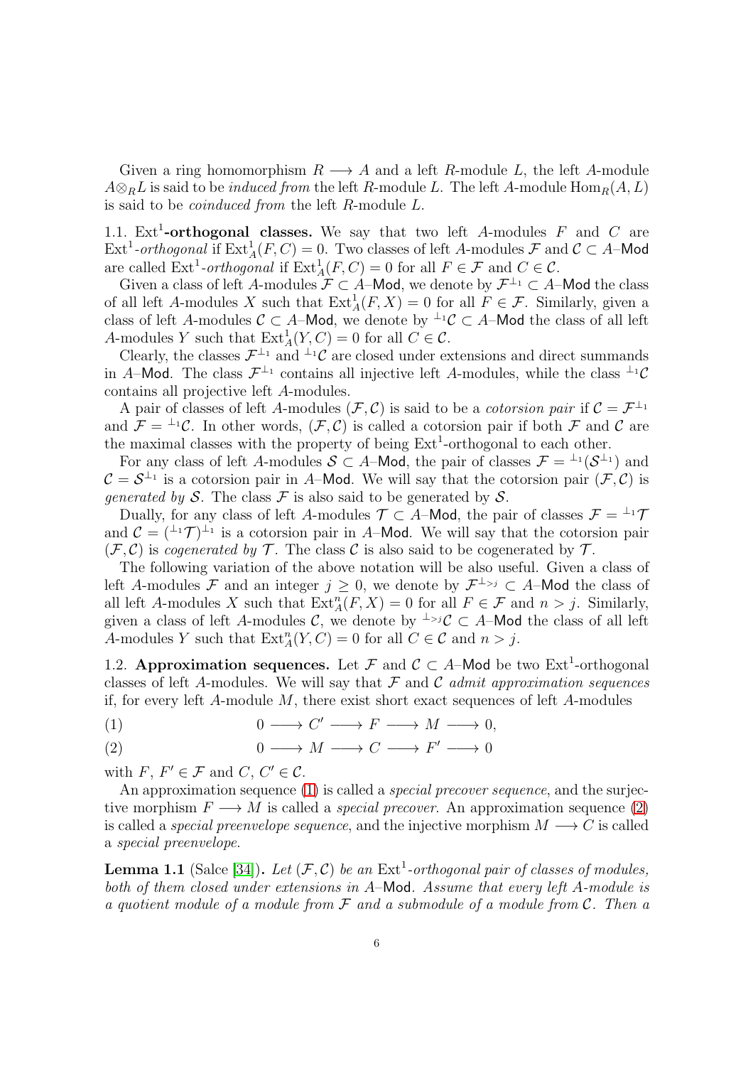Given a ring homomorphism $R \longrightarrow A$ and a left $R$-module $L$, the left $A$-module $A \otimes_R L$ is said to be *induced from* the left $R$-module $L$. The left $A$-module $\operatorname{Hom}_R(A, L)$ is said to be *coinduced from* the left $R$-module $L$.

**1.1. $\mathrm{Ext}^1$-orthogonal classes.** We say that two left $A$-modules $F$ and $C$ are $\mathrm{Ext}^1$-*orthogonal* if $\operatorname{Ext}^1_A(F, C) = 0$. Two classes of left $A$-modules $\mathcal{F}$ and $\mathcal{C} \subset A\text{–}\mathsf{Mod}$ are called $\mathrm{Ext}^1$-*orthogonal* if $\operatorname{Ext}^1_A(F, C) = 0$ for all $F \in \mathcal{F}$ and $C \in \mathcal{C}$.

Given a class of left $A$-modules $\mathcal{F} \subset A\text{–}\mathsf{Mod}$, we denote by $\mathcal{F}^{\perp_1} \subset A\text{–}\mathsf{Mod}$ the class of all left $A$-modules $X$ such that $\operatorname{Ext}^1_A(F, X) = 0$ for all $F \in \mathcal{F}$. Similarly, given a class of left $A$-modules $\mathcal{C} \subset A\text{–}\mathsf{Mod}$, we denote by ${}^{\perp_1}\mathcal{C} \subset A\text{–}\mathsf{Mod}$ the class of all left $A$-modules $Y$ such that $\operatorname{Ext}^1_A(Y, C) = 0$ for all $C \in \mathcal{C}$.

Clearly, the classes $\mathcal{F}^{\perp_1}$ and ${}^{\perp_1}\mathcal{C}$ are closed under extensions and direct summands in $A\text{–}\mathsf{Mod}$. The class $\mathcal{F}^{\perp_1}$ contains all injective left $A$-modules, while the class ${}^{\perp_1}\mathcal{C}$ contains all projective left $A$-modules.

A pair of classes of left $A$-modules $(\mathcal{F}, \mathcal{C})$ is said to be a *cotorsion pair* if $\mathcal{C} = \mathcal{F}^{\perp_1}$ and $\mathcal{F} = {}^{\perp_1}\mathcal{C}$. In other words, $(\mathcal{F}, \mathcal{C})$ is called a cotorsion pair if both $\mathcal{F}$ and $\mathcal{C}$ are the maximal classes with the property of being $\mathrm{Ext}^1$-orthogonal to each other.

For any class of left $A$-modules $\mathcal{S} \subset A\text{–}\mathsf{Mod}$, the pair of classes $\mathcal{F} = {}^{\perp_1}(\mathcal{S}^{\perp_1})$ and $\mathcal{C} = \mathcal{S}^{\perp_1}$ is a cotorsion pair in $A\text{–}\mathsf{Mod}$. We will say that the cotorsion pair $(\mathcal{F}, \mathcal{C})$ is *generated by* $\mathcal{S}$. The class $\mathcal{F}$ is also said to be generated by $\mathcal{S}$.

Dually, for any class of left $A$-modules $\mathcal{T} \subset A\text{–}\mathsf{Mod}$, the pair of classes $\mathcal{F} = {}^{\perp_1}\mathcal{T}$ and $\mathcal{C} = ({}^{\perp_1}\mathcal{T})^{\perp_1}$ is a cotorsion pair in $A\text{–}\mathsf{Mod}$. We will say that the cotorsion pair $(\mathcal{F}, \mathcal{C})$ is *cogenerated by* $\mathcal{T}$. The class $\mathcal{C}$ is also said to be cogenerated by $\mathcal{T}$.

The following variation of the above notation will be also useful. Given a class of left $A$-modules $\mathcal{F}$ and an integer $j \geq 0$, we denote by $\mathcal{F}^{\perp_{>j}} \subset A\text{–}\mathsf{Mod}$ the class of all left $A$-modules $X$ such that $\operatorname{Ext}^n_A(F, X) = 0$ for all $F \in \mathcal{F}$ and $n > j$. Similarly, given a class of left $A$-modules $\mathcal{C}$, we denote by ${}^{\perp_{>j}}\mathcal{C} \subset A\text{–}\mathsf{Mod}$ the class of all left $A$-modules $Y$ such that $\operatorname{Ext}^n_A(Y, C) = 0$ for all $C \in \mathcal{C}$ and $n > j$.

**1.2. Approximation sequences.** Let $\mathcal{F}$ and $\mathcal{C} \subset A\text{–}\mathsf{Mod}$ be two $\mathrm{Ext}^1$-orthogonal classes of left $A$-modules. We will say that $\mathcal{F}$ and $\mathcal{C}$ *admit approximation sequences* if, for every left $A$-module $M$, there exist short exact sequences of left $A$-modules

$$0 \longrightarrow C' \longrightarrow F \longrightarrow M \longrightarrow 0, \tag{1}$$

$$0 \longrightarrow M \longrightarrow C \longrightarrow F' \longrightarrow 0 \tag{2}$$

with $F$, $F' \in \mathcal{F}$ and $C$, $C' \in \mathcal{C}$.

An approximation sequence (1) is called a *special precover sequence*, and the surjective morphism $F \longrightarrow M$ is called a *special precover*. An approximation sequence (2) is called a *special preenvelope sequence*, and the injective morphism $M \longrightarrow C$ is called a *special preenvelope*.

**Lemma 1.1** (Salce [34]). *Let $(\mathcal{F}, \mathcal{C})$ be an $\mathrm{Ext}^1$-orthogonal pair of classes of modules, both of them closed under extensions in $A\text{–}\mathsf{Mod}$. Assume that every left $A$-module is a quotient module of a module from $\mathcal{F}$ and a submodule of a module from $\mathcal{C}$. Then a*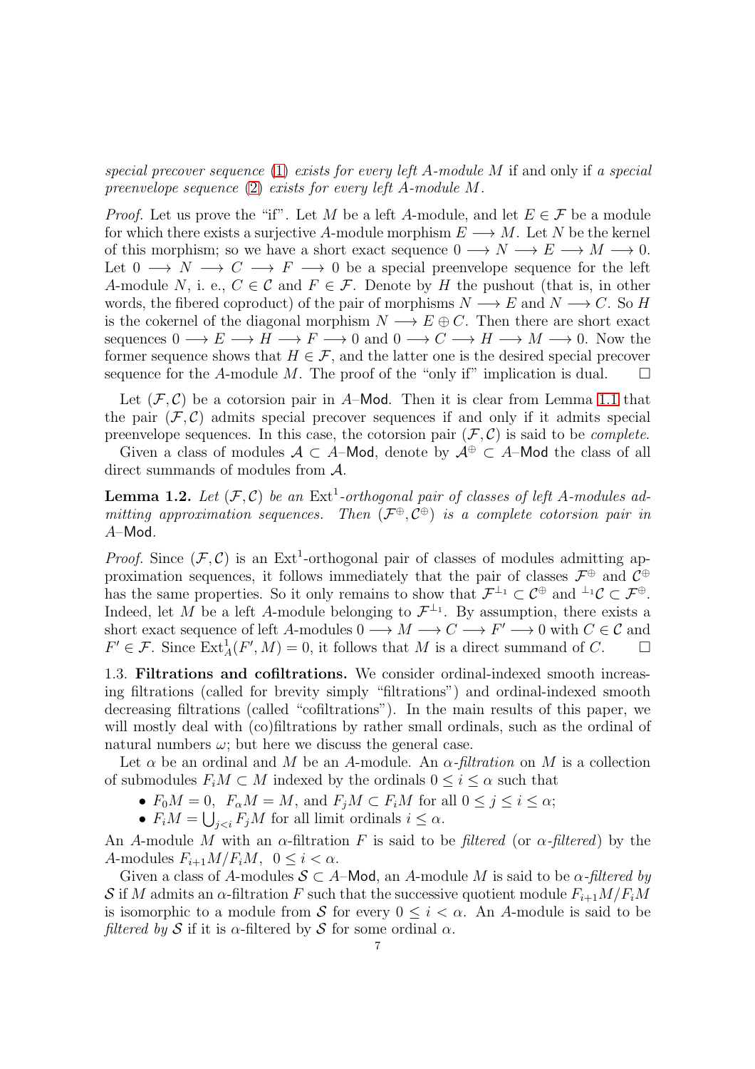*special precover sequence* (1) *exists for every left $A$-module $M$* if and only if *a special preenvelope sequence* (2) *exists for every left $A$-module $M$.*

*Proof.* Let us prove the "if". Let $M$ be a left $A$-module, and let $E \in \mathcal{F}$ be a module for which there exists a surjective $A$-module morphism $E \longrightarrow M$. Let $N$ be the kernel of this morphism; so we have a short exact sequence $0 \longrightarrow N \longrightarrow E \longrightarrow M \longrightarrow 0$. Let $0 \longrightarrow N \longrightarrow C \longrightarrow F \longrightarrow 0$ be a special preenvelope sequence for the left $A$-module $N$, i. e., $C \in \mathcal{C}$ and $F \in \mathcal{F}$. Denote by $H$ the pushout (that is, in other words, the fibered coproduct) of the pair of morphisms $N \longrightarrow E$ and $N \longrightarrow C$. So $H$ is the cokernel of the diagonal morphism $N \longrightarrow E \oplus C$. Then there are short exact sequences $0 \longrightarrow E \longrightarrow H \longrightarrow F \longrightarrow 0$ and $0 \longrightarrow C \longrightarrow H \longrightarrow M \longrightarrow 0$. Now the former sequence shows that $H \in \mathcal{F}$, and the latter one is the desired special precover sequence for the $A$-module $M$. The proof of the "only if" implication is dual. $\square$

Let $(\mathcal{F}, \mathcal{C})$ be a cotorsion pair in $A$–$\mathsf{Mod}$. Then it is clear from Lemma 1.1 that the pair $(\mathcal{F}, \mathcal{C})$ admits special precover sequences if and only if it admits special preenvelope sequences. In this case, the cotorsion pair $(\mathcal{F}, \mathcal{C})$ is said to be *complete.*

Given a class of modules $\mathcal{A} \subset A$–$\mathsf{Mod}$, denote by $\mathcal{A}^{\oplus} \subset A$–$\mathsf{Mod}$ the class of all direct summands of modules from $\mathcal{A}$.

**Lemma 1.2.** *Let $(\mathcal{F}, \mathcal{C})$ be an $\operatorname{Ext}^1$-orthogonal pair of classes of left $A$-modules admitting approximation sequences. Then $(\mathcal{F}^{\oplus}, \mathcal{C}^{\oplus})$ is a complete cotorsion pair in $A$–$\mathsf{Mod}$.*

*Proof.* Since $(\mathcal{F}, \mathcal{C})$ is an $\operatorname{Ext}^1$-orthogonal pair of classes of modules admitting approximation sequences, it follows immediately that the pair of classes $\mathcal{F}^{\oplus}$ and $\mathcal{C}^{\oplus}$ has the same properties. So it only remains to show that $\mathcal{F}^{\perp_1} \subset \mathcal{C}^{\oplus}$ and ${}^{\perp_1}\mathcal{C} \subset \mathcal{F}^{\oplus}$. Indeed, let $M$ be a left $A$-module belonging to $\mathcal{F}^{\perp_1}$. By assumption, there exists a short exact sequence of left $A$-modules $0 \longrightarrow M \longrightarrow C \longrightarrow F' \longrightarrow 0$ with $C \in \mathcal{C}$ and $F' \in \mathcal{F}$. Since $\operatorname{Ext}^1_A(F', M) = 0$, it follows that $M$ is a direct summand of $C$. $\square$

1.3. **Filtrations and cofiltrations.** We consider ordinal-indexed smooth increasing filtrations (called for brevity simply "filtrations") and ordinal-indexed smooth decreasing filtrations (called "cofiltrations"). In the main results of this paper, we will mostly deal with (co)filtrations by rather small ordinals, such as the ordinal of natural numbers $\omega$; but here we discuss the general case.

Let $\alpha$ be an ordinal and $M$ be an $A$-module. An *$\alpha$-filtration* on $M$ is a collection of submodules $F_iM \subset M$ indexed by the ordinals $0 \le i \le \alpha$ such that

- $F_0M = 0$, $F_\alpha M = M$, and $F_jM \subset F_iM$ for all $0 \le j \le i \le \alpha$;
- $F_iM = \bigcup_{j<i} F_jM$ for all limit ordinals $i \le \alpha$.

An $A$-module $M$ with an $\alpha$-filtration $F$ is said to be *filtered* (or *$\alpha$-filtered*) by the $A$-modules $F_{i+1}M/F_iM$, $0 \le i < \alpha$.

Given a class of $A$-modules $\mathcal{S} \subset A$–$\mathsf{Mod}$, an $A$-module $M$ is said to be *$\alpha$-filtered by $\mathcal{S}$* if $M$ admits an $\alpha$-filtration $F$ such that the successive quotient module $F_{i+1}M/F_iM$ is isomorphic to a module from $\mathcal{S}$ for every $0 \le i < \alpha$. An $A$-module is said to be *filtered by $\mathcal{S}$* if it is $\alpha$-filtered by $\mathcal{S}$ for some ordinal $\alpha$.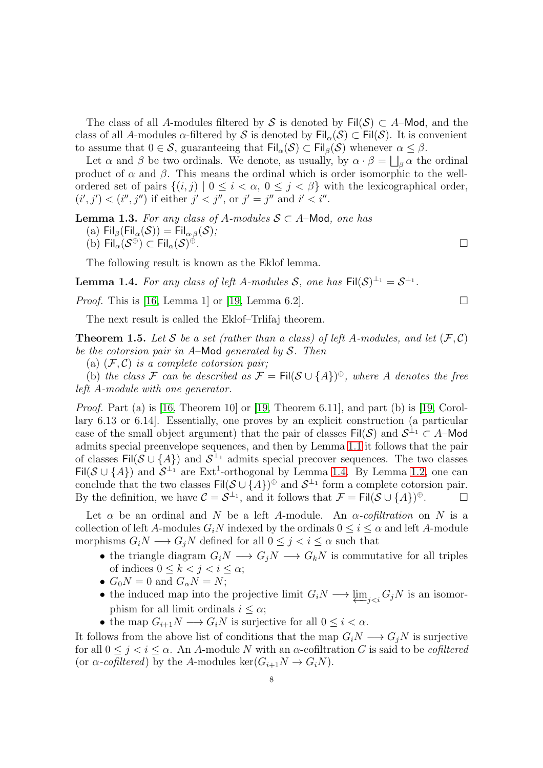The class of all $A$-modules filtered by $\mathcal{S}$ is denoted by $\mathsf{Fil}(\mathcal{S}) \subset A\text{–}\mathsf{Mod}$, and the class of all $A$-modules $\alpha$-filtered by $\mathcal{S}$ is denoted by $\mathsf{Fil}_\alpha(\mathcal{S}) \subset \mathsf{Fil}(\mathcal{S})$. It is convenient to assume that $0 \in \mathcal{S}$, guaranteeing that $\mathsf{Fil}_\alpha(\mathcal{S}) \subset \mathsf{Fil}_\beta(\mathcal{S})$ whenever $\alpha \le \beta$.

Let $\alpha$ and $\beta$ be two ordinals. We denote, as usually, by $\alpha \cdot \beta = \coprod_\beta \alpha$ the ordinal product of $\alpha$ and $\beta$. This means the ordinal which is order isomorphic to the well-ordered set of pairs $\{(i,j) \mid 0 \le i < \alpha,\ 0 \le j < \beta\}$ with the lexicographical order, $(i',j') < (i'',j'')$ if either $j' < j''$, or $j' = j''$ and $i' < i''$.

**Lemma 1.3.** *For any class of $A$-modules $\mathcal{S} \subset A\text{–}\mathsf{Mod}$, one has*

(a) $\mathsf{Fil}_\beta(\mathsf{Fil}_\alpha(\mathcal{S})) = \mathsf{Fil}_{\alpha\cdot\beta}(\mathcal{S})$;

(b) $\mathsf{Fil}_\alpha(\mathcal{S}^\oplus) \subset \mathsf{Fil}_\alpha(\mathcal{S})^\oplus$. $\square$

The following result is known as the Eklof lemma.

**Lemma 1.4.** *For any class of left $A$-modules $\mathcal{S}$, one has $\mathsf{Fil}(\mathcal{S})^{\perp_1} = \mathcal{S}^{\perp_1}$.*

*Proof.* This is [16, Lemma 1] or [19, Lemma 6.2]. $\square$

The next result is called the Eklof–Trlifaj theorem.

**Theorem 1.5.** *Let $\mathcal{S}$ be a set (rather than a class) of left $A$-modules, and let $(\mathcal{F},\mathcal{C})$ be the cotorsion pair in $A$–$\mathsf{Mod}$ generated by $\mathcal{S}$. Then*

(a) *$(\mathcal{F},\mathcal{C})$ is a complete cotorsion pair;*

(b) *the class $\mathcal{F}$ can be described as $\mathcal{F} = \mathsf{Fil}(\mathcal{S} \cup \{A\})^\oplus$, where $A$ denotes the free left $A$-module with one generator.*

*Proof.* Part (a) is [16, Theorem 10] or [19, Theorem 6.11], and part (b) is [19, Corollary 6.13 or 6.14]. Essentially, one proves by an explicit construction (a particular case of the small object argument) that the pair of classes $\mathsf{Fil}(\mathcal{S})$ and $\mathcal{S}^{\perp_1} \subset A\text{–}\mathsf{Mod}$ admits special preenvelope sequences, and then by Lemma 1.1 it follows that the pair of classes $\mathsf{Fil}(\mathcal{S} \cup \{A\})$ and $\mathcal{S}^{\perp_1}$ admits special precover sequences. The two classes $\mathsf{Fil}(\mathcal{S} \cup \{A\})$ and $\mathcal{S}^{\perp_1}$ are $\mathrm{Ext}^1$-orthogonal by Lemma 1.4. By Lemma 1.2, one can conclude that the two classes $\mathsf{Fil}(\mathcal{S} \cup \{A\})^\oplus$ and $\mathcal{S}^{\perp_1}$ form a complete cotorsion pair. By the definition, we have $\mathcal{C} = \mathcal{S}^{\perp_1}$, and it follows that $\mathcal{F} = \mathsf{Fil}(\mathcal{S} \cup \{A\})^\oplus$. $\square$

Let $\alpha$ be an ordinal and $N$ be a left $A$-module. An *$\alpha$-cofiltration* on $N$ is a collection of left $A$-modules $G_iN$ indexed by the ordinals $0 \le i \le \alpha$ and left $A$-module morphisms $G_iN \longrightarrow G_jN$ defined for all $0 \le j < i \le \alpha$ such that

- the triangle diagram $G_iN \longrightarrow G_jN \longrightarrow G_kN$ is commutative for all triples of indices $0 \le k < j < i \le \alpha$;
- $G_0N = 0$ and $G_\alpha N = N$;
- the induced map into the projective limit $G_iN \longrightarrow \varprojlim_{j<i} G_jN$ is an isomorphism for all limit ordinals $i \le \alpha$;
- the map $G_{i+1}N \longrightarrow G_iN$ is surjective for all $0 \le i < \alpha$.

It follows from the above list of conditions that the map $G_iN \longrightarrow G_jN$ is surjective for all $0 \le j < i \le \alpha$. An $A$-module $N$ with an $\alpha$-cofiltration $G$ is said to be *cofiltered* (or *$\alpha$-cofiltered*) by the $A$-modules $\ker(G_{i+1}N \to G_iN)$.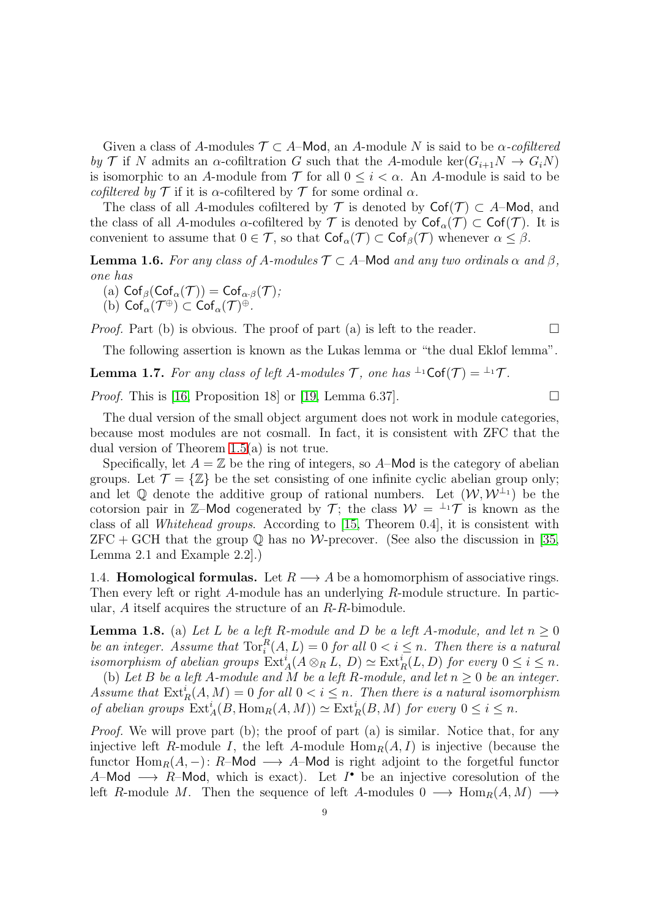Given a class of $A$-modules $\mathcal{T} \subset A\text{–}\mathsf{Mod}$, an $A$-module $N$ is said to be *$\alpha$-cofiltered by $\mathcal{T}$* if $N$ admits an $\alpha$-cofiltration $G$ such that the $A$-module $\ker(G_{i+1}N \to G_iN)$ is isomorphic to an $A$-module from $\mathcal{T}$ for all $0 \le i < \alpha$. An $A$-module is said to be *cofiltered by $\mathcal{T}$* if it is $\alpha$-cofiltered by $\mathcal{T}$ for some ordinal $\alpha$.

The class of all $A$-modules cofiltered by $\mathcal{T}$ is denoted by $\mathsf{Cof}(\mathcal{T}) \subset A\text{–}\mathsf{Mod}$, and the class of all $A$-modules $\alpha$-cofiltered by $\mathcal{T}$ is denoted by $\mathsf{Cof}_\alpha(\mathcal{T}) \subset \mathsf{Cof}(\mathcal{T})$. It is convenient to assume that $0 \in \mathcal{T}$, so that $\mathsf{Cof}_\alpha(\mathcal{T}) \subset \mathsf{Cof}_\beta(\mathcal{T})$ whenever $\alpha \le \beta$.

**Lemma 1.6.** *For any class of $A$-modules $\mathcal{T} \subset A\text{–}\mathsf{Mod}$ and any two ordinals $\alpha$ and $\beta$, one has*

(a) $\mathsf{Cof}_\beta(\mathsf{Cof}_\alpha(\mathcal{T})) = \mathsf{Cof}_{\alpha\cdot\beta}(\mathcal{T})$*;*
(b) $\mathsf{Cof}_\alpha(\mathcal{T}^\oplus) \subset \mathsf{Cof}_\alpha(\mathcal{T})^\oplus$*.*

*Proof.* Part (b) is obvious. The proof of part (a) is left to the reader. $\square$

The following assertion is known as the Lukas lemma or "the dual Eklof lemma".

**Lemma 1.7.** *For any class of left $A$-modules $\mathcal{T}$, one has ${}^{\perp_1}\mathsf{Cof}(\mathcal{T}) = {}^{\perp_1}\mathcal{T}$.*

*Proof.* This is [16, Proposition 18] or [19, Lemma 6.37]. $\square$

The dual version of the small object argument does not work in module categories, because most modules are not cosmall. In fact, it is consistent with ZFC that the dual version of Theorem 1.5(a) is not true.

Specifically, let $A = \mathbb{Z}$ be the ring of integers, so $A\text{–}\mathsf{Mod}$ is the category of abelian groups. Let $\mathcal{T} = \{\mathbb{Z}\}$ be the set consisting of one infinite cyclic abelian group only; and let $\mathbb{Q}$ denote the additive group of rational numbers. Let $(\mathcal{W}, \mathcal{W}^{\perp_1})$ be the cotorsion pair in $\mathbb{Z}\text{–}\mathsf{Mod}$ cogenerated by $\mathcal{T}$; the class $\mathcal{W} = {}^{\perp_1}\mathcal{T}$ is known as the class of all *Whitehead groups*. According to [15, Theorem 0.4], it is consistent with ZFC + GCH that the group $\mathbb{Q}$ has no $\mathcal{W}$-precover. (See also the discussion in [35, Lemma 2.1 and Example 2.2].)

1.4. **Homological formulas.** Let $R \longrightarrow A$ be a homomorphism of associative rings. Then every left or right $A$-module has an underlying $R$-module structure. In particular, $A$ itself acquires the structure of an $R$-$R$-bimodule.

**Lemma 1.8.** (a) *Let $L$ be a left $R$-module and $D$ be a left $A$-module, and let $n \ge 0$ be an integer. Assume that $\operatorname{Tor}_i^R(A, L) = 0$ for all $0 < i \le n$. Then there is a natural isomorphism of abelian groups $\operatorname{Ext}_A^i(A \otimes_R L,\, D) \simeq \operatorname{Ext}_R^i(L, D)$ for every $0 \le i \le n$.*

(b) *Let $B$ be a left $A$-module and $M$ be a left $R$-module, and let $n \ge 0$ be an integer. Assume that $\operatorname{Ext}_R^i(A, M) = 0$ for all $0 < i \le n$. Then there is a natural isomorphism of abelian groups $\operatorname{Ext}_A^i(B, \operatorname{Hom}_R(A, M)) \simeq \operatorname{Ext}_R^i(B, M)$ for every $0 \le i \le n$.*

*Proof.* We will prove part (b); the proof of part (a) is similar. Notice that, for any injective left $R$-module $I$, the left $A$-module $\operatorname{Hom}_R(A, I)$ is injective (because the functor $\operatorname{Hom}_R(A, -)\colon R\text{–}\mathsf{Mod} \longrightarrow A\text{–}\mathsf{Mod}$ is right adjoint to the forgetful functor $A\text{–}\mathsf{Mod} \longrightarrow R\text{–}\mathsf{Mod}$, which is exact). Let $I^\bullet$ be an injective coresolution of the left $R$-module $M$. Then the sequence of left $A$-modules $0 \longrightarrow \operatorname{Hom}_R(A, M) \longrightarrow$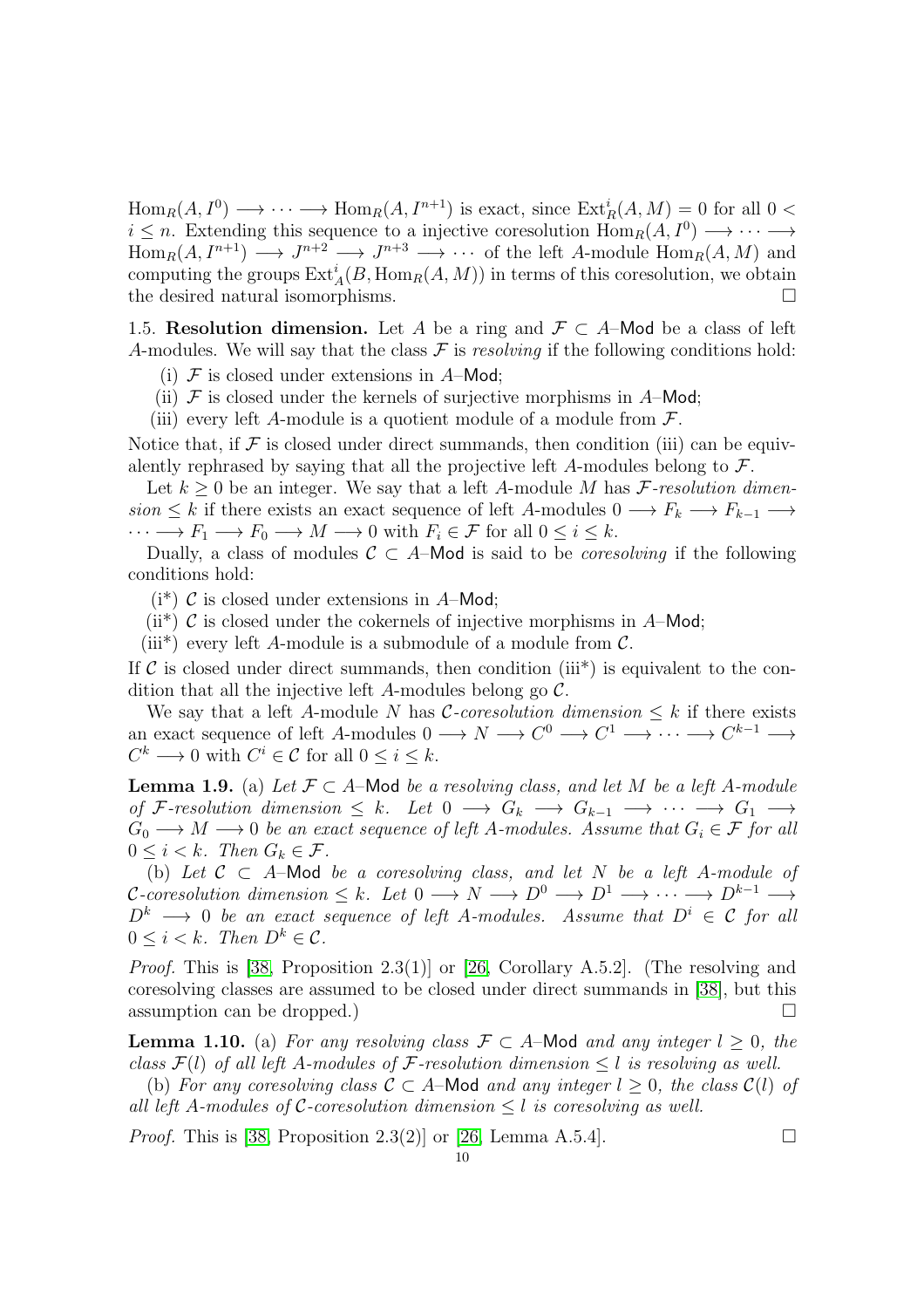$\mathrm{Hom}_R(A, I^0) \longrightarrow \cdots \longrightarrow \mathrm{Hom}_R(A, I^{n+1})$ is exact, since $\mathrm{Ext}^i_R(A, M) = 0$ for all $0 < i \le n$. Extending this sequence to a injective coresolution $\mathrm{Hom}_R(A, I^0) \longrightarrow \cdots \longrightarrow \mathrm{Hom}_R(A, I^{n+1}) \longrightarrow J^{n+2} \longrightarrow J^{n+3} \longrightarrow \cdots$ of the left $A$-module $\mathrm{Hom}_R(A, M)$ and computing the groups $\mathrm{Ext}^i_A(B, \mathrm{Hom}_R(A, M))$ in terms of this coresolution, we obtain the desired natural isomorphisms. □

1.5. **Resolution dimension.** Let $A$ be a ring and $\mathcal{F} \subset A$–$\mathsf{Mod}$ be a class of left $A$-modules. We will say that the class $\mathcal{F}$ is *resolving* if the following conditions hold:

(i) $\mathcal{F}$ is closed under extensions in $A$–$\mathsf{Mod}$;

(ii) $\mathcal{F}$ is closed under the kernels of surjective morphisms in $A$–$\mathsf{Mod}$;

(iii) every left $A$-module is a quotient module of a module from $\mathcal{F}$.

Notice that, if $\mathcal{F}$ is closed under direct summands, then condition (iii) can be equivalently rephrased by saying that all the projective left $A$-modules belong to $\mathcal{F}$.

Let $k \ge 0$ be an integer. We say that a left $A$-module $M$ has *$\mathcal{F}$-resolution dimension* $\le k$ if there exists an exact sequence of left $A$-modules $0 \longrightarrow F_k \longrightarrow F_{k-1} \longrightarrow \cdots \longrightarrow F_1 \longrightarrow F_0 \longrightarrow M \longrightarrow 0$ with $F_i \in \mathcal{F}$ for all $0 \le i \le k$.

Dually, a class of modules $\mathcal{C} \subset A$–$\mathsf{Mod}$ is said to be *coresolving* if the following conditions hold:

(i*) $\mathcal{C}$ is closed under extensions in $A$–$\mathsf{Mod}$;

(ii*) $\mathcal{C}$ is closed under the cokernels of injective morphisms in $A$–$\mathsf{Mod}$;

(iii*) every left $A$-module is a submodule of a module from $\mathcal{C}$.

If $\mathcal{C}$ is closed under direct summands, then condition (iii*) is equivalent to the condition that all the injective left $A$-modules belong go $\mathcal{C}$.

We say that a left $A$-module $N$ has *$\mathcal{C}$-coresolution dimension* $\le k$ if there exists an exact sequence of left $A$-modules $0 \longrightarrow N \longrightarrow C^0 \longrightarrow C^1 \longrightarrow \cdots \longrightarrow C^{k-1} \longrightarrow C^k \longrightarrow 0$ with $C^i \in \mathcal{C}$ for all $0 \le i \le k$.

**Lemma 1.9.** (a) *Let $\mathcal{F} \subset A$–$\mathsf{Mod}$ be a resolving class, and let $M$ be a left $A$-module of $\mathcal{F}$-resolution dimension $\le k$. Let $0 \longrightarrow G_k \longrightarrow G_{k-1} \longrightarrow \cdots \longrightarrow G_1 \longrightarrow G_0 \longrightarrow M \longrightarrow 0$ be an exact sequence of left $A$-modules. Assume that $G_i \in \mathcal{F}$ for all $0 \le i < k$. Then $G_k \in \mathcal{F}$.*

(b) *Let $\mathcal{C} \subset A$–$\mathsf{Mod}$ be a coresolving class, and let $N$ be a left $A$-module of $\mathcal{C}$-coresolution dimension $\le k$. Let $0 \longrightarrow N \longrightarrow D^0 \longrightarrow D^1 \longrightarrow \cdots \longrightarrow D^{k-1} \longrightarrow D^k \longrightarrow 0$ be an exact sequence of left $A$-modules. Assume that $D^i \in \mathcal{C}$ for all $0 \le i < k$. Then $D^k \in \mathcal{C}$.*

*Proof.* This is [38, Proposition 2.3(1)] or [26, Corollary A.5.2]. (The resolving and coresolving classes are assumed to be closed under direct summands in [38], but this assumption can be dropped.) □

**Lemma 1.10.** (a) *For any resolving class $\mathcal{F} \subset A$–$\mathsf{Mod}$ and any integer $l \ge 0$, the class $\mathcal{F}(l)$ of all left $A$-modules of $\mathcal{F}$-resolution dimension $\le l$ is resolving as well.*

(b) *For any coresolving class $\mathcal{C} \subset A$–$\mathsf{Mod}$ and any integer $l \ge 0$, the class $\mathcal{C}(l)$ of all left $A$-modules of $\mathcal{C}$-coresolution dimension $\le l$ is coresolving as well.*

*Proof.* This is [38, Proposition 2.3(2)] or [26, Lemma A.5.4]. □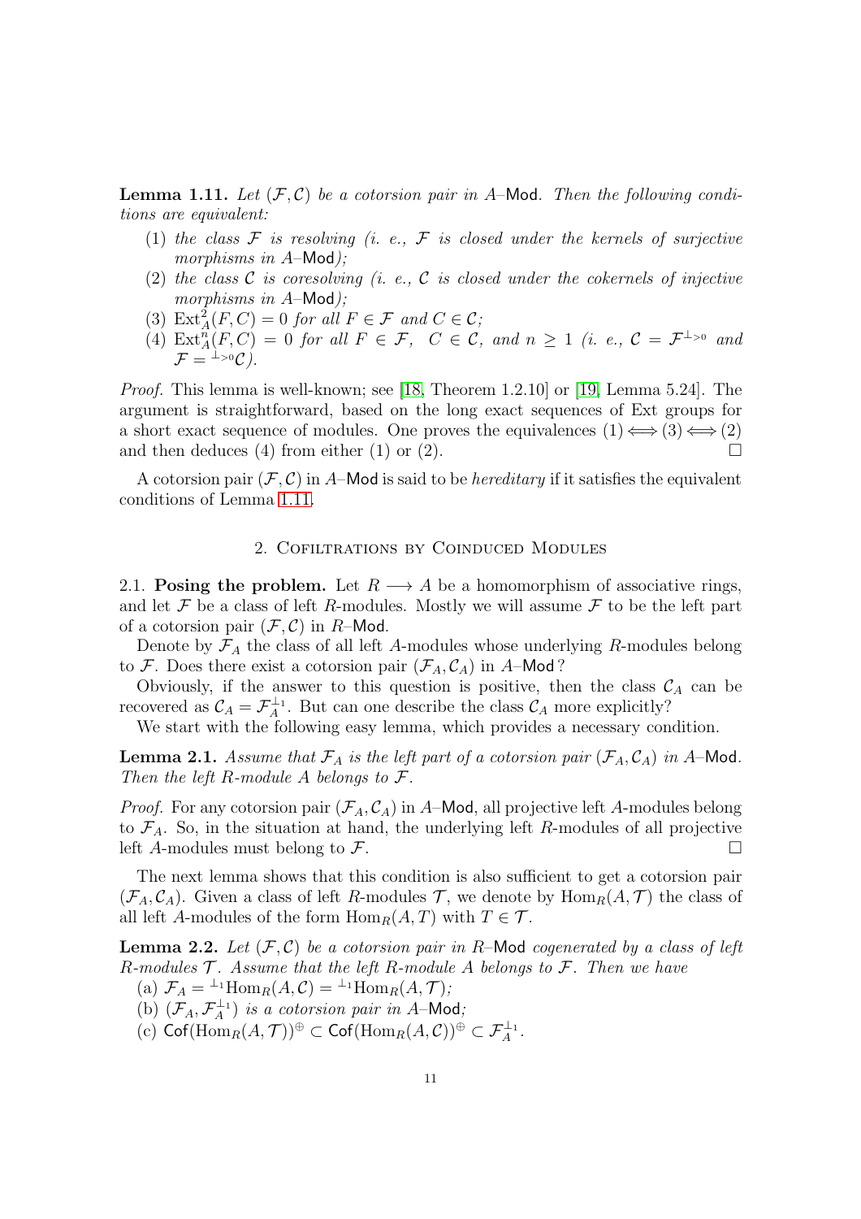**Lemma 1.11.** *Let $(\mathcal{F}, \mathcal{C})$ be a cotorsion pair in $A$–$\mathsf{Mod}$. Then the following conditions are equivalent:*

1. *the class $\mathcal{F}$ is resolving (i. e., $\mathcal{F}$ is closed under the kernels of surjective morphisms in $A$–$\mathsf{Mod}$);*
2. *the class $\mathcal{C}$ is coresolving (i. e., $\mathcal{C}$ is closed under the cokernels of injective morphisms in $A$–$\mathsf{Mod}$);*
3. *$\mathrm{Ext}^2_A(F, C) = 0$ for all $F \in \mathcal{F}$ and $C \in \mathcal{C}$;*
4. *$\mathrm{Ext}^n_A(F, C) = 0$ for all $F \in \mathcal{F}$, $C \in \mathcal{C}$, and $n \geq 1$ (i. e., $\mathcal{C} = \mathcal{F}^{\perp_{>0}}$ and $\mathcal{F} = {}^{\perp_{>0}}\mathcal{C}$).*

*Proof.* This lemma is well-known; see [18, Theorem 1.2.10] or [19, Lemma 5.24]. The argument is straightforward, based on the long exact sequences of Ext groups for a short exact sequence of modules. One proves the equivalences $(1) \Longleftrightarrow (3) \Longleftrightarrow (2)$ and then deduces (4) from either (1) or (2). $\square$

A cotorsion pair $(\mathcal{F}, \mathcal{C})$ in $A$–$\mathsf{Mod}$ is said to be *hereditary* if it satisfies the equivalent conditions of Lemma 1.11.

## 2. Cofiltrations by Coinduced Modules

2.1. **Posing the problem.** Let $R \longrightarrow A$ be a homomorphism of associative rings, and let $\mathcal{F}$ be a class of left $R$-modules. Mostly we will assume $\mathcal{F}$ to be the left part of a cotorsion pair $(\mathcal{F}, \mathcal{C})$ in $R$–$\mathsf{Mod}$.

Denote by $\mathcal{F}_A$ the class of all left $A$-modules whose underlying $R$-modules belong to $\mathcal{F}$. Does there exist a cotorsion pair $(\mathcal{F}_A, \mathcal{C}_A)$ in $A$–$\mathsf{Mod}$?

Obviously, if the answer to this question is positive, then the class $\mathcal{C}_A$ can be recovered as $\mathcal{C}_A = \mathcal{F}_A^{\perp_1}$. But can one describe the class $\mathcal{C}_A$ more explicitly?

We start with the following easy lemma, which provides a necessary condition.

**Lemma 2.1.** *Assume that $\mathcal{F}_A$ is the left part of a cotorsion pair $(\mathcal{F}_A, \mathcal{C}_A)$ in $A$–$\mathsf{Mod}$. Then the left $R$-module $A$ belongs to $\mathcal{F}$.*

*Proof.* For any cotorsion pair $(\mathcal{F}_A, \mathcal{C}_A)$ in $A$–$\mathsf{Mod}$, all projective left $A$-modules belong to $\mathcal{F}_A$. So, in the situation at hand, the underlying left $R$-modules of all projective left $A$-modules must belong to $\mathcal{F}$. $\square$

The next lemma shows that this condition is also sufficient to get a cotorsion pair $(\mathcal{F}_A, \mathcal{C}_A)$. Given a class of left $R$-modules $\mathcal{T}$, we denote by $\mathrm{Hom}_R(A, \mathcal{T})$ the class of all left $A$-modules of the form $\mathrm{Hom}_R(A, T)$ with $T \in \mathcal{T}$.

**Lemma 2.2.** *Let $(\mathcal{F}, \mathcal{C})$ be a cotorsion pair in $R$–$\mathsf{Mod}$ cogenerated by a class of left $R$-modules $\mathcal{T}$. Assume that the left $R$-module $A$ belongs to $\mathcal{F}$. Then we have*

(a) *$\mathcal{F}_A = {}^{\perp_1}\mathrm{Hom}_R(A, \mathcal{C}) = {}^{\perp_1}\mathrm{Hom}_R(A, \mathcal{T})$;*

(b) *$(\mathcal{F}_A, \mathcal{F}_A^{\perp_1})$ is a cotorsion pair in $A$–$\mathsf{Mod}$;*

(c) *$\mathsf{Cof}(\mathrm{Hom}_R(A, \mathcal{T}))^{\oplus} \subset \mathsf{Cof}(\mathrm{Hom}_R(A, \mathcal{C}))^{\oplus} \subset \mathcal{F}_A^{\perp_1}$.*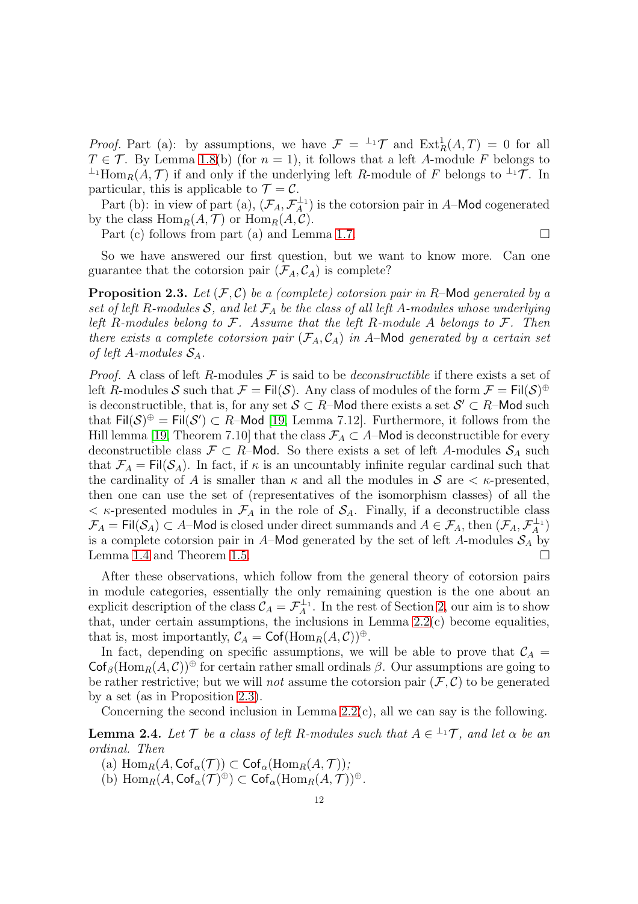*Proof.* Part (a): by assumptions, we have $\mathcal{F} = {}^{\perp_1}\mathcal{T}$ and $\operatorname{Ext}^1_R(A, T) = 0$ for all $T \in \mathcal{T}$. By Lemma 1.8(b) (for $n = 1$), it follows that a left $A$-module $F$ belongs to ${}^{\perp_1}\operatorname{Hom}_R(A, \mathcal{T})$ if and only if the underlying left $R$-module of $F$ belongs to ${}^{\perp_1}\mathcal{T}$. In particular, this is applicable to $\mathcal{T} = \mathcal{C}$.

Part (b): in view of part (a), $(\mathcal{F}_A, \mathcal{F}_A^{\perp_1})$ is the cotorsion pair in $A$–$\mathsf{Mod}$ cogenerated by the class $\operatorname{Hom}_R(A, \mathcal{T})$ or $\operatorname{Hom}_R(A, \mathcal{C})$.

Part (c) follows from part (a) and Lemma 1.7. $\square$

So we have answered our first question, but we want to know more. Can one guarantee that the cotorsion pair $(\mathcal{F}_A, \mathcal{C}_A)$ is complete?

**Proposition 2.3.** *Let $(\mathcal{F}, \mathcal{C})$ be a (complete) cotorsion pair in $R$–$\mathsf{Mod}$ generated by a set of left $R$-modules $\mathcal{S}$, and let $\mathcal{F}_A$ be the class of all left $A$-modules whose underlying left $R$-modules belong to $\mathcal{F}$. Assume that the left $R$-module $A$ belongs to $\mathcal{F}$. Then there exists a complete cotorsion pair $(\mathcal{F}_A, \mathcal{C}_A)$ in $A$–$\mathsf{Mod}$ generated by a certain set of left $A$-modules $\mathcal{S}_A$.*

*Proof.* A class of left $R$-modules $\mathcal{F}$ is said to be *deconstructible* if there exists a set of left $R$-modules $\mathcal{S}$ such that $\mathcal{F} = \mathsf{Fil}(\mathcal{S})$. Any class of modules of the form $\mathcal{F} = \mathsf{Fil}(\mathcal{S})^{\oplus}$ is deconstructible, that is, for any set $\mathcal{S} \subset R$–$\mathsf{Mod}$ there exists a set $\mathcal{S}' \subset R$–$\mathsf{Mod}$ such that $\mathsf{Fil}(\mathcal{S})^{\oplus} = \mathsf{Fil}(\mathcal{S}') \subset R$–$\mathsf{Mod}$ [19, Lemma 7.12]. Furthermore, it follows from the Hill lemma [19, Theorem 7.10] that the class $\mathcal{F}_A \subset A$–$\mathsf{Mod}$ is deconstructible for every deconstructible class $\mathcal{F} \subset R$–$\mathsf{Mod}$. So there exists a set of left $A$-modules $\mathcal{S}_A$ such that $\mathcal{F}_A = \mathsf{Fil}(\mathcal{S}_A)$. In fact, if $\kappa$ is an uncountably infinite regular cardinal such that the cardinality of $A$ is smaller than $\kappa$ and all the modules in $\mathcal{S}$ are $< \kappa$-presented, then one can use the set of (representatives of the isomorphism classes) of all the $< \kappa$-presented modules in $\mathcal{F}_A$ in the role of $\mathcal{S}_A$. Finally, if a deconstructible class $\mathcal{F}_A = \mathsf{Fil}(\mathcal{S}_A) \subset A$–$\mathsf{Mod}$ is closed under direct summands and $A \in \mathcal{F}_A$, then $(\mathcal{F}_A, \mathcal{F}_A^{\perp_1})$ is a complete cotorsion pair in $A$–$\mathsf{Mod}$ generated by the set of left $A$-modules $\mathcal{S}_A$ by Lemma 1.4 and Theorem 1.5. $\square$

After these observations, which follow from the general theory of cotorsion pairs in module categories, essentially the only remaining question is the one about an explicit description of the class $\mathcal{C}_A = \mathcal{F}_A^{\perp_1}$. In the rest of Section 2, our aim is to show that, under certain assumptions, the inclusions in Lemma 2.2(c) become equalities, that is, most importantly, $\mathcal{C}_A = \mathsf{Cof}(\operatorname{Hom}_R(A, \mathcal{C}))^{\oplus}$.

In fact, depending on specific assumptions, we will be able to prove that $\mathcal{C}_A = \mathsf{Cof}_{\beta}(\operatorname{Hom}_R(A, \mathcal{C}))^{\oplus}$ for certain rather small ordinals $\beta$. Our assumptions are going to be rather restrictive; but we will *not* assume the cotorsion pair $(\mathcal{F}, \mathcal{C})$ to be generated by a set (as in Proposition 2.3).

Concerning the second inclusion in Lemma 2.2(c), all we can say is the following.

**Lemma 2.4.** *Let $\mathcal{T}$ be a class of left $R$-modules such that $A \in {}^{\perp_1}\mathcal{T}$, and let $\alpha$ be an ordinal. Then*

(a) $\operatorname{Hom}_R(A, \mathsf{Cof}_{\alpha}(\mathcal{T})) \subset \mathsf{Cof}_{\alpha}(\operatorname{Hom}_R(A, \mathcal{T}))$*;*

(b) $\operatorname{Hom}_R(A, \mathsf{Cof}_{\alpha}(\mathcal{T})^{\oplus}) \subset \mathsf{Cof}_{\alpha}(\operatorname{Hom}_R(A, \mathcal{T}))^{\oplus}$.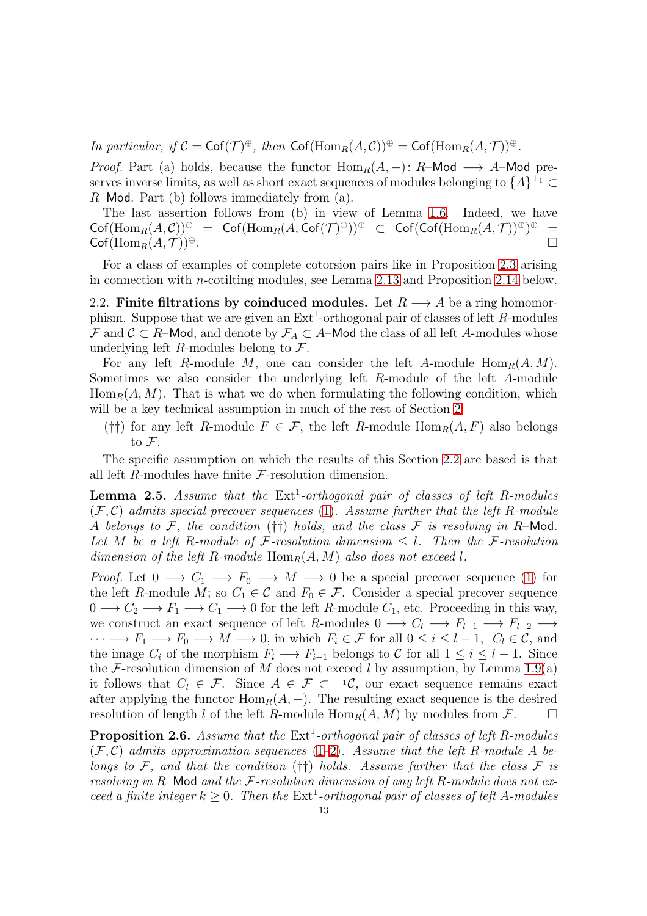*In particular, if $\mathsf{C} = \mathsf{Cof}(\mathcal{T})^{\oplus}$, then $\mathsf{Cof}(\mathrm{Hom}_R(A, \mathcal{C}))^{\oplus} = \mathsf{Cof}(\mathrm{Hom}_R(A, \mathcal{T}))^{\oplus}$.*

*Proof.* Part (a) holds, because the functor $\mathrm{Hom}_R(A, -): R\text{–}\mathsf{Mod} \longrightarrow A\text{–}\mathsf{Mod}$ preserves inverse limits, as well as short exact sequences of modules belonging to $\{A\}^{\perp_1} \subset R\text{–}\mathsf{Mod}$. Part (b) follows immediately from (a).

The last assertion follows from (b) in view of Lemma 1.6. Indeed, we have $\mathsf{Cof}(\mathrm{Hom}_R(A, \mathcal{C}))^{\oplus} = \mathsf{Cof}(\mathrm{Hom}_R(A, \mathsf{Cof}(\mathcal{T})^{\oplus}))^{\oplus} \subset \mathsf{Cof}(\mathsf{Cof}(\mathrm{Hom}_R(A, \mathcal{T}))^{\oplus})^{\oplus} = \mathsf{Cof}(\mathrm{Hom}_R(A, \mathcal{T}))^{\oplus}$. $\square$

For a class of examples of complete cotorsion pairs like in Proposition 2.3 arising in connection with $n$-cotilting modules, see Lemma 2.13 and Proposition 2.14 below.

2.2. **Finite filtrations by coinduced modules.** Let $R \longrightarrow A$ be a ring homomorphism. Suppose that we are given an $\mathrm{Ext}^1$-orthogonal pair of classes of left $R$-modules $\mathcal{F}$ and $\mathcal{C} \subset R\text{–}\mathsf{Mod}$, and denote by $\mathcal{F}_A \subset A\text{–}\mathsf{Mod}$ the class of all left $A$-modules whose underlying left $R$-modules belong to $\mathcal{F}$.

For any left $R$-module $M$, one can consider the left $A$-module $\mathrm{Hom}_R(A, M)$. Sometimes we also consider the underlying left $R$-module of the left $A$-module $\mathrm{Hom}_R(A, M)$. That is what we do when formulating the following condition, which will be a key technical assumption in much of the rest of Section 2:

(††) for any left $R$-module $F \in \mathcal{F}$, the left $R$-module $\mathrm{Hom}_R(A, F)$ also belongs to $\mathcal{F}$.

The specific assumption on which the results of this Section 2.2 are based is that all left $R$-modules have finite $\mathcal{F}$-resolution dimension.

**Lemma 2.5.** *Assume that the $\mathrm{Ext}^1$-orthogonal pair of classes of left $R$-modules $(\mathcal{F}, \mathcal{C})$ admits special precover sequences (1). Assume further that the left $R$-module $A$ belongs to $\mathcal{F}$, the condition (††) holds, and the class $\mathcal{F}$ is resolving in $R$–$\mathsf{Mod}$. Let $M$ be a left $R$-module of $\mathcal{F}$-resolution dimension $\le l$. Then the $\mathcal{F}$-resolution dimension of the left $R$-module $\mathrm{Hom}_R(A, M)$ also does not exceed $l$.*

*Proof.* Let $0 \longrightarrow C_1 \longrightarrow F_0 \longrightarrow M \longrightarrow 0$ be a special precover sequence (1) for the left $R$-module $M$; so $C_1 \in \mathcal{C}$ and $F_0 \in \mathcal{F}$. Consider a special precover sequence $0 \longrightarrow C_2 \longrightarrow F_1 \longrightarrow C_1 \longrightarrow 0$ for the left $R$-module $C_1$, etc. Proceeding in this way, we construct an exact sequence of left $R$-modules $0 \longrightarrow C_l \longrightarrow F_{l-1} \longrightarrow F_{l-2} \longrightarrow \cdots \longrightarrow F_1 \longrightarrow F_0 \longrightarrow M \longrightarrow 0$, in which $F_i \in \mathcal{F}$ for all $0 \le i \le l-1$, $C_l \in \mathcal{C}$, and the image $C_i$ of the morphism $F_i \longrightarrow F_{i-1}$ belongs to $\mathcal{C}$ for all $1 \le i \le l-1$. Since the $\mathcal{F}$-resolution dimension of $M$ does not exceed $l$ by assumption, by Lemma 1.9(a) it follows that $C_l \in \mathcal{F}$. Since $A \in \mathcal{F} \subset {}^{\perp_1}\mathcal{C}$, our exact sequence remains exact after applying the functor $\mathrm{Hom}_R(A, -)$. The resulting exact sequence is the desired resolution of length $l$ of the left $R$-module $\mathrm{Hom}_R(A, M)$ by modules from $\mathcal{F}$. $\square$

**Proposition 2.6.** *Assume that the $\mathrm{Ext}^1$-orthogonal pair of classes of left $R$-modules $(\mathcal{F}, \mathcal{C})$ admits approximation sequences (1–2). Assume that the left $R$-module $A$ belongs to $\mathcal{F}$, and that the condition (††) holds. Assume further that the class $\mathcal{F}$ is resolving in $R$–$\mathsf{Mod}$ and the $\mathcal{F}$-resolution dimension of any left $R$-module does not exceed a finite integer $k \ge 0$. Then the $\mathrm{Ext}^1$-orthogonal pair of classes of left $A$-modules*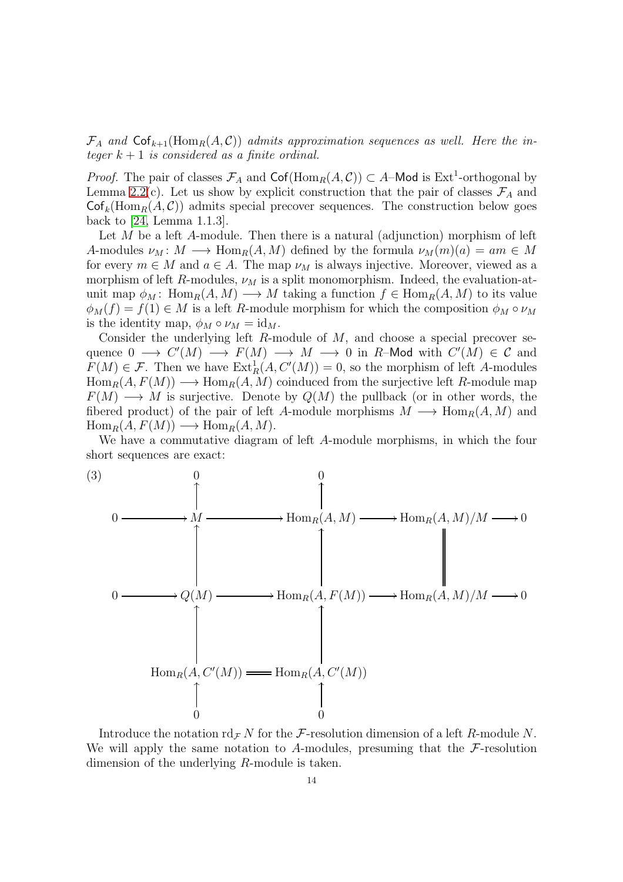*$\mathcal{F}_A$ and $\mathsf{Cof}_{k+1}(\operatorname{Hom}_R(A,\mathcal{C}))$ admits approximation sequences as well. Here the integer $k+1$ is considered as a finite ordinal.*

*Proof.* The pair of classes $\mathcal{F}_A$ and $\mathsf{Cof}(\operatorname{Hom}_R(A,\mathcal{C})) \subset A\text{–}\mathsf{Mod}$ is $\operatorname{Ext}^1$-orthogonal by Lemma 2.2(c). Let us show by explicit construction that the pair of classes $\mathcal{F}_A$ and $\mathsf{Cof}_k(\operatorname{Hom}_R(A,\mathcal{C}))$ admits special precover sequences. The construction below goes back to [24, Lemma 1.1.3].

Let $M$ be a left $A$-module. Then there is a natural (adjunction) morphism of left $A$-modules $\nu_M\colon M \longrightarrow \operatorname{Hom}_R(A,M)$ defined by the formula $\nu_M(m)(a) = am \in M$ for every $m \in M$ and $a \in A$. The map $\nu_M$ is always injective. Moreover, viewed as a morphism of left $R$-modules, $\nu_M$ is a split monomorphism. Indeed, the evaluation-at-unit map $\phi_M\colon \operatorname{Hom}_R(A,M) \longrightarrow M$ taking a function $f \in \operatorname{Hom}_R(A,M)$ to its value $\phi_M(f) = f(1) \in M$ is a left $R$-module morphism for which the composition $\phi_M \circ \nu_M$ is the identity map, $\phi_M \circ \nu_M = \mathrm{id}_M$.

Consider the underlying left $R$-module of $M$, and choose a special precover sequence $0 \longrightarrow C'(M) \longrightarrow F(M) \longrightarrow M \longrightarrow 0$ in $R\text{–}\mathsf{Mod}$ with $C'(M) \in \mathcal{C}$ and $F(M) \in \mathcal{F}$. Then we have $\operatorname{Ext}^1_R(A, C'(M)) = 0$, so the morphism of left $A$-modules $\operatorname{Hom}_R(A,F(M)) \longrightarrow \operatorname{Hom}_R(A,M)$ coinduced from the surjective left $R$-module map $F(M) \longrightarrow M$ is surjective. Denote by $Q(M)$ the pullback (or in other words, the fibered product) of the pair of left $A$-module morphisms $M \longrightarrow \operatorname{Hom}_R(A,M)$ and $\operatorname{Hom}_R(A,F(M)) \longrightarrow \operatorname{Hom}_R(A,M)$.

We have a commutative diagram of left $A$-module morphisms, in which the four short sequences are exact:

$$
(3)\qquad
\begin{array}{ccccccccc}
 & & 0 & & 0 & & & & \\
 & & \uparrow & & \uparrow & & & & \\
0 & \longrightarrow & M & \longrightarrow & \operatorname{Hom}_R(A,M) & \longrightarrow & \operatorname{Hom}_R(A,M)/M & \longrightarrow & 0 \\
 & & \uparrow & & \uparrow & & \| & & \\
0 & \longrightarrow & Q(M) & \longrightarrow & \operatorname{Hom}_R(A,F(M)) & \longrightarrow & \operatorname{Hom}_R(A,M)/M & \longrightarrow & 0 \\
 & & \uparrow & & \uparrow & & & & \\
 & & \operatorname{Hom}_R(A,C'(M)) & = & \operatorname{Hom}_R(A,C'(M)) & & & & \\
 & & \uparrow & & \uparrow & & & & \\
 & & 0 & & 0 & & & &
\end{array}
$$

Introduce the notation $\operatorname{rd}_{\mathcal{F}} N$ for the $\mathcal{F}$-resolution dimension of a left $R$-module $N$. We will apply the same notation to $A$-modules, presuming that the $\mathcal{F}$-resolution dimension of the underlying $R$-module is taken.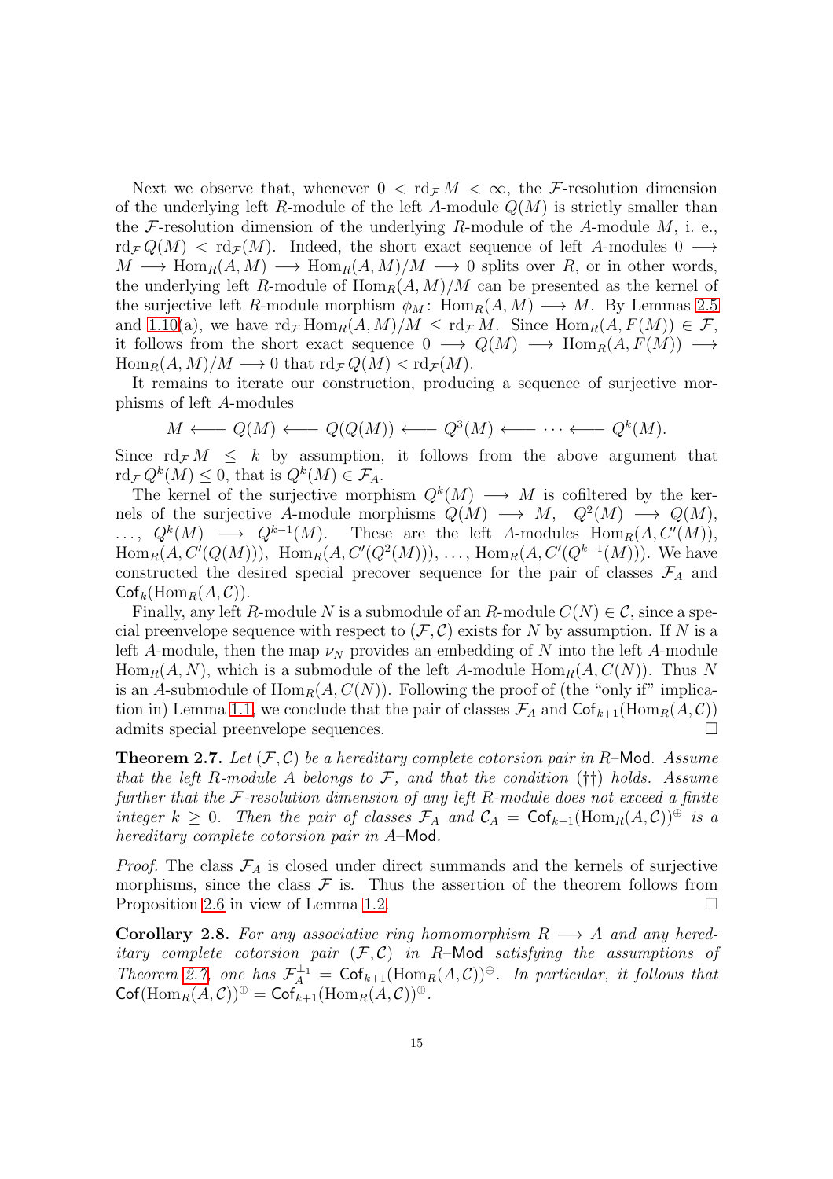Next we observe that, whenever $0 < \mathrm{rd}_{\mathcal{F}} M < \infty$, the $\mathcal{F}$-resolution dimension of the underlying left $R$-module of the left $A$-module $Q(M)$ is strictly smaller than the $\mathcal{F}$-resolution dimension of the underlying $R$-module of the $A$-module $M$, i. e., $\mathrm{rd}_{\mathcal{F}} Q(M) < \mathrm{rd}_{\mathcal{F}}(M)$. Indeed, the short exact sequence of left $A$-modules $0 \longrightarrow M \longrightarrow \mathrm{Hom}_R(A, M) \longrightarrow \mathrm{Hom}_R(A, M)/M \longrightarrow 0$ splits over $R$, or in other words, the underlying left $R$-module of $\mathrm{Hom}_R(A, M)/M$ can be presented as the kernel of the surjective left $R$-module morphism $\phi_M \colon \mathrm{Hom}_R(A, M) \longrightarrow M$. By Lemmas 2.5 and 1.10(a), we have $\mathrm{rd}_{\mathcal{F}} \mathrm{Hom}_R(A, M)/M \le \mathrm{rd}_{\mathcal{F}} M$. Since $\mathrm{Hom}_R(A, F(M)) \in \mathcal{F}$, it follows from the short exact sequence $0 \longrightarrow Q(M) \longrightarrow \mathrm{Hom}_R(A, F(M)) \longrightarrow \mathrm{Hom}_R(A, M)/M \longrightarrow 0$ that $\mathrm{rd}_{\mathcal{F}} Q(M) < \mathrm{rd}_{\mathcal{F}}(M)$.

It remains to iterate our construction, producing a sequence of surjective morphisms of left $A$-modules

$$M \longleftarrow Q(M) \longleftarrow Q(Q(M)) \longleftarrow Q^3(M) \longleftarrow \cdots \longleftarrow Q^k(M).$$

Since $\mathrm{rd}_{\mathcal{F}} M \le k$ by assumption, it follows from the above argument that $\mathrm{rd}_{\mathcal{F}} Q^k(M) \le 0$, that is $Q^k(M) \in \mathcal{F}_A$.

The kernel of the surjective morphism $Q^k(M) \longrightarrow M$ is cofiltered by the kernels of the surjective $A$-module morphisms $Q(M) \longrightarrow M$, $Q^2(M) \longrightarrow Q(M)$, $\dots$, $Q^k(M) \longrightarrow Q^{k-1}(M)$. These are the left $A$-modules $\mathrm{Hom}_R(A, C'(M))$, $\mathrm{Hom}_R(A, C'(Q(M)))$, $\mathrm{Hom}_R(A, C'(Q^2(M)))$, $\dots$, $\mathrm{Hom}_R(A, C'(Q^{k-1}(M)))$. We have constructed the desired special precover sequence for the pair of classes $\mathcal{F}_A$ and $\mathsf{Cof}_k(\mathrm{Hom}_R(A, \mathcal{C}))$.

Finally, any left $R$-module $N$ is a submodule of an $R$-module $C(N) \in \mathcal{C}$, since a special preenvelope sequence with respect to $(\mathcal{F}, \mathcal{C})$ exists for $N$ by assumption. If $N$ is a left $A$-module, then the map $\nu_N$ provides an embedding of $N$ into the left $A$-module $\mathrm{Hom}_R(A, N)$, which is a submodule of the left $A$-module $\mathrm{Hom}_R(A, C(N))$. Thus $N$ is an $A$-submodule of $\mathrm{Hom}_R(A, C(N))$. Following the proof of (the "only if" implication in) Lemma 1.1, we conclude that the pair of classes $\mathcal{F}_A$ and $\mathsf{Cof}_{k+1}(\mathrm{Hom}_R(A, \mathcal{C}))$ admits special preenvelope sequences. $\square$

**Theorem 2.7.** *Let $(\mathcal{F}, \mathcal{C})$ be a hereditary complete cotorsion pair in $R$–$\mathsf{Mod}$. Assume that the left $R$-module $A$ belongs to $\mathcal{F}$, and that the condition (††) holds. Assume further that the $\mathcal{F}$-resolution dimension of any left $R$-module does not exceed a finite integer $k \ge 0$. Then the pair of classes $\mathcal{F}_A$ and $\mathcal{C}_A = \mathsf{Cof}_{k+1}(\mathrm{Hom}_R(A, \mathcal{C}))^{\oplus}$ is a hereditary complete cotorsion pair in $A$–$\mathsf{Mod}$.*

*Proof.* The class $\mathcal{F}_A$ is closed under direct summands and the kernels of surjective morphisms, since the class $\mathcal{F}$ is. Thus the assertion of the theorem follows from Proposition 2.6 in view of Lemma 1.2. $\square$

**Corollary 2.8.** *For any associative ring homomorphism $R \longrightarrow A$ and any hereditary complete cotorsion pair $(\mathcal{F}, \mathcal{C})$ in $R$–$\mathsf{Mod}$ satisfying the assumptions of Theorem 2.7, one has $\mathcal{F}_A^{\perp_1} = \mathsf{Cof}_{k+1}(\mathrm{Hom}_R(A, \mathcal{C}))^{\oplus}$. In particular, it follows that $\mathsf{Cof}(\mathrm{Hom}_R(A, \mathcal{C}))^{\oplus} = \mathsf{Cof}_{k+1}(\mathrm{Hom}_R(A, \mathcal{C}))^{\oplus}$.*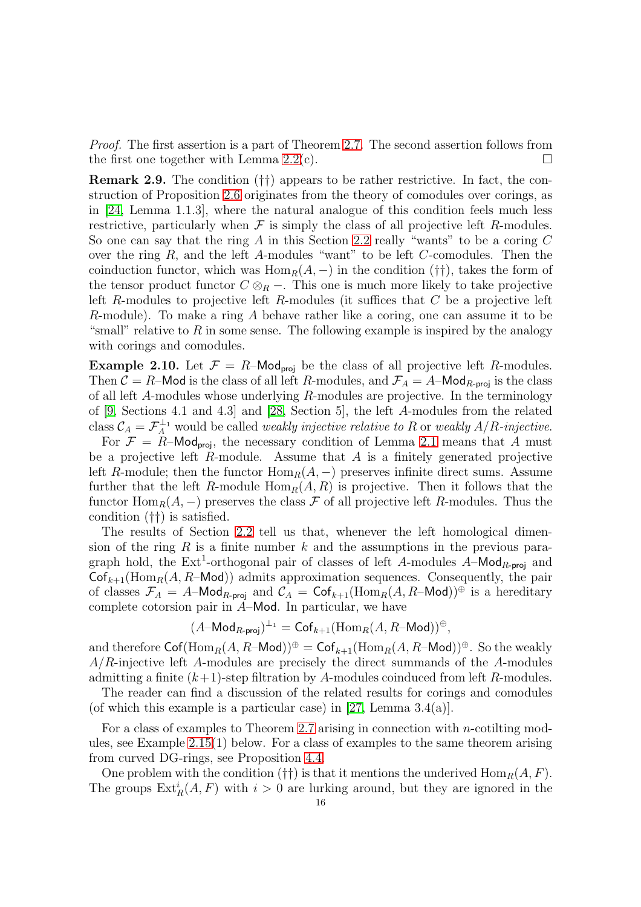*Proof.* The first assertion is a part of Theorem 2.7. The second assertion follows from the first one together with Lemma 2.2(c). □

**Remark 2.9.** The condition (††) appears to be rather restrictive. In fact, the construction of Proposition 2.6 originates from the theory of comodules over corings, as in [24, Lemma 1.1.3], where the natural analogue of this condition feels much less restrictive, particularly when $\mathcal{F}$ is simply the class of all projective left $R$-modules. So one can say that the ring $A$ in this Section 2.2 really "wants" to be a coring $C$ over the ring $R$, and the left $A$-modules "want" to be left $C$-comodules. Then the coinduction functor, which was $\mathrm{Hom}_R(A,-)$ in the condition (††), takes the form of the tensor product functor $C\otimes_R -$. This one is much more likely to take projective left $R$-modules to projective left $R$-modules (it suffices that $C$ be a projective left $R$-module). To make a ring $A$ behave rather like a coring, one can assume it to be "small" relative to $R$ in some sense. The following example is inspired by the analogy with corings and comodules.

**Example 2.10.** Let $\mathcal{F} = R\text{–}\mathsf{Mod}_{\mathsf{proj}}$ be the class of all projective left $R$-modules. Then $\mathcal{C} = R\text{–}\mathsf{Mod}$ is the class of all left $R$-modules, and $\mathcal{F}_A = A\text{–}\mathsf{Mod}_{R\text{-}\mathsf{proj}}$ is the class of all left $A$-modules whose underlying $R$-modules are projective. In the terminology of [9, Sections 4.1 and 4.3] and [28, Section 5], the left $A$-modules from the related class $\mathcal{C}_A = \mathcal{F}_A^{\perp_1}$ would be called *weakly injective relative to* $R$ or *weakly* $A/R$*-injective*.

For $\mathcal{F} = R\text{–}\mathsf{Mod}_{\mathsf{proj}}$, the necessary condition of Lemma 2.1 means that $A$ must be a projective left $R$-module. Assume that $A$ is a finitely generated projective left $R$-module; then the functor $\mathrm{Hom}_R(A,-)$ preserves infinite direct sums. Assume further that the left $R$-module $\mathrm{Hom}_R(A,R)$ is projective. Then it follows that the functor $\mathrm{Hom}_R(A,-)$ preserves the class $\mathcal{F}$ of all projective left $R$-modules. Thus the condition (††) is satisfied.

The results of Section 2.2 tell us that, whenever the left homological dimension of the ring $R$ is a finite number $k$ and the assumptions in the previous paragraph hold, the $\mathrm{Ext}^1$-orthogonal pair of classes of left $A$-modules $A\text{–}\mathsf{Mod}_{R\text{-}\mathsf{proj}}$ and $\mathsf{Cof}_{k+1}(\mathrm{Hom}_R(A,R\text{–}\mathsf{Mod}))$ admits approximation sequences. Consequently, the pair of classes $\mathcal{F}_A = A\text{–}\mathsf{Mod}_{R\text{-}\mathsf{proj}}$ and $\mathcal{C}_A = \mathsf{Cof}_{k+1}(\mathrm{Hom}_R(A,R\text{–}\mathsf{Mod}))^{\oplus}$ is a hereditary complete cotorsion pair in $A\text{–}\mathsf{Mod}$. In particular, we have

$$(A\text{–}\mathsf{Mod}_{R\text{-}\mathsf{proj}})^{\perp_1} = \mathsf{Cof}_{k+1}(\mathrm{Hom}_R(A,R\text{–}\mathsf{Mod}))^{\oplus},$$

and therefore $\mathsf{Cof}(\mathrm{Hom}_R(A,R\text{–}\mathsf{Mod}))^{\oplus} = \mathsf{Cof}_{k+1}(\mathrm{Hom}_R(A,R\text{–}\mathsf{Mod}))^{\oplus}$. So the weakly $A/R$-injective left $A$-modules are precisely the direct summands of the $A$-modules admitting a finite $(k+1)$-step filtration by $A$-modules coinduced from left $R$-modules.

The reader can find a discussion of the related results for corings and comodules (of which this example is a particular case) in [27, Lemma 3.4(a)].

For a class of examples to Theorem 2.7 arising in connection with $n$-cotilting modules, see Example 2.15(1) below. For a class of examples to the same theorem arising from curved DG-rings, see Proposition 4.4.

One problem with the condition (††) is that it mentions the underived $\mathrm{Hom}_R(A,F)$. The groups $\mathrm{Ext}^i_R(A,F)$ with $i>0$ are lurking around, but they are ignored in the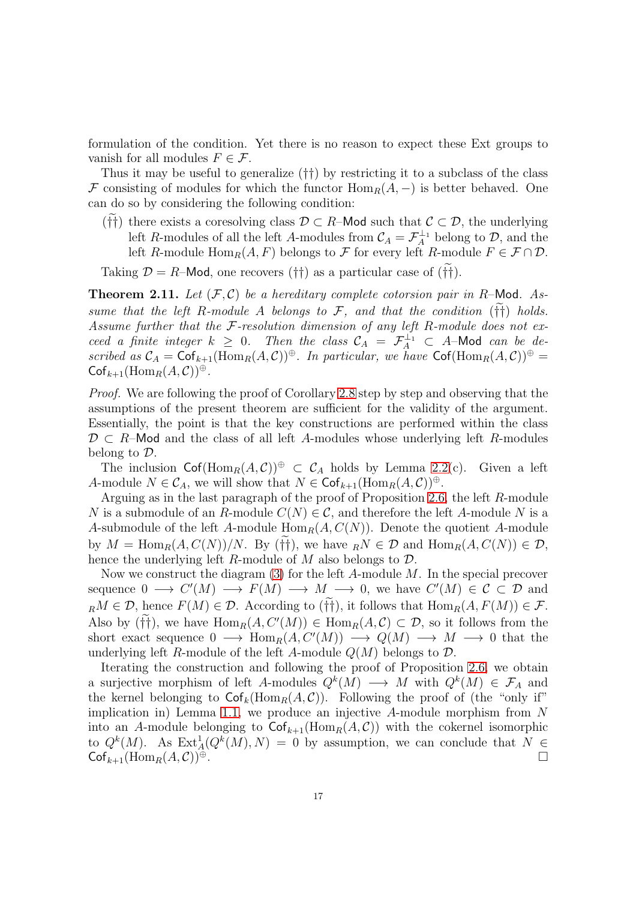formulation of the condition. Yet there is no reason to expect these Ext groups to vanish for all modules $F \in \mathcal{F}$.

Thus it may be useful to generalize (††) by restricting it to a subclass of the class $\mathcal{F}$ consisting of modules for which the functor $\mathrm{Hom}_R(A, -)$ is better behaved. One can do so by considering the following condition:

($\widetilde{\dagger\dagger}$) there exists a coresolving class $\mathcal{D} \subset R\text{–}\mathsf{Mod}$ such that $\mathcal{C} \subset \mathcal{D}$, the underlying left $R$-modules of all the left $A$-modules from $\mathcal{C}_A = \mathcal{F}_A^{\perp_1}$ belong to $\mathcal{D}$, and the left $R$-module $\mathrm{Hom}_R(A, F)$ belongs to $\mathcal{F}$ for every left $R$-module $F \in \mathcal{F} \cap \mathcal{D}$.

Taking $\mathcal{D} = R\text{–}\mathsf{Mod}$, one recovers (††) as a particular case of ($\widetilde{\dagger\dagger}$).

**Theorem 2.11.** *Let $(\mathcal{F}, \mathcal{C})$ be a hereditary complete cotorsion pair in $R$–$\mathsf{Mod}$. Assume that the left $R$-module $A$ belongs to $\mathcal{F}$, and that the condition ($\widetilde{\dagger\dagger}$) holds. Assume further that the $\mathcal{F}$-resolution dimension of any left $R$-module does not exceed a finite integer $k \geq 0$. Then the class $\mathcal{C}_A = \mathcal{F}_A^{\perp_1} \subset A\text{–}\mathsf{Mod}$ can be described as $\mathcal{C}_A = \mathsf{Cof}_{k+1}(\mathrm{Hom}_R(A, \mathcal{C}))^{\oplus}$. In particular, we have $\mathsf{Cof}(\mathrm{Hom}_R(A, \mathcal{C}))^{\oplus} = \mathsf{Cof}_{k+1}(\mathrm{Hom}_R(A, \mathcal{C}))^{\oplus}$.*

*Proof.* We are following the proof of Corollary 2.8 step by step and observing that the assumptions of the present theorem are sufficient for the validity of the argument. Essentially, the point is that the key constructions are performed within the class $\mathcal{D} \subset R$–$\mathsf{Mod}$ and the class of all left $A$-modules whose underlying left $R$-modules belong to $\mathcal{D}$.

The inclusion $\mathsf{Cof}(\mathrm{Hom}_R(A, \mathcal{C}))^{\oplus} \subset \mathcal{C}_A$ holds by Lemma 2.2(c). Given a left $A$-module $N \in \mathcal{C}_A$, we will show that $N \in \mathsf{Cof}_{k+1}(\mathrm{Hom}_R(A, \mathcal{C}))^{\oplus}$.

Arguing as in the last paragraph of the proof of Proposition 2.6, the left $R$-module $N$ is a submodule of an $R$-module $C(N) \in \mathcal{C}$, and therefore the left $A$-module $N$ is a $A$-submodule of the left $A$-module $\mathrm{Hom}_R(A, C(N))$. Denote the quotient $A$-module by $M = \mathrm{Hom}_R(A, C(N))/N$. By ($\widetilde{\dagger\dagger}$), we have ${}_RN \in \mathcal{D}$ and $\mathrm{Hom}_R(A, C(N)) \in \mathcal{D}$, hence the underlying left $R$-module of $M$ also belongs to $\mathcal{D}$.

Now we construct the diagram (3) for the left $A$-module $M$. In the special precover sequence $0 \longrightarrow C'(M) \longrightarrow F(M) \longrightarrow M \longrightarrow 0$, we have $C'(M) \in \mathcal{C} \subset \mathcal{D}$ and ${}_RM \in \mathcal{D}$, hence $F(M) \in \mathcal{D}$. According to ($\widetilde{\dagger\dagger}$), it follows that $\mathrm{Hom}_R(A, F(M)) \in \mathcal{F}$. Also by ($\widetilde{\dagger\dagger}$), we have $\mathrm{Hom}_R(A, C'(M)) \in \mathrm{Hom}_R(A, \mathcal{C}) \subset \mathcal{D}$, so it follows from the short exact sequence $0 \longrightarrow \mathrm{Hom}_R(A, C'(M)) \longrightarrow Q(M) \longrightarrow M \longrightarrow 0$ that the underlying left $R$-module of the left $A$-module $Q(M)$ belongs to $\mathcal{D}$.

Iterating the construction and following the proof of Proposition 2.6, we obtain a surjective morphism of left $A$-modules $Q^k(M) \longrightarrow M$ with $Q^k(M) \in \mathcal{F}_A$ and the kernel belonging to $\mathsf{Cof}_k(\mathrm{Hom}_R(A, \mathcal{C}))$. Following the proof of (the "only if" implication in) Lemma 1.1, we produce an injective $A$-module morphism from $N$ into an $A$-module belonging to $\mathsf{Cof}_{k+1}(\mathrm{Hom}_R(A, \mathcal{C}))$ with the cokernel isomorphic to $Q^k(M)$. As $\mathrm{Ext}^1_A(Q^k(M), N) = 0$ by assumption, we can conclude that $N \in \mathsf{Cof}_{k+1}(\mathrm{Hom}_R(A, \mathcal{C}))^{\oplus}$. $\square$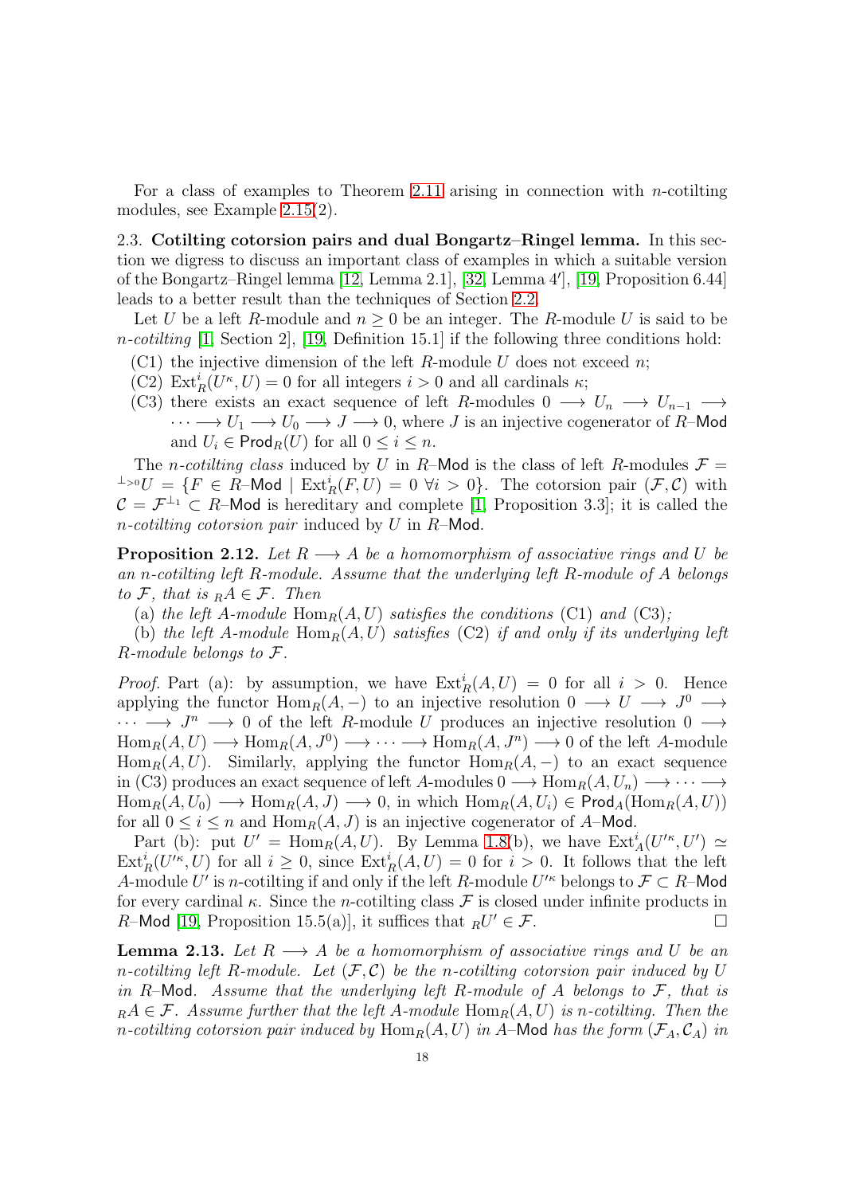For a class of examples to Theorem 2.11 arising in connection with $n$-cotilting modules, see Example 2.15(2).

2.3. **Cotilting cotorsion pairs and dual Bongartz–Ringel lemma.** In this section we digress to discuss an important class of examples in which a suitable version of the Bongartz–Ringel lemma [12, Lemma 2.1], [32, Lemma 4′], [19, Proposition 6.44] leads to a better result than the techniques of Section 2.2.

Let $U$ be a left $R$-module and $n \geq 0$ be an integer. The $R$-module $U$ is said to be *$n$-cotilting* [1, Section 2], [19, Definition 15.1] if the following three conditions hold:

- (C1) the injective dimension of the left $R$-module $U$ does not exceed $n$;
- (C2) $\mathrm{Ext}^i_R(U^\kappa, U) = 0$ for all integers $i > 0$ and all cardinals $\kappa$;
- (C3) there exists an exact sequence of left $R$-modules $0 \longrightarrow U_n \longrightarrow U_{n-1} \longrightarrow \cdots \longrightarrow U_1 \longrightarrow U_0 \longrightarrow J \longrightarrow 0$, where $J$ is an injective cogenerator of $R$–$\mathsf{Mod}$ and $U_i \in \mathsf{Prod}_R(U)$ for all $0 \leq i \leq n$.

The *$n$-cotilting class* induced by $U$ in $R$–$\mathsf{Mod}$ is the class of left $R$-modules $\mathcal{F} = {}^{\perp_{>0}}U = \{F \in R\text{–}\mathsf{Mod} \mid \mathrm{Ext}^i_R(F, U) = 0 \ \forall i > 0\}$. The cotorsion pair $(\mathcal{F}, \mathcal{C})$ with $\mathcal{C} = \mathcal{F}^{\perp_1} \subset R$–$\mathsf{Mod}$ is hereditary and complete [1, Proposition 3.3]; it is called the *$n$-cotilting cotorsion pair* induced by $U$ in $R$–$\mathsf{Mod}$.

**Proposition 2.12.** *Let $R \longrightarrow A$ be a homomorphism of associative rings and $U$ be an $n$-cotilting left $R$-module. Assume that the underlying left $R$-module of $A$ belongs to $\mathcal{F}$, that is ${}_RA \in \mathcal{F}$. Then*

(a) *the left $A$-module $\mathrm{Hom}_R(A, U)$ satisfies the conditions* (C1) *and* (C3)*;*

(b) *the left $A$-module $\mathrm{Hom}_R(A, U)$ satisfies* (C2) *if and only if its underlying left $R$-module belongs to $\mathcal{F}$.*

*Proof.* Part (a): by assumption, we have $\mathrm{Ext}^i_R(A, U) = 0$ for all $i > 0$. Hence applying the functor $\mathrm{Hom}_R(A, -)$ to an injective resolution $0 \longrightarrow U \longrightarrow J^0 \longrightarrow \cdots \longrightarrow J^n \longrightarrow 0$ of the left $R$-module $U$ produces an injective resolution $0 \longrightarrow \mathrm{Hom}_R(A, U) \longrightarrow \mathrm{Hom}_R(A, J^0) \longrightarrow \cdots \longrightarrow \mathrm{Hom}_R(A, J^n) \longrightarrow 0$ of the left $A$-module $\mathrm{Hom}_R(A, U)$. Similarly, applying the functor $\mathrm{Hom}_R(A, -)$ to an exact sequence in (C3) produces an exact sequence of left $A$-modules $0 \longrightarrow \mathrm{Hom}_R(A, U_n) \longrightarrow \cdots \longrightarrow \mathrm{Hom}_R(A, U_0) \longrightarrow \mathrm{Hom}_R(A, J) \longrightarrow 0$, in which $\mathrm{Hom}_R(A, U_i) \in \mathsf{Prod}_A(\mathrm{Hom}_R(A, U))$ for all $0 \leq i \leq n$ and $\mathrm{Hom}_R(A, J)$ is an injective cogenerator of $A$–$\mathsf{Mod}$.

Part (b): put $U' = \mathrm{Hom}_R(A, U)$. By Lemma 1.8(b), we have $\mathrm{Ext}^i_A(U'^\kappa, U') \simeq \mathrm{Ext}^i_R(U'^\kappa, U)$ for all $i \geq 0$, since $\mathrm{Ext}^i_R(A, U) = 0$ for $i > 0$. It follows that the left $A$-module $U'$ is $n$-cotilting if and only if the left $R$-module $U'^\kappa$ belongs to $\mathcal{F} \subset R$–$\mathsf{Mod}$ for every cardinal $\kappa$. Since the $n$-cotilting class $\mathcal{F}$ is closed under infinite products in $R$–$\mathsf{Mod}$ [19, Proposition 15.5(a)], it suffices that ${}_RU' \in \mathcal{F}$. $\square$

**Lemma 2.13.** *Let $R \longrightarrow A$ be a homomorphism of associative rings and $U$ be an $n$-cotilting left $R$-module. Let $(\mathcal{F}, \mathcal{C})$ be the $n$-cotilting cotorsion pair induced by $U$ in $R$–$\mathsf{Mod}$. Assume that the underlying left $R$-module of $A$ belongs to $\mathcal{F}$, that is ${}_RA \in \mathcal{F}$. Assume further that the left $A$-module $\mathrm{Hom}_R(A, U)$ is $n$-cotilting. Then the $n$-cotilting cotorsion pair induced by $\mathrm{Hom}_R(A, U)$ in $A$–$\mathsf{Mod}$ has the form $(\mathcal{F}_A, \mathcal{C}_A)$ in*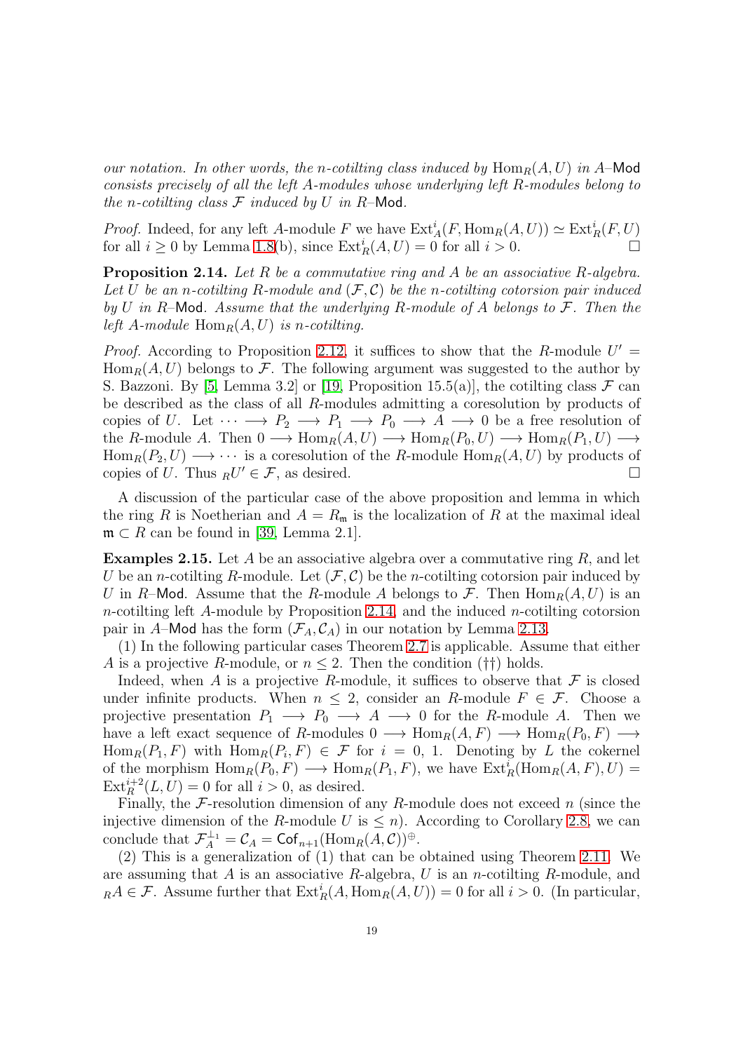*our notation. In other words, the n-cotilting class induced by* $\mathrm{Hom}_R(A,U)$ *in* $A$–$\mathsf{Mod}$ *consists precisely of all the left A-modules whose underlying left R-modules belong to the n-cotilting class* $\mathcal{F}$ *induced by* $U$ *in* $R$–$\mathsf{Mod}$.

*Proof.* Indeed, for any left $A$-module $F$ we have $\mathrm{Ext}^i_A(F,\mathrm{Hom}_R(A,U)) \simeq \mathrm{Ext}^i_R(F,U)$ for all $i \ge 0$ by Lemma 1.8(b), since $\mathrm{Ext}^i_R(A,U) = 0$ for all $i > 0$. □

**Proposition 2.14.** *Let* $R$ *be a commutative ring and* $A$ *be an associative* $R$*-algebra. Let* $U$ *be an* $n$*-cotilting* $R$*-module and* $(\mathcal{F},\mathcal{C})$ *be the* $n$*-cotilting cotorsion pair induced by* $U$ *in* $R$–$\mathsf{Mod}$*. Assume that the underlying* $R$*-module of* $A$ *belongs to* $\mathcal{F}$*. Then the left* $A$*-module* $\mathrm{Hom}_R(A,U)$ *is* $n$*-cotilting.*

*Proof.* According to Proposition 2.12, it suffices to show that the $R$-module $U' = \mathrm{Hom}_R(A,U)$ belongs to $\mathcal{F}$. The following argument was suggested to the author by S. Bazzoni. By [5, Lemma 3.2] or [19, Proposition 15.5(a)], the cotilting class $\mathcal{F}$ can be described as the class of all $R$-modules admitting a coresolution by products of copies of $U$. Let $\cdots \longrightarrow P_2 \longrightarrow P_1 \longrightarrow P_0 \longrightarrow A \longrightarrow 0$ be a free resolution of the $R$-module $A$. Then $0 \longrightarrow \mathrm{Hom}_R(A,U) \longrightarrow \mathrm{Hom}_R(P_0,U) \longrightarrow \mathrm{Hom}_R(P_1,U) \longrightarrow \mathrm{Hom}_R(P_2,U) \longrightarrow \cdots$ is a coresolution of the $R$-module $\mathrm{Hom}_R(A,U)$ by products of copies of $U$. Thus ${}_RU' \in \mathcal{F}$, as desired. □

A discussion of the particular case of the above proposition and lemma in which the ring $R$ is Noetherian and $A = R_\mathfrak{m}$ is the localization of $R$ at the maximal ideal $\mathfrak{m} \subset R$ can be found in [39, Lemma 2.1].

**Examples 2.15.** Let $A$ be an associative algebra over a commutative ring $R$, and let $U$ be an $n$-cotilting $R$-module. Let $(\mathcal{F},\mathcal{C})$ be the $n$-cotilting cotorsion pair induced by $U$ in $R$–$\mathsf{Mod}$. Assume that the $R$-module $A$ belongs to $\mathcal{F}$. Then $\mathrm{Hom}_R(A,U)$ is an $n$-cotilting left $A$-module by Proposition 2.14, and the induced $n$-cotilting cotorsion pair in $A$–$\mathsf{Mod}$ has the form $(\mathcal{F}_A,\mathcal{C}_A)$ in our notation by Lemma 2.13.

(1) In the following particular cases Theorem 2.7 is applicable. Assume that either $A$ is a projective $R$-module, or $n \le 2$. Then the condition (††) holds.

Indeed, when $A$ is a projective $R$-module, it suffices to observe that $\mathcal{F}$ is closed under infinite products. When $n \le 2$, consider an $R$-module $F \in \mathcal{F}$. Choose a projective presentation $P_1 \longrightarrow P_0 \longrightarrow A \longrightarrow 0$ for the $R$-module $A$. Then we have a left exact sequence of $R$-modules $0 \longrightarrow \mathrm{Hom}_R(A,F) \longrightarrow \mathrm{Hom}_R(P_0,F) \longrightarrow \mathrm{Hom}_R(P_1,F)$ with $\mathrm{Hom}_R(P_i,F) \in \mathcal{F}$ for $i = 0$, $1$. Denoting by $L$ the cokernel of the morphism $\mathrm{Hom}_R(P_0,F) \longrightarrow \mathrm{Hom}_R(P_1,F)$, we have $\mathrm{Ext}^i_R(\mathrm{Hom}_R(A,F),U) = \mathrm{Ext}^{i+2}_R(L,U) = 0$ for all $i > 0$, as desired.

Finally, the $\mathcal{F}$-resolution dimension of any $R$-module does not exceed $n$ (since the injective dimension of the $R$-module $U$ is $\le n$). According to Corollary 2.8, we can conclude that $\mathcal{F}_A^{\perp_1} = \mathcal{C}_A = \mathsf{Cof}_{n+1}(\mathrm{Hom}_R(A,\mathcal{C}))^\oplus$.

(2) This is a generalization of (1) that can be obtained using Theorem 2.11. We are assuming that $A$ is an associative $R$-algebra, $U$ is an $n$-cotilting $R$-module, and ${}_RA \in \mathcal{F}$. Assume further that $\mathrm{Ext}^i_R(A,\mathrm{Hom}_R(A,U)) = 0$ for all $i > 0$. (In particular,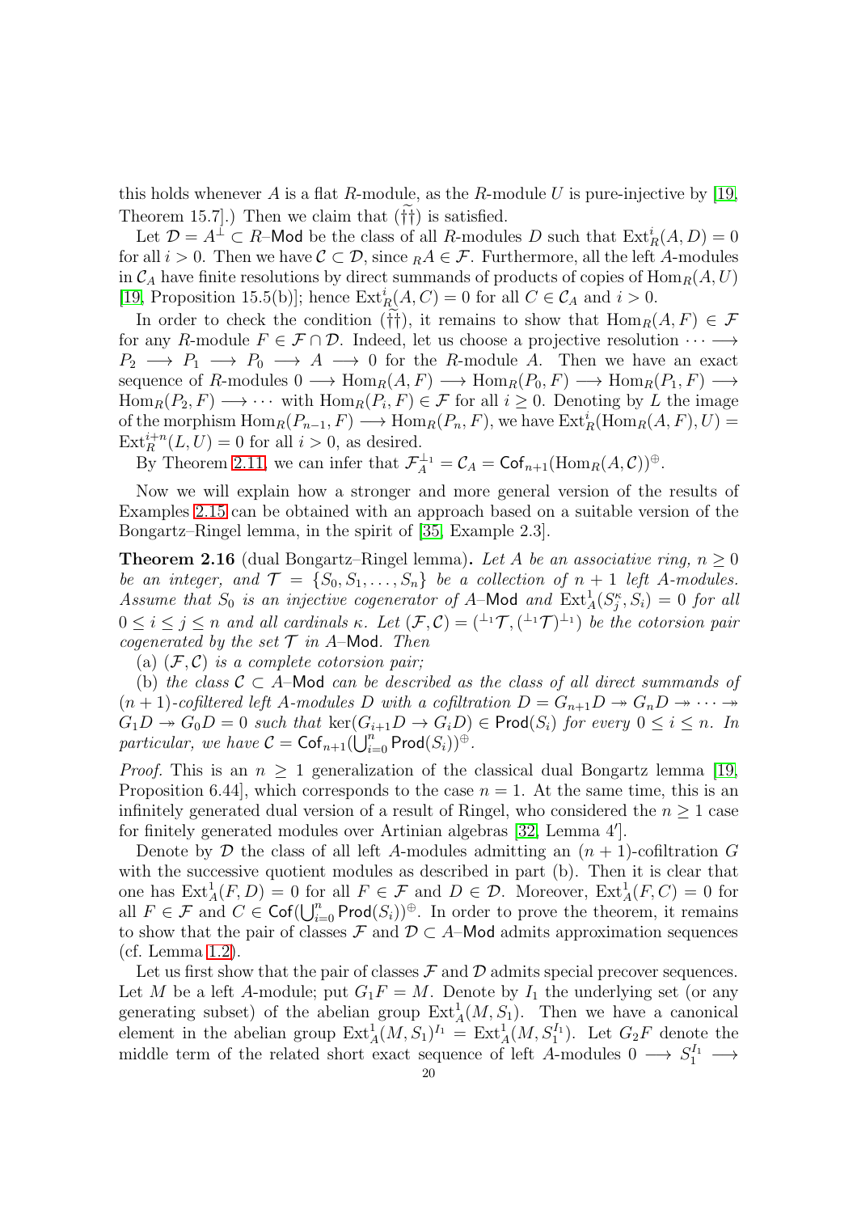this holds whenever $A$ is a flat $R$-module, as the $R$-module $U$ is pure-injective by [19, Theorem 15.7].) Then we claim that $(\widetilde{\dagger\dagger})$ is satisfied.

Let $\mathcal{D} = A^{\perp} \subset R\text{–}\mathsf{Mod}$ be the class of all $R$-modules $D$ such that $\operatorname{Ext}^i_R(A, D) = 0$ for all $i > 0$. Then we have $\mathcal{C} \subset \mathcal{D}$, since ${}_RA \in \mathcal{F}$. Furthermore, all the left $A$-modules in $\mathcal{C}_A$ have finite resolutions by direct summands of products of copies of $\operatorname{Hom}_R(A, U)$ [19, Proposition 15.5(b)]; hence $\operatorname{Ext}^i_R(A, C) = 0$ for all $C \in \mathcal{C}_A$ and $i > 0$.

In order to check the condition $(\widetilde{\dagger\dagger})$, it remains to show that $\operatorname{Hom}_R(A, F) \in \mathcal{F}$ for any $R$-module $F \in \mathcal{F} \cap \mathcal{D}$. Indeed, let us choose a projective resolution $\cdots \longrightarrow P_2 \longrightarrow P_1 \longrightarrow P_0 \longrightarrow A \longrightarrow 0$ for the $R$-module $A$. Then we have an exact sequence of $R$-modules $0 \longrightarrow \operatorname{Hom}_R(A, F) \longrightarrow \operatorname{Hom}_R(P_0, F) \longrightarrow \operatorname{Hom}_R(P_1, F) \longrightarrow \operatorname{Hom}_R(P_2, F) \longrightarrow \cdots$ with $\operatorname{Hom}_R(P_i, F) \in \mathcal{F}$ for all $i \geq 0$. Denoting by $L$ the image of the morphism $\operatorname{Hom}_R(P_{n-1}, F) \longrightarrow \operatorname{Hom}_R(P_n, F)$, we have $\operatorname{Ext}^i_R(\operatorname{Hom}_R(A, F), U) = \operatorname{Ext}^{i+n}_R(L, U) = 0$ for all $i > 0$, as desired.

By Theorem 2.11, we can infer that $\mathcal{F}_A^{\perp_1} = \mathcal{C}_A = \mathsf{Cof}_{n+1}(\operatorname{Hom}_R(A, \mathcal{C}))^{\oplus}$.

Now we will explain how a stronger and more general version of the results of Examples 2.15 can be obtained with an approach based on a suitable version of the Bongartz–Ringel lemma, in the spirit of [35, Example 2.3].

**Theorem 2.16** (dual Bongartz–Ringel lemma). *Let $A$ be an associative ring, $n \geq 0$ be an integer, and $\mathcal{T} = \{S_0, S_1, \ldots, S_n\}$ be a collection of $n+1$ left $A$-modules. Assume that $S_0$ is an injective cogenerator of $A$–$\mathsf{Mod}$ and $\operatorname{Ext}^1_A(S_j^{\kappa}, S_i) = 0$ for all $0 \leq i \leq j \leq n$ and all cardinals $\kappa$. Let $(\mathcal{F}, \mathcal{C}) = ({}^{\perp_1}\mathcal{T}, ({}^{\perp_1}\mathcal{T})^{\perp_1})$ be the cotorsion pair cogenerated by the set $\mathcal{T}$ in $A$–$\mathsf{Mod}$. Then*

(a) *$(\mathcal{F}, \mathcal{C})$ is a complete cotorsion pair;*

(b) *the class $\mathcal{C} \subset A$–$\mathsf{Mod}$ can be described as the class of all direct summands of $(n+1)$-cofiltered left $A$-modules $D$ with a cofiltration $D = G_{n+1}D \twoheadrightarrow G_nD \twoheadrightarrow \cdots \twoheadrightarrow G_1D \twoheadrightarrow G_0D = 0$ such that $\ker(G_{i+1}D \to G_iD) \in \mathsf{Prod}(S_i)$ for every $0 \leq i \leq n$. In particular, we have $\mathcal{C} = \mathsf{Cof}_{n+1}(\bigcup_{i=0}^n \mathsf{Prod}(S_i))^{\oplus}$.*

*Proof.* This is an $n \geq 1$ generalization of the classical dual Bongartz lemma [19, Proposition 6.44], which corresponds to the case $n = 1$. At the same time, this is an infinitely generated dual version of a result of Ringel, who considered the $n \geq 1$ case for finitely generated modules over Artinian algebras [32, Lemma 4′].

Denote by $\mathcal{D}$ the class of all left $A$-modules admitting an $(n+1)$-cofiltration $G$ with the successive quotient modules as described in part (b). Then it is clear that one has $\operatorname{Ext}^1_A(F, D) = 0$ for all $F \in \mathcal{F}$ and $D \in \mathcal{D}$. Moreover, $\operatorname{Ext}^1_A(F, C) = 0$ for all $F \in \mathcal{F}$ and $C \in \mathsf{Cof}(\bigcup_{i=0}^n \mathsf{Prod}(S_i))^{\oplus}$. In order to prove the theorem, it remains to show that the pair of classes $\mathcal{F}$ and $\mathcal{D} \subset A$–$\mathsf{Mod}$ admits approximation sequences (cf. Lemma 1.2).

Let us first show that the pair of classes $\mathcal{F}$ and $\mathcal{D}$ admits special precover sequences. Let $M$ be a left $A$-module; put $G_1F = M$. Denote by $I_1$ the underlying set (or any generating subset) of the abelian group $\operatorname{Ext}^1_A(M, S_1)$. Then we have a canonical element in the abelian group $\operatorname{Ext}^1_A(M, S_1)^{I_1} = \operatorname{Ext}^1_A(M, S_1^{I_1})$. Let $G_2F$ denote the middle term of the related short exact sequence of left $A$-modules $0 \longrightarrow S_1^{I_1} \longrightarrow$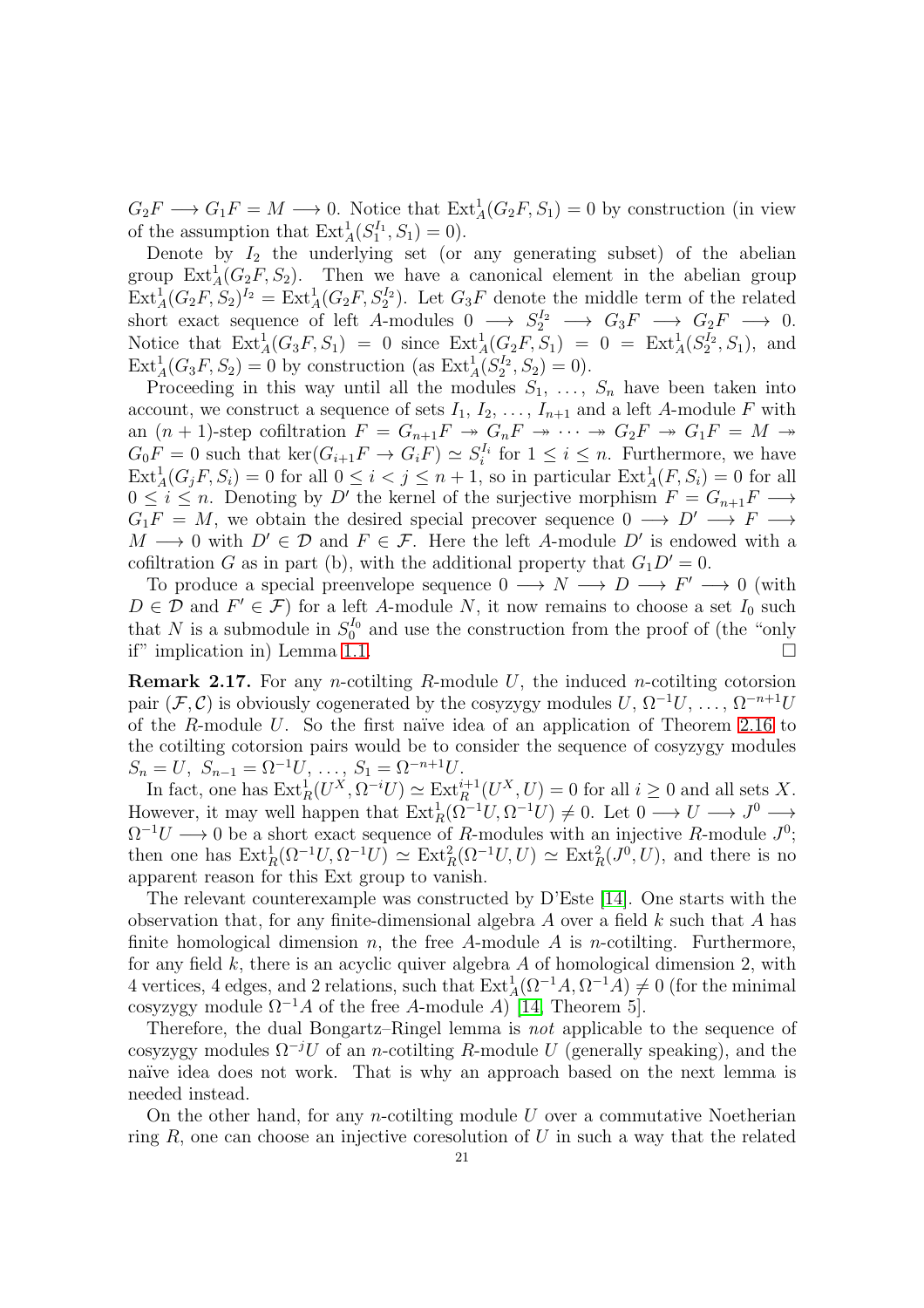$G_2F \longrightarrow G_1F = M \longrightarrow 0$. Notice that $\mathrm{Ext}^1_A(G_2F, S_1) = 0$ by construction (in view of the assumption that $\mathrm{Ext}^1_A(S_1^{I_1}, S_1) = 0$).

Denote by $I_2$ the underlying set (or any generating subset) of the abelian group $\mathrm{Ext}^1_A(G_2F, S_2)$. Then we have a canonical element in the abelian group $\mathrm{Ext}^1_A(G_2F, S_2)^{I_2} = \mathrm{Ext}^1_A(G_2F, S_2^{I_2})$. Let $G_3F$ denote the middle term of the related short exact sequence of left $A$-modules $0 \longrightarrow S_2^{I_2} \longrightarrow G_3F \longrightarrow G_2F \longrightarrow 0$. Notice that $\mathrm{Ext}^1_A(G_3F, S_1) = 0$ since $\mathrm{Ext}^1_A(G_2F, S_1) = 0 = \mathrm{Ext}^1_A(S_2^{I_2}, S_1)$, and $\mathrm{Ext}^1_A(G_3F, S_2) = 0$ by construction (as $\mathrm{Ext}^1_A(S_2^{I_2}, S_2) = 0$).

Proceeding in this way until all the modules $S_1, \dots, S_n$ have been taken into account, we construct a sequence of sets $I_1, I_2, \dots, I_{n+1}$ and a left $A$-module $F$ with an $(n+1)$-step cofiltration $F = G_{n+1}F \twoheadrightarrow G_nF \twoheadrightarrow \cdots \twoheadrightarrow G_2F \twoheadrightarrow G_1F = M \twoheadrightarrow G_0F = 0$ such that $\ker(G_{i+1}F \to G_iF) \simeq S_i^{I_i}$ for $1 \le i \le n$. Furthermore, we have $\mathrm{Ext}^1_A(G_jF, S_i) = 0$ for all $0 \le i < j \le n+1$, so in particular $\mathrm{Ext}^1_A(F, S_i) = 0$ for all $0 \le i \le n$. Denoting by $D'$ the kernel of the surjective morphism $F = G_{n+1}F \longrightarrow G_1F = M$, we obtain the desired special precover sequence $0 \longrightarrow D' \longrightarrow F \longrightarrow M \longrightarrow 0$ with $D' \in \mathcal{D}$ and $F \in \mathcal{F}$. Here the left $A$-module $D'$ is endowed with a cofiltration $G$ as in part (b), with the additional property that $G_1D' = 0$.

To produce a special preenvelope sequence $0 \longrightarrow N \longrightarrow D \longrightarrow F' \longrightarrow 0$ (with $D \in \mathcal{D}$ and $F' \in \mathcal{F}$) for a left $A$-module $N$, it now remains to choose a set $I_0$ such that $N$ is a submodule in $S_0^{I_0}$ and use the construction from the proof of (the "only if" implication in) Lemma 1.1. □

**Remark 2.17.** For any $n$-cotilting $R$-module $U$, the induced $n$-cotilting cotorsion pair $(\mathcal{F}, \mathcal{C})$ is obviously cogenerated by the cosyzygy modules $U, \Omega^{-1}U, \dots, \Omega^{-n+1}U$ of the $R$-module $U$. So the first naïve idea of an application of Theorem 2.16 to the cotilting cotorsion pairs would be to consider the sequence of cosyzygy modules $S_n = U$, $S_{n-1} = \Omega^{-1}U, \dots, S_1 = \Omega^{-n+1}U$.

In fact, one has $\mathrm{Ext}^1_R(U^X, \Omega^{-i}U) \simeq \mathrm{Ext}^{i+1}_R(U^X, U) = 0$ for all $i \ge 0$ and all sets $X$. However, it may well happen that $\mathrm{Ext}^1_R(\Omega^{-1}U, \Omega^{-1}U) \ne 0$. Let $0 \longrightarrow U \longrightarrow J^0 \longrightarrow \Omega^{-1}U \longrightarrow 0$ be a short exact sequence of $R$-modules with an injective $R$-module $J^0$; then one has $\mathrm{Ext}^1_R(\Omega^{-1}U, \Omega^{-1}U) \simeq \mathrm{Ext}^2_R(\Omega^{-1}U, U) \simeq \mathrm{Ext}^2_R(J^0, U)$, and there is no apparent reason for this Ext group to vanish.

The relevant counterexample was constructed by D'Este [14]. One starts with the observation that, for any finite-dimensional algebra $A$ over a field $k$ such that $A$ has finite homological dimension $n$, the free $A$-module $A$ is $n$-cotilting. Furthermore, for any field $k$, there is an acyclic quiver algebra $A$ of homological dimension 2, with 4 vertices, 4 edges, and 2 relations, such that $\mathrm{Ext}^1_A(\Omega^{-1}A, \Omega^{-1}A) \ne 0$ (for the minimal cosyzygy module $\Omega^{-1}A$ of the free $A$-module $A$) [14, Theorem 5].

Therefore, the dual Bongartz–Ringel lemma is *not* applicable to the sequence of cosyzygy modules $\Omega^{-j}U$ of an $n$-cotilting $R$-module $U$ (generally speaking), and the naïve idea does not work. That is why an approach based on the next lemma is needed instead.

On the other hand, for any $n$-cotilting module $U$ over a commutative Noetherian ring $R$, one can choose an injective coresolution of $U$ in such a way that the related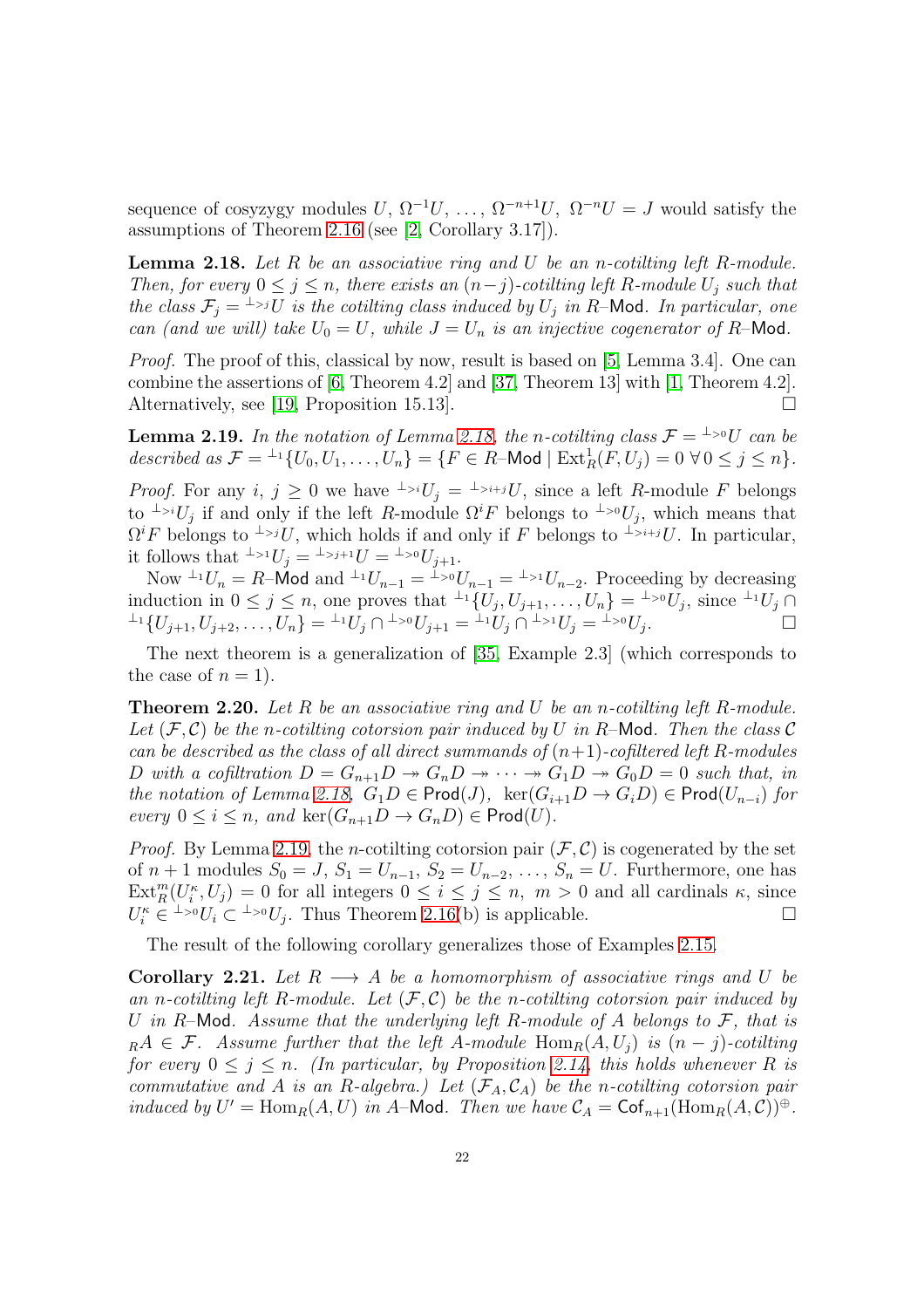sequence of cosyzygy modules $U$, $\Omega^{-1}U$, …, $\Omega^{-n+1}U$, $\Omega^{-n}U = J$ would satisfy the assumptions of Theorem 2.16 (see [2, Corollary 3.17]).

**Lemma 2.18.** *Let $R$ be an associative ring and $U$ be an $n$-cotilting left $R$-module. Then, for every $0 \le j \le n$, there exists an $(n-j)$-cotilting left $R$-module $U_j$ such that the class $\mathcal{F}_j = {}^{\perp_{>j}}U$ is the cotilting class induced by $U_j$ in $R$–$\mathsf{Mod}$. In particular, one can (and we will) take $U_0 = U$, while $J = U_n$ is an injective cogenerator of $R$–$\mathsf{Mod}$.*

*Proof.* The proof of this, classical by now, result is based on [5, Lemma 3.4]. One can combine the assertions of [6, Theorem 4.2] and [37, Theorem 13] with [1, Theorem 4.2]. Alternatively, see [19, Proposition 15.13]. □

**Lemma 2.19.** *In the notation of Lemma 2.18, the $n$-cotilting class $\mathcal{F} = {}^{\perp_{>0}}U$ can be described as $\mathcal{F} = {}^{\perp_1}\{U_0, U_1, \dots, U_n\} = \{F \in R\text{–}\mathsf{Mod} \mid \operatorname{Ext}^1_R(F, U_j) = 0\ \forall\, 0 \le j \le n\}$.*

*Proof.* For any $i$, $j \ge 0$ we have ${}^{\perp_{>i}}U_j = {}^{\perp_{>i+j}}U$, since a left $R$-module $F$ belongs to ${}^{\perp_{>i}}U_j$ if and only if the left $R$-module $\Omega^i F$ belongs to ${}^{\perp_{>0}}U_j$, which means that $\Omega^i F$ belongs to ${}^{\perp_{>j}}U$, which holds if and only if $F$ belongs to ${}^{\perp_{>i+j}}U$. In particular, it follows that ${}^{\perp_{>1}}U_j = {}^{\perp_{>j+1}}U = {}^{\perp_{>0}}U_{j+1}$.

Now ${}^{\perp_1}U_n = R$–$\mathsf{Mod}$ and ${}^{\perp_1}U_{n-1} = {}^{\perp_{>0}}U_{n-1} = {}^{\perp_{>1}}U_{n-2}$. Proceeding by decreasing induction in $0 \le j \le n$, one proves that ${}^{\perp_1}\{U_j, U_{j+1}, \dots, U_n\} = {}^{\perp_{>0}}U_j$, since ${}^{\perp_1}U_j \cap {}^{\perp_1}\{U_{j+1}, U_{j+2}, \dots, U_n\} = {}^{\perp_1}U_j \cap {}^{\perp_{>0}}U_{j+1} = {}^{\perp_1}U_j \cap {}^{\perp_{>1}}U_j = {}^{\perp_{>0}}U_j$. □

The next theorem is a generalization of [35, Example 2.3] (which corresponds to the case of $n = 1$).

**Theorem 2.20.** *Let $R$ be an associative ring and $U$ be an $n$-cotilting left $R$-module. Let $(\mathcal{F}, \mathcal{C})$ be the $n$-cotilting cotorsion pair induced by $U$ in $R$–$\mathsf{Mod}$. Then the class $\mathcal{C}$ can be described as the class of all direct summands of $(n+1)$-cofiltered left $R$-modules $D$ with a cofiltration $D = G_{n+1}D \twoheadrightarrow G_nD \twoheadrightarrow \cdots \twoheadrightarrow G_1D \twoheadrightarrow G_0D = 0$ such that, in the notation of Lemma 2.18, $G_1D \in \mathsf{Prod}(J)$, $\ker(G_{i+1}D \to G_iD) \in \mathsf{Prod}(U_{n-i})$ for every $0 \le i \le n$, and $\ker(G_{n+1}D \to G_nD) \in \mathsf{Prod}(U)$.*

*Proof.* By Lemma 2.19, the $n$-cotilting cotorsion pair $(\mathcal{F}, \mathcal{C})$ is cogenerated by the set of $n+1$ modules $S_0 = J$, $S_1 = U_{n-1}$, $S_2 = U_{n-2}$, …, $S_n = U$. Furthermore, one has $\operatorname{Ext}^m_R(U_i^\kappa, U_j) = 0$ for all integers $0 \le i \le j \le n$, $m > 0$ and all cardinals $\kappa$, since $U_i^\kappa \in {}^{\perp_{>0}}U_i \subset {}^{\perp_{>0}}U_j$. Thus Theorem 2.16(b) is applicable. □

The result of the following corollary generalizes those of Examples 2.15.

**Corollary 2.21.** *Let $R \longrightarrow A$ be a homomorphism of associative rings and $U$ be an $n$-cotilting left $R$-module. Let $(\mathcal{F}, \mathcal{C})$ be the $n$-cotilting cotorsion pair induced by $U$ in $R$–$\mathsf{Mod}$. Assume that the underlying left $R$-module of $A$ belongs to $\mathcal{F}$, that is ${}_RA \in \mathcal{F}$. Assume further that the left $A$-module $\operatorname{Hom}_R(A, U_j)$ is $(n-j)$-cotilting for every $0 \le j \le n$. (In particular, by Proposition 2.14, this holds whenever $R$ is commutative and $A$ is an $R$-algebra.) Let $(\mathcal{F}_A, \mathcal{C}_A)$ be the $n$-cotilting cotorsion pair induced by $U' = \operatorname{Hom}_R(A, U)$ in $A$–$\mathsf{Mod}$. Then we have $\mathcal{C}_A = \mathsf{Cof}_{n+1}(\operatorname{Hom}_R(A, \mathcal{C}))^\oplus$.*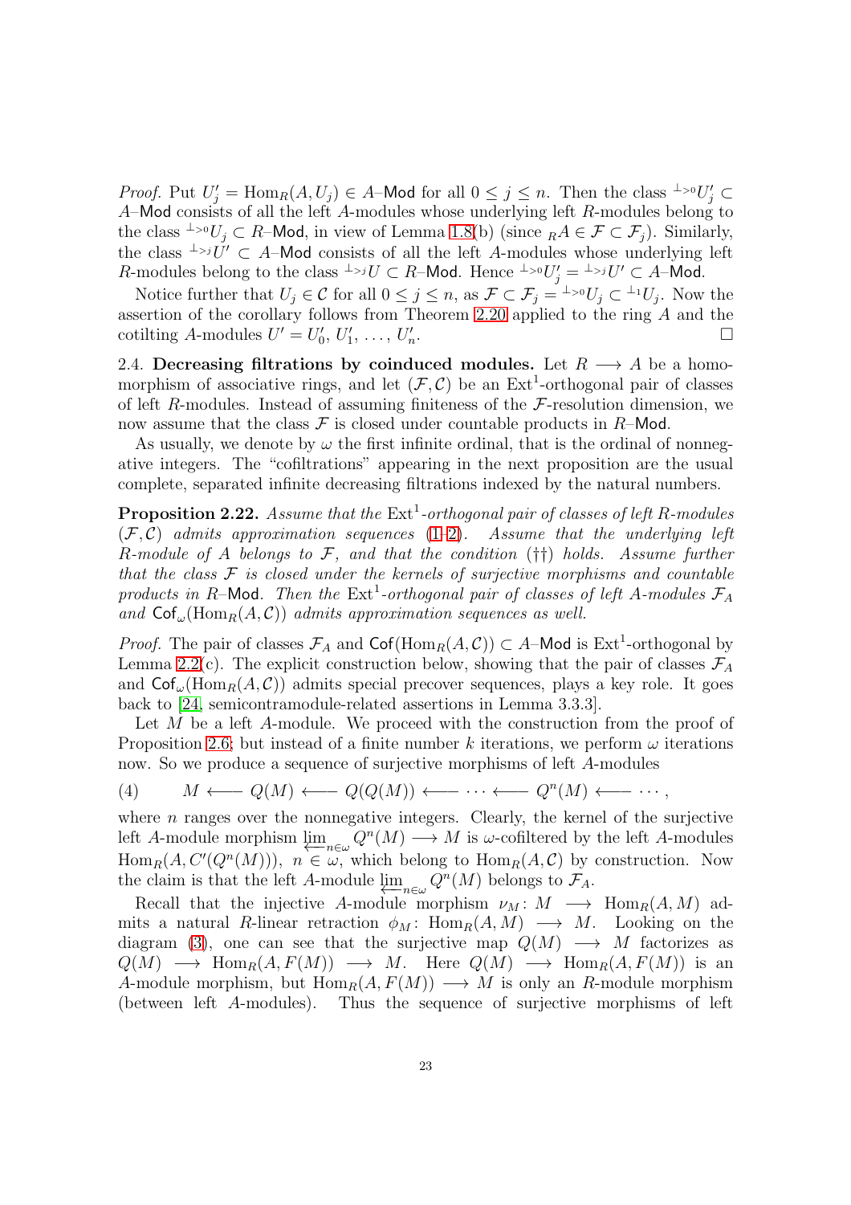*Proof.* Put $U'_j = \mathrm{Hom}_R(A, U_j) \in A\text{–}\mathsf{Mod}$ for all $0 \le j \le n$. Then the class ${}^{\perp_{>0}}U'_j \subset A\text{–}\mathsf{Mod}$ consists of all the left $A$-modules whose underlying left $R$-modules belong to the class ${}^{\perp_{>0}}U_j \subset R\text{–}\mathsf{Mod}$, in view of Lemma 1.8(b) (since ${}_RA \in \mathcal{F} \subset \mathcal{F}_j$). Similarly, the class ${}^{\perp_{>j}}U' \subset A\text{–}\mathsf{Mod}$ consists of all the left $A$-modules whose underlying left $R$-modules belong to the class ${}^{\perp_{>j}}U \subset R\text{–}\mathsf{Mod}$. Hence ${}^{\perp_{>0}}U'_j = {}^{\perp_{>j}}U' \subset A\text{–}\mathsf{Mod}$.

Notice further that $U_j \in \mathcal{C}$ for all $0 \le j \le n$, as $\mathcal{F} \subset \mathcal{F}_j = {}^{\perp_{>0}}U_j \subset {}^{\perp_1}U_j$. Now the assertion of the corollary follows from Theorem 2.20 applied to the ring $A$ and the cotilting $A$-modules $U' = U'_0, U'_1, \dots, U'_n$. $\square$

**2.4. Decreasing filtrations by coinduced modules.** Let $R \longrightarrow A$ be a homomorphism of associative rings, and let $(\mathcal{F}, \mathcal{C})$ be an $\mathrm{Ext}^1$-orthogonal pair of classes of left $R$-modules. Instead of assuming finiteness of the $\mathcal{F}$-resolution dimension, we now assume that the class $\mathcal{F}$ is closed under countable products in $R\text{–}\mathsf{Mod}$.

As usually, we denote by $\omega$ the first infinite ordinal, that is the ordinal of nonnegative integers. The "cofiltrations" appearing in the next proposition are the usual complete, separated infinite decreasing filtrations indexed by the natural numbers.

**Proposition 2.22.** *Assume that the $\mathrm{Ext}^1$-orthogonal pair of classes of left $R$-modules $(\mathcal{F}, \mathcal{C})$ admits approximation sequences (1–2). Assume that the underlying left $R$-module of $A$ belongs to $\mathcal{F}$, and that the condition (††) holds. Assume further that the class $\mathcal{F}$ is closed under the kernels of surjective morphisms and countable products in $R$–$\mathsf{Mod}$. Then the $\mathrm{Ext}^1$-orthogonal pair of classes of left $A$-modules $\mathcal{F}_A$ and $\mathsf{Cof}_\omega(\mathrm{Hom}_R(A, \mathcal{C}))$ admits approximation sequences as well.*

*Proof.* The pair of classes $\mathcal{F}_A$ and $\mathsf{Cof}(\mathrm{Hom}_R(A, \mathcal{C})) \subset A\text{–}\mathsf{Mod}$ is $\mathrm{Ext}^1$-orthogonal by Lemma 2.2(c). The explicit construction below, showing that the pair of classes $\mathcal{F}_A$ and $\mathsf{Cof}_\omega(\mathrm{Hom}_R(A, \mathcal{C}))$ admits special precover sequences, plays a key role. It goes back to [24, semicontramodule-related assertions in Lemma 3.3.3].

Let $M$ be a left $A$-module. We proceed with the construction from the proof of Proposition 2.6; but instead of a finite number $k$ iterations, we perform $\omega$ iterations now. So we produce a sequence of surjective morphisms of left $A$-modules

$$(4) \qquad M \longleftarrow Q(M) \longleftarrow Q(Q(M)) \longleftarrow \cdots \longleftarrow Q^n(M) \longleftarrow \cdots,$$

where $n$ ranges over the nonnegative integers. Clearly, the kernel of the surjective left $A$-module morphism $\varprojlim_{n\in\omega} Q^n(M) \longrightarrow M$ is $\omega$-cofiltered by the left $A$-modules $\mathrm{Hom}_R(A, C'(Q^n(M)))$, $n \in \omega$, which belong to $\mathrm{Hom}_R(A, \mathcal{C})$ by construction. Now the claim is that the left $A$-module $\varprojlim_{n\in\omega} Q^n(M)$ belongs to $\mathcal{F}_A$.

Recall that the injective $A$-module morphism $\nu_M \colon M \longrightarrow \mathrm{Hom}_R(A, M)$ admits a natural $R$-linear retraction $\phi_M \colon \mathrm{Hom}_R(A, M) \longrightarrow M$. Looking on the diagram (3), one can see that the surjective map $Q(M) \longrightarrow M$ factorizes as $Q(M) \longrightarrow \mathrm{Hom}_R(A, F(M)) \longrightarrow M$. Here $Q(M) \longrightarrow \mathrm{Hom}_R(A, F(M))$ is an $A$-module morphism, but $\mathrm{Hom}_R(A, F(M)) \longrightarrow M$ is only an $R$-module morphism (between left $A$-modules). Thus the sequence of surjective morphisms of left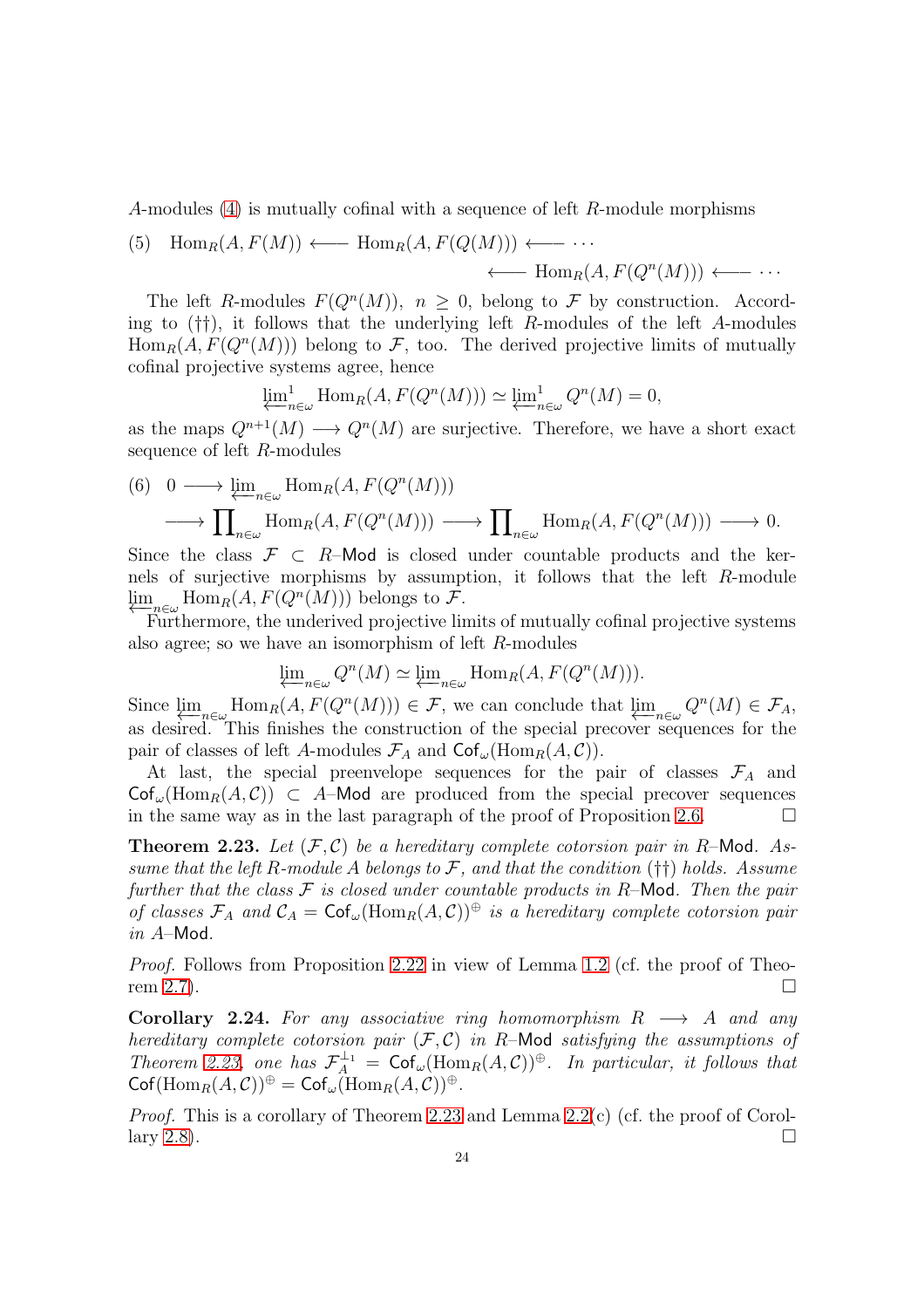$A$-modules (4) is mutually cofinal with a sequence of left $R$-module morphisms

$$(5)\quad \operatorname{Hom}_R(A, F(M)) \longleftarrow \operatorname{Hom}_R(A, F(Q(M))) \longleftarrow \cdots \\ \longleftarrow \operatorname{Hom}_R(A, F(Q^n(M))) \longleftarrow \cdots$$

The left $R$-modules $F(Q^n(M))$, $n \geq 0$, belong to $\mathcal{F}$ by construction. According to (††), it follows that the underlying left $R$-modules of the left $A$-modules $\operatorname{Hom}_R(A, F(Q^n(M)))$ belong to $\mathcal{F}$, too. The derived projective limits of mutually cofinal projective systems agree, hence

$$\varprojlim\nolimits^1_{n\in\omega} \operatorname{Hom}_R(A, F(Q^n(M))) \simeq \varprojlim\nolimits^1_{n\in\omega} Q^n(M) = 0,$$

as the maps $Q^{n+1}(M) \longrightarrow Q^n(M)$ are surjective. Therefore, we have a short exact sequence of left $R$-modules

$$(6)\quad 0 \longrightarrow \varprojlim\nolimits_{n\in\omega} \operatorname{Hom}_R(A, F(Q^n(M))) \\ \longrightarrow \prod\nolimits_{n\in\omega} \operatorname{Hom}_R(A, F(Q^n(M))) \longrightarrow \prod\nolimits_{n\in\omega} \operatorname{Hom}_R(A, F(Q^n(M))) \longrightarrow 0.$$

Since the class $\mathcal{F} \subset R\text{–}\mathsf{Mod}$ is closed under countable products and the kernels of surjective morphisms by assumption, it follows that the left $R$-module $\varprojlim_{n\in\omega} \operatorname{Hom}_R(A, F(Q^n(M)))$ belongs to $\mathcal{F}$.

Furthermore, the underived projective limits of mutually cofinal projective systems also agree; so we have an isomorphism of left $R$-modules

$$\varprojlim\nolimits_{n\in\omega} Q^n(M) \simeq \varprojlim\nolimits_{n\in\omega} \operatorname{Hom}_R(A, F(Q^n(M))).$$

Since $\varprojlim_{n\in\omega} \operatorname{Hom}_R(A, F(Q^n(M))) \in \mathcal{F}$, we can conclude that $\varprojlim_{n\in\omega} Q^n(M) \in \mathcal{F}_A$, as desired. This finishes the construction of the special precover sequences for the pair of classes of left $A$-modules $\mathcal{F}_A$ and $\mathsf{Cof}_\omega(\operatorname{Hom}_R(A, \mathcal{C}))$.

At last, the special preenvelope sequences for the pair of classes $\mathcal{F}_A$ and $\mathsf{Cof}_\omega(\operatorname{Hom}_R(A, \mathcal{C})) \subset A\text{–}\mathsf{Mod}$ are produced from the special precover sequences in the same way as in the last paragraph of the proof of Proposition 2.6. $\square$

**Theorem 2.23.** *Let $(\mathcal{F}, \mathcal{C})$ be a hereditary complete cotorsion pair in $R$–$\mathsf{Mod}$. Assume that the left $R$-module $A$ belongs to $\mathcal{F}$, and that the condition (††) holds. Assume further that the class $\mathcal{F}$ is closed under countable products in $R$–$\mathsf{Mod}$. Then the pair of classes $\mathcal{F}_A$ and $\mathcal{C}_A = \mathsf{Cof}_\omega(\operatorname{Hom}_R(A, \mathcal{C}))^\oplus$ is a hereditary complete cotorsion pair in $A$–$\mathsf{Mod}$.*

*Proof.* Follows from Proposition 2.22 in view of Lemma 1.2 (cf. the proof of Theorem 2.7). $\square$

**Corollary 2.24.** *For any associative ring homomorphism $R \longrightarrow A$ and any hereditary complete cotorsion pair $(\mathcal{F}, \mathcal{C})$ in $R$–$\mathsf{Mod}$ satisfying the assumptions of Theorem 2.23, one has $\mathcal{F}_A^{\perp_1} = \mathsf{Cof}_\omega(\operatorname{Hom}_R(A, \mathcal{C}))^\oplus$. In particular, it follows that $\mathsf{Cof}(\operatorname{Hom}_R(A, \mathcal{C}))^\oplus = \mathsf{Cof}_\omega(\operatorname{Hom}_R(A, \mathcal{C}))^\oplus$.*

*Proof.* This is a corollary of Theorem 2.23 and Lemma 2.2(c) (cf. the proof of Corollary 2.8). $\square$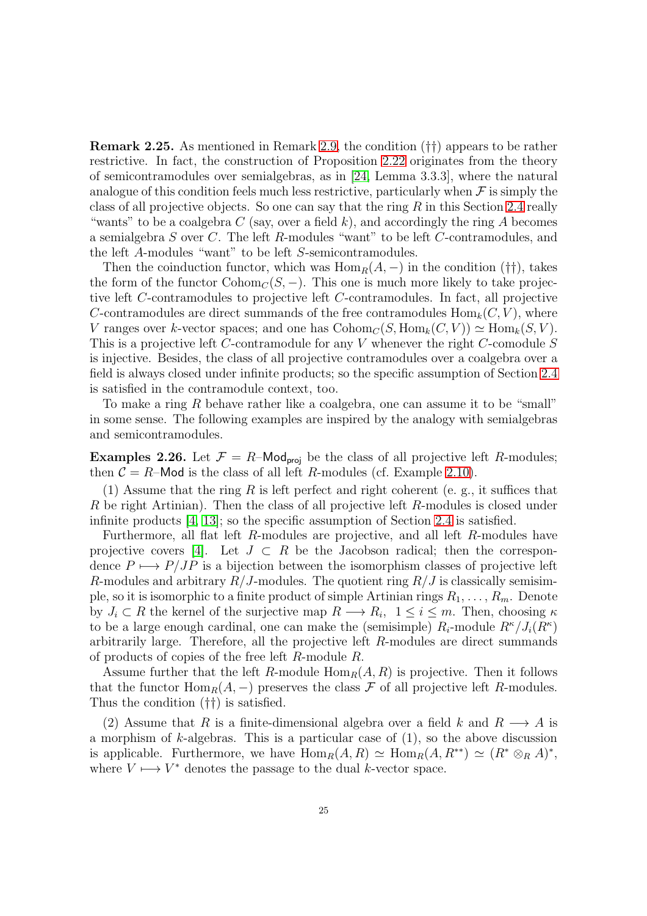**Remark 2.25.** As mentioned in Remark 2.9, the condition (††) appears to be rather restrictive. In fact, the construction of Proposition 2.22 originates from the theory of semicontramodules over semialgebras, as in [24, Lemma 3.3.3], where the natural analogue of this condition feels much less restrictive, particularly when $\mathcal{F}$ is simply the class of all projective objects. So one can say that the ring $R$ in this Section 2.4 really "wants" to be a coalgebra $C$ (say, over a field $k$), and accordingly the ring $A$ becomes a semialgebra $S$ over $C$. The left $R$-modules "want" to be left $C$-contramodules, and the left $A$-modules "want" to be left $S$-semicontramodules.

Then the coinduction functor, which was $\operatorname{Hom}_R(A,-)$ in the condition (††), takes the form of the functor $\operatorname{Cohom}_C(S,-)$. This one is much more likely to take projective left $C$-contramodules to projective left $C$-contramodules. In fact, all projective $C$-contramodules are direct summands of the free contramodules $\operatorname{Hom}_k(C,V)$, where $V$ ranges over $k$-vector spaces; and one has $\operatorname{Cohom}_C(S,\operatorname{Hom}_k(C,V)) \simeq \operatorname{Hom}_k(S,V)$. This is a projective left $C$-contramodule for any $V$ whenever the right $C$-comodule $S$ is injective. Besides, the class of all projective contramodules over a coalgebra over a field is always closed under infinite products; so the specific assumption of Section 2.4 is satisfied in the contramodule context, too.

To make a ring $R$ behave rather like a coalgebra, one can assume it to be "small" in some sense. The following examples are inspired by the analogy with semialgebras and semicontramodules.

**Examples 2.26.** Let $\mathcal{F} = R\text{–}\mathsf{Mod}_{\mathsf{proj}}$ be the class of all projective left $R$-modules; then $\mathcal{C} = R\text{–}\mathsf{Mod}$ is the class of all left $R$-modules (cf. Example 2.10).

(1) Assume that the ring $R$ is left perfect and right coherent (e. g., it suffices that $R$ be right Artinian). Then the class of all projective left $R$-modules is closed under infinite products [4, 13]; so the specific assumption of Section 2.4 is satisfied.

Furthermore, all flat left $R$-modules are projective, and all left $R$-modules have projective covers [4]. Let $J \subset R$ be the Jacobson radical; then the correspondence $P \longmapsto P/JP$ is a bijection between the isomorphism classes of projective left $R$-modules and arbitrary $R/J$-modules. The quotient ring $R/J$ is classically semisimple, so it is isomorphic to a finite product of simple Artinian rings $R_1, \dots, R_m$. Denote by $J_i \subset R$ the kernel of the surjective map $R \longrightarrow R_i$, $1 \le i \le m$. Then, choosing $\kappa$ to be a large enough cardinal, one can make the (semisimple) $R_i$-module $R^\kappa/J_i(R^\kappa)$ arbitrarily large. Therefore, all the projective left $R$-modules are direct summands of products of copies of the free left $R$-module $R$.

Assume further that the left $R$-module $\operatorname{Hom}_R(A,R)$ is projective. Then it follows that the functor $\operatorname{Hom}_R(A,-)$ preserves the class $\mathcal{F}$ of all projective left $R$-modules. Thus the condition (††) is satisfied.

(2) Assume that $R$ is a finite-dimensional algebra over a field $k$ and $R \longrightarrow A$ is a morphism of $k$-algebras. This is a particular case of (1), so the above discussion is applicable. Furthermore, we have $\operatorname{Hom}_R(A,R) \simeq \operatorname{Hom}_R(A,R^{**}) \simeq (R^* \otimes_R A)^*$, where $V \longmapsto V^*$ denotes the passage to the dual $k$-vector space.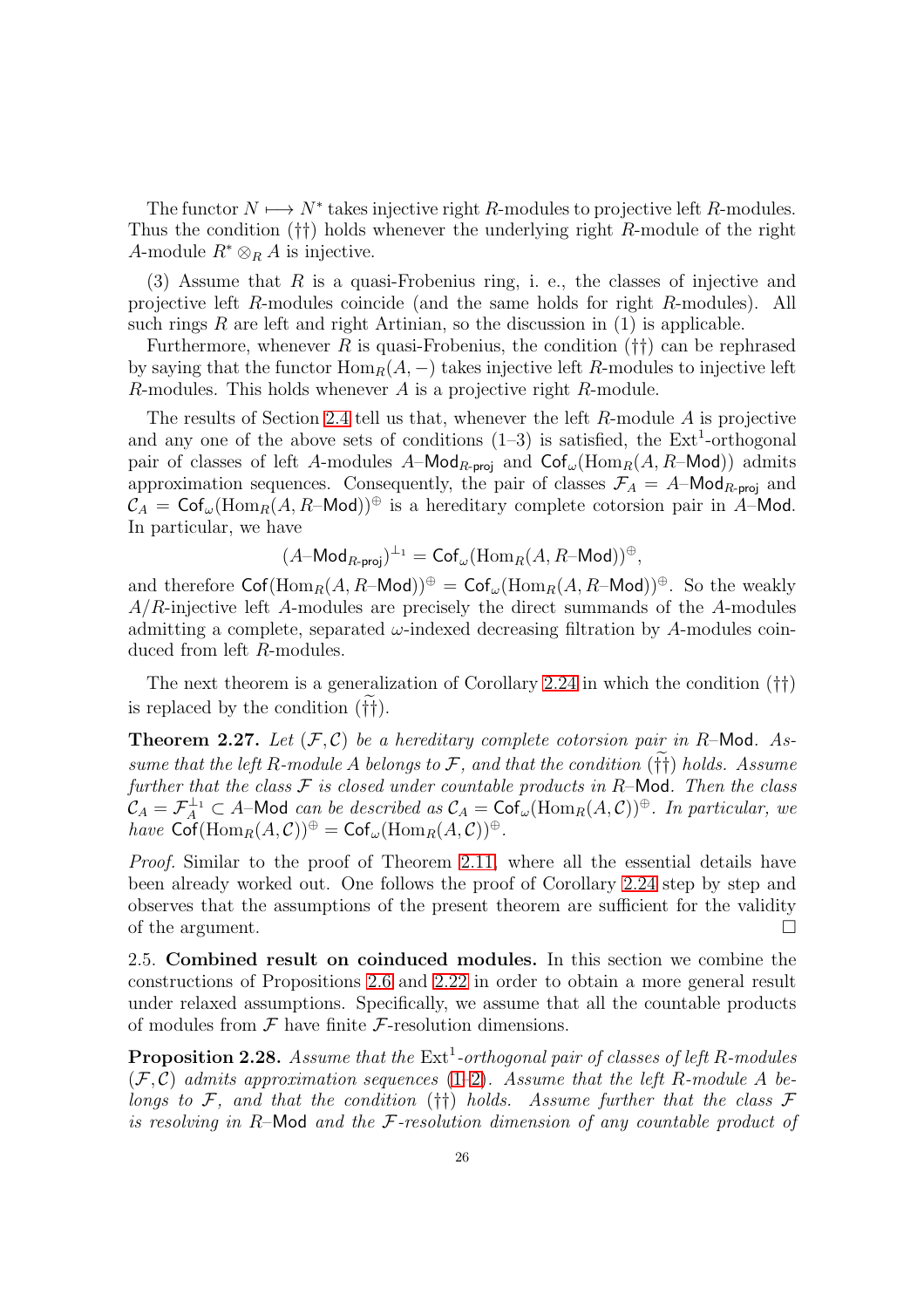The functor $N \longmapsto N^*$ takes injective right $R$-modules to projective left $R$-modules. Thus the condition (††) holds whenever the underlying right $R$-module of the right $A$-module $R^* \otimes_R A$ is injective.

(3) Assume that $R$ is a quasi-Frobenius ring, i. e., the classes of injective and projective left $R$-modules coincide (and the same holds for right $R$-modules). All such rings $R$ are left and right Artinian, so the discussion in (1) is applicable.

Furthermore, whenever $R$ is quasi-Frobenius, the condition (††) can be rephrased by saying that the functor $\mathrm{Hom}_R(A, -)$ takes injective left $R$-modules to injective left $R$-modules. This holds whenever $A$ is a projective right $R$-module.

The results of Section 2.4 tell us that, whenever the left $R$-module $A$ is projective and any one of the above sets of conditions (1–3) is satisfied, the $\mathrm{Ext}^1$-orthogonal pair of classes of left $A$-modules $A\text{–}\mathsf{Mod}_{R\text{-}\mathsf{proj}}$ and $\mathsf{Cof}_\omega(\mathrm{Hom}_R(A, R\text{–}\mathsf{Mod}))$ admits approximation sequences. Consequently, the pair of classes $\mathcal{F}_A = A\text{–}\mathsf{Mod}_{R\text{-}\mathsf{proj}}$ and $\mathcal{C}_A = \mathsf{Cof}_\omega(\mathrm{Hom}_R(A, R\text{–}\mathsf{Mod}))^\oplus$ is a hereditary complete cotorsion pair in $A$–$\mathsf{Mod}$. In particular, we have

$$(A\text{–}\mathsf{Mod}_{R\text{-}\mathsf{proj}})^{\perp_1} = \mathsf{Cof}_\omega(\mathrm{Hom}_R(A, R\text{–}\mathsf{Mod}))^\oplus,$$

and therefore $\mathsf{Cof}(\mathrm{Hom}_R(A, R\text{–}\mathsf{Mod}))^\oplus = \mathsf{Cof}_\omega(\mathrm{Hom}_R(A, R\text{–}\mathsf{Mod}))^\oplus$. So the weakly $A/R$-injective left $A$-modules are precisely the direct summands of the $A$-modules admitting a complete, separated $\omega$-indexed decreasing filtration by $A$-modules coinduced from left $R$-modules.

The next theorem is a generalization of Corollary 2.24 in which the condition (††) is replaced by the condition $(\widetilde{\dagger\dagger})$.

**Theorem 2.27.** *Let $(\mathcal{F}, \mathcal{C})$ be a hereditary complete cotorsion pair in $R$–$\mathsf{Mod}$. Assume that the left $R$-module $A$ belongs to $\mathcal{F}$, and that the condition $(\widetilde{\dagger\dagger})$ holds. Assume further that the class $\mathcal{F}$ is closed under countable products in $R$–$\mathsf{Mod}$. Then the class $\mathcal{C}_A = \mathcal{F}_A^{\perp_1} \subset A$–$\mathsf{Mod}$ can be described as $\mathcal{C}_A = \mathsf{Cof}_\omega(\mathrm{Hom}_R(A, \mathcal{C}))^\oplus$. In particular, we have $\mathsf{Cof}(\mathrm{Hom}_R(A, \mathcal{C}))^\oplus = \mathsf{Cof}_\omega(\mathrm{Hom}_R(A, \mathcal{C}))^\oplus$.*

*Proof.* Similar to the proof of Theorem 2.11, where all the essential details have been already worked out. One follows the proof of Corollary 2.24 step by step and observes that the assumptions of the present theorem are sufficient for the validity of the argument. □

### 2.5. Combined result on coinduced modules.

In this section we combine the constructions of Propositions 2.6 and 2.22 in order to obtain a more general result under relaxed assumptions. Specifically, we assume that all the countable products of modules from $\mathcal{F}$ have finite $\mathcal{F}$-resolution dimensions.

**Proposition 2.28.** *Assume that the $\mathrm{Ext}^1$-orthogonal pair of classes of left $R$-modules $(\mathcal{F}, \mathcal{C})$ admits approximation sequences (1–2). Assume that the left $R$-module $A$ belongs to $\mathcal{F}$, and that the condition (††) holds. Assume further that the class $\mathcal{F}$ is resolving in $R$–$\mathsf{Mod}$ and the $\mathcal{F}$-resolution dimension of any countable product of*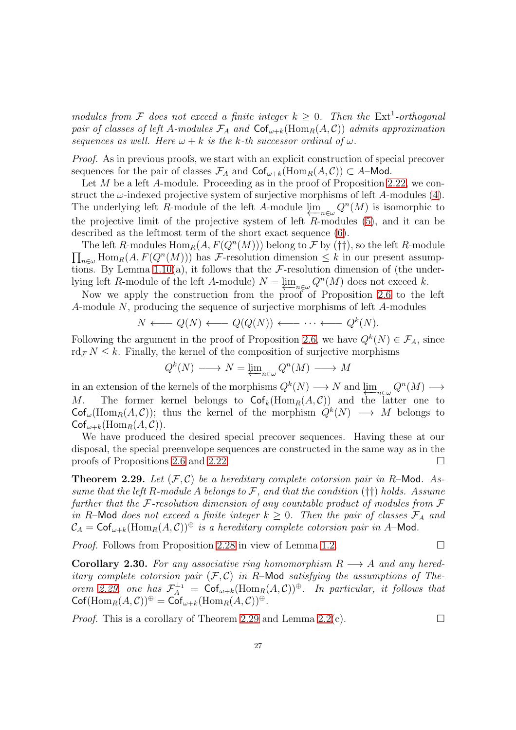*modules from $\mathcal{F}$ does not exceed a finite integer $k \ge 0$. Then the $\operatorname{Ext}^1$-orthogonal pair of classes of left $A$-modules $\mathcal{F}_A$ and $\mathsf{Cof}_{\omega+k}(\operatorname{Hom}_R(A,\mathcal{C}))$ admits approximation sequences as well. Here $\omega + k$ is the $k$-th successor ordinal of $\omega$.*

*Proof.* As in previous proofs, we start with an explicit construction of special precover sequences for the pair of classes $\mathcal{F}_A$ and $\mathsf{Cof}_{\omega+k}(\operatorname{Hom}_R(A,\mathcal{C})) \subset A\text{–}\mathsf{Mod}$.

Let $M$ be a left $A$-module. Proceeding as in the proof of Proposition 2.22, we construct the $\omega$-indexed projective system of surjective morphisms of left $A$-modules (4). The underlying left $R$-module of the left $A$-module $\varprojlim_{n\in\omega} Q^n(M)$ is isomorphic to the projective limit of the projective system of left $R$-modules (5), and it can be described as the leftmost term of the short exact sequence (6).

The left $R$-modules $\operatorname{Hom}_R(A, F(Q^n(M)))$ belong to $\mathcal{F}$ by (††), so the left $R$-module $\prod_{n\in\omega} \operatorname{Hom}_R(A, F(Q^n(M)))$ has $\mathcal{F}$-resolution dimension $\le k$ in our present assumptions. By Lemma 1.10(a), it follows that the $\mathcal{F}$-resolution dimension of (the underlying left $R$-module of the left $A$-module) $N = \varprojlim_{n\in\omega} Q^n(M)$ does not exceed $k$.

Now we apply the construction from the proof of Proposition 2.6 to the left $A$-module $N$, producing the sequence of surjective morphisms of left $A$-modules

$$N \longleftarrow Q(N) \longleftarrow Q(Q(N)) \longleftarrow \cdots \longleftarrow Q^k(N).$$

Following the argument in the proof of Proposition 2.6, we have $Q^k(N) \in \mathcal{F}_A$, since $\operatorname{rd}_{\mathcal{F}} N \le k$. Finally, the kernel of the composition of surjective morphisms

$$Q^k(N) \longrightarrow N = \varprojlim\nolimits_{n\in\omega} Q^n(M) \longrightarrow M$$

in an extension of the kernels of the morphisms $Q^k(N) \longrightarrow N$ and $\varprojlim_{n\in\omega} Q^n(M) \longrightarrow M$. The former kernel belongs to $\mathsf{Cof}_k(\operatorname{Hom}_R(A,\mathcal{C}))$ and the latter one to $\mathsf{Cof}_\omega(\operatorname{Hom}_R(A,\mathcal{C}))$; thus the kernel of the morphism $Q^k(N) \longrightarrow M$ belongs to $\mathsf{Cof}_{\omega+k}(\operatorname{Hom}_R(A,\mathcal{C}))$.

We have produced the desired special precover sequences. Having these at our disposal, the special preenvelope sequences are constructed in the same way as in the proofs of Propositions 2.6 and 2.22. □

**Theorem 2.29.** *Let $(\mathcal{F},\mathcal{C})$ be a hereditary complete cotorsion pair in $R$–$\mathsf{Mod}$. Assume that the left $R$-module $A$ belongs to $\mathcal{F}$, and that the condition (††) holds. Assume further that the $\mathcal{F}$-resolution dimension of any countable product of modules from $\mathcal{F}$ in $R$–$\mathsf{Mod}$ does not exceed a finite integer $k \ge 0$. Then the pair of classes $\mathcal{F}_A$ and $\mathcal{C}_A = \mathsf{Cof}_{\omega+k}(\operatorname{Hom}_R(A,\mathcal{C}))^\oplus$ is a hereditary complete cotorsion pair in $A$–$\mathsf{Mod}$.*

*Proof.* Follows from Proposition 2.28 in view of Lemma 1.2. □

**Corollary 2.30.** *For any associative ring homomorphism $R \longrightarrow A$ and any hereditary complete cotorsion pair $(\mathcal{F},\mathcal{C})$ in $R$–$\mathsf{Mod}$ satisfying the assumptions of Theorem 2.29, one has $\mathcal{F}_A^{\perp_1} = \mathsf{Cof}_{\omega+k}(\operatorname{Hom}_R(A,\mathcal{C}))^\oplus$. In particular, it follows that $\mathsf{Cof}(\operatorname{Hom}_R(A,\mathcal{C}))^\oplus = \mathsf{Cof}_{\omega+k}(\operatorname{Hom}_R(A,\mathcal{C}))^\oplus$.*

*Proof.* This is a corollary of Theorem 2.29 and Lemma 2.2(c). □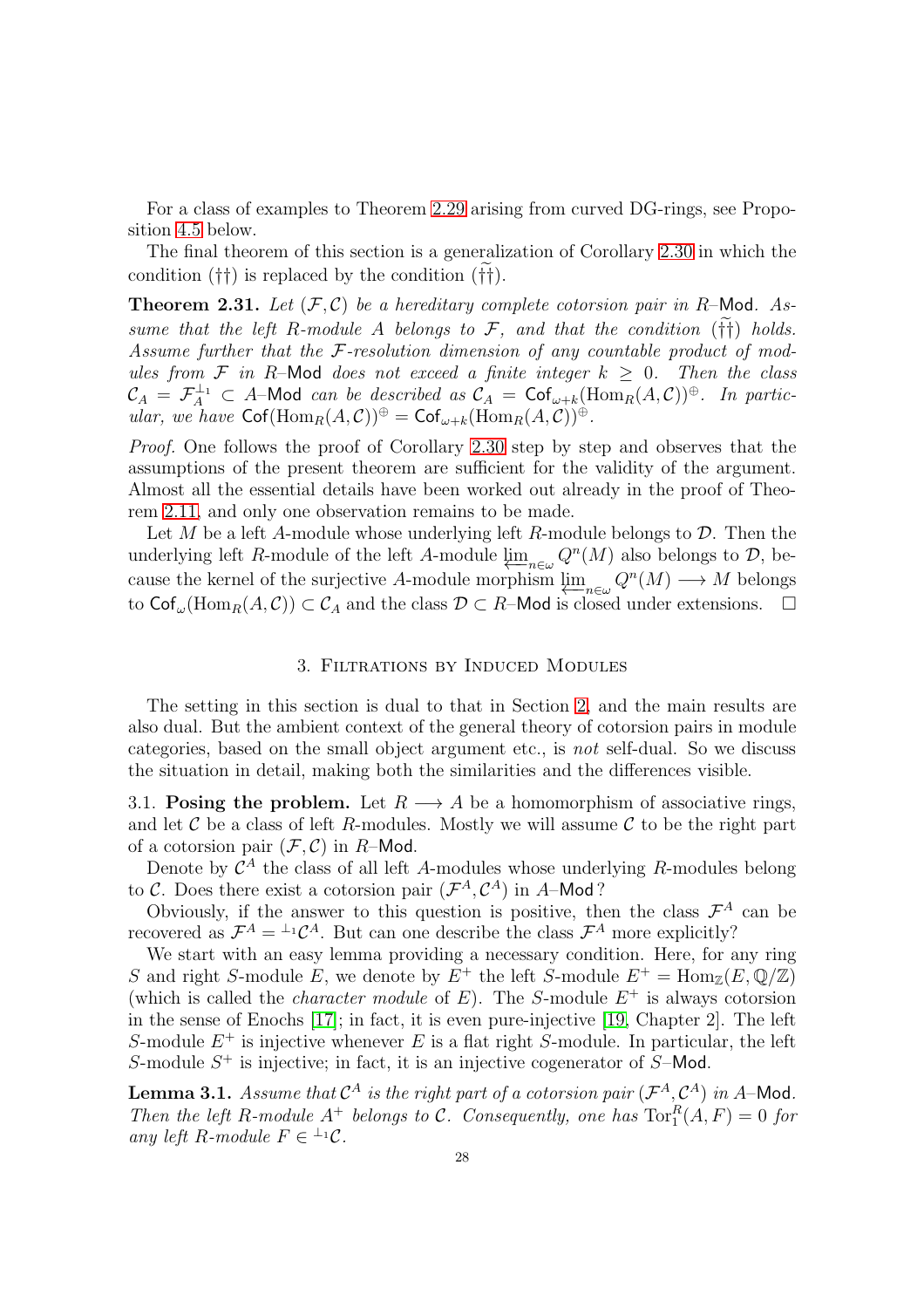For a class of examples to Theorem 2.29 arising from curved DG-rings, see Proposition 4.5 below.

The final theorem of this section is a generalization of Corollary 2.30 in which the condition (††) is replaced by the condition ($\widetilde{\dagger\dagger}$).

**Theorem 2.31.** *Let $(\mathcal{F}, \mathcal{C})$ be a hereditary complete cotorsion pair in $R$–$\mathsf{Mod}$. Assume that the left $R$-module $A$ belongs to $\mathcal{F}$, and that the condition ($\widetilde{\dagger\dagger}$) holds. Assume further that the $\mathcal{F}$-resolution dimension of any countable product of modules from $\mathcal{F}$ in $R$–$\mathsf{Mod}$ does not exceed a finite integer $k \geq 0$. Then the class $\mathcal{C}_A = \mathcal{F}_A^{\perp_1} \subset A$–$\mathsf{Mod}$ can be described as $\mathcal{C}_A = \mathsf{Cof}_{\omega+k}(\mathrm{Hom}_R(A, \mathcal{C}))^{\oplus}$. In particular, we have $\mathsf{Cof}(\mathrm{Hom}_R(A, \mathcal{C}))^{\oplus} = \mathsf{Cof}_{\omega+k}(\mathrm{Hom}_R(A, \mathcal{C}))^{\oplus}$.*

*Proof.* One follows the proof of Corollary 2.30 step by step and observes that the assumptions of the present theorem are sufficient for the validity of the argument. Almost all the essential details have been worked out already in the proof of Theorem 2.11, and only one observation remains to be made.

Let $M$ be a left $A$-module whose underlying left $R$-module belongs to $\mathcal{D}$. Then the underlying left $R$-module of the left $A$-module $\varprojlim_{n\in\omega} Q^n(M)$ also belongs to $\mathcal{D}$, because the kernel of the surjective $A$-module morphism $\varprojlim_{n\in\omega} Q^n(M) \longrightarrow M$ belongs to $\mathsf{Cof}_\omega(\mathrm{Hom}_R(A, \mathcal{C})) \subset \mathcal{C}_A$ and the class $\mathcal{D} \subset R$–$\mathsf{Mod}$ is closed under extensions. $\square$

## 3. Filtrations by Induced Modules

The setting in this section is dual to that in Section 2, and the main results are also dual. But the ambient context of the general theory of cotorsion pairs in module categories, based on the small object argument etc., is *not* self-dual. So we discuss the situation in detail, making both the similarities and the differences visible.

3.1. **Posing the problem.** Let $R \longrightarrow A$ be a homomorphism of associative rings, and let $\mathcal{C}$ be a class of left $R$-modules. Mostly we will assume $\mathcal{C}$ to be the right part of a cotorsion pair $(\mathcal{F}, \mathcal{C})$ in $R$–$\mathsf{Mod}$.

Denote by $\mathcal{C}^A$ the class of all left $A$-modules whose underlying $R$-modules belong to $\mathcal{C}$. Does there exist a cotorsion pair $(\mathcal{F}^A, \mathcal{C}^A)$ in $A$–$\mathsf{Mod}$?

Obviously, if the answer to this question is positive, then the class $\mathcal{F}^A$ can be recovered as $\mathcal{F}^A = {}^{\perp_1}\mathcal{C}^A$. But can one describe the class $\mathcal{F}^A$ more explicitly?

We start with an easy lemma providing a necessary condition. Here, for any ring $S$ and right $S$-module $E$, we denote by $E^+$ the left $S$-module $E^+ = \mathrm{Hom}_{\mathbb{Z}}(E, \mathbb{Q}/\mathbb{Z})$ (which is called the *character module* of $E$). The $S$-module $E^+$ is always cotorsion in the sense of Enochs [17]; in fact, it is even pure-injective [19, Chapter 2]. The left $S$-module $E^+$ is injective whenever $E$ is a flat right $S$-module. In particular, the left $S$-module $S^+$ is injective; in fact, it is an injective cogenerator of $S$–$\mathsf{Mod}$.

**Lemma 3.1.** *Assume that $\mathcal{C}^A$ is the right part of a cotorsion pair $(\mathcal{F}^A, \mathcal{C}^A)$ in $A$–$\mathsf{Mod}$. Then the left $R$-module $A^+$ belongs to $\mathcal{C}$. Consequently, one has $\mathrm{Tor}_1^R(A, F) = 0$ for any left $R$-module $F \in {}^{\perp_1}\mathcal{C}$.*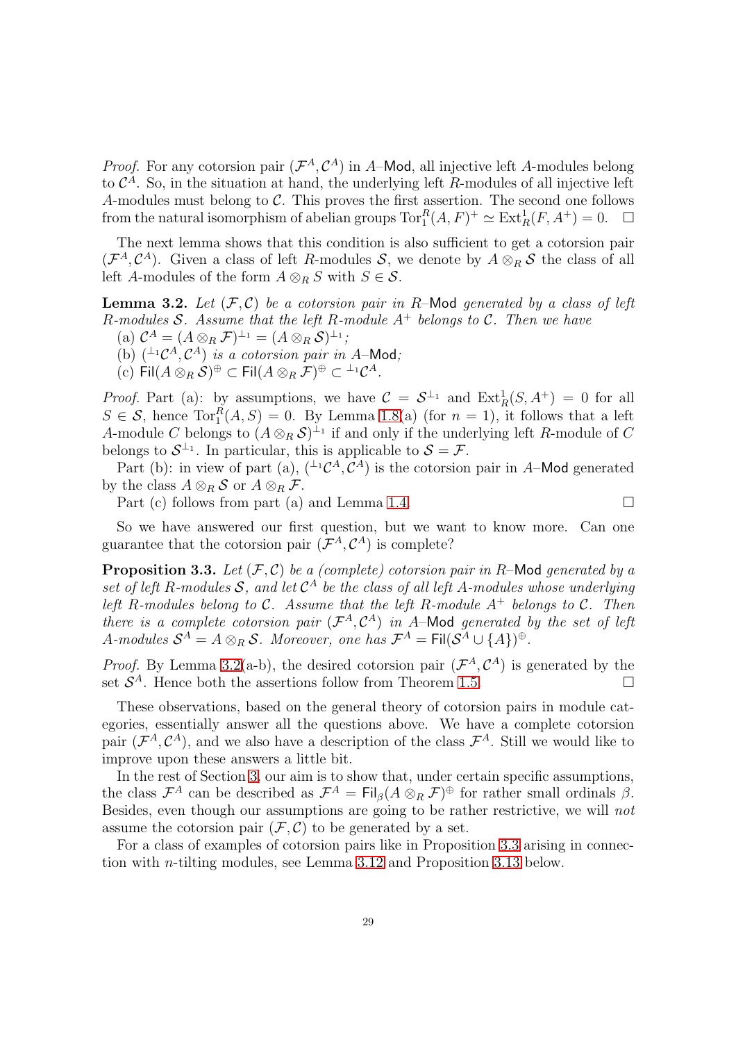*Proof.* For any cotorsion pair $(\mathcal{F}^A, \mathcal{C}^A)$ in $A$–$\mathsf{Mod}$, all injective left $A$-modules belong to $\mathcal{C}^A$. So, in the situation at hand, the underlying left $R$-modules of all injective left $A$-modules must belong to $\mathcal{C}$. This proves the first assertion. The second one follows from the natural isomorphism of abelian groups $\operatorname{Tor}_1^R(A, F)^+ \simeq \operatorname{Ext}_R^1(F, A^+) = 0$. $\square$

The next lemma shows that this condition is also sufficient to get a cotorsion pair $(\mathcal{F}^A, \mathcal{C}^A)$. Given a class of left $R$-modules $\mathcal{S}$, we denote by $A \otimes_R \mathcal{S}$ the class of all left $A$-modules of the form $A \otimes_R S$ with $S \in \mathcal{S}$.

**Lemma 3.2.** *Let $(\mathcal{F}, \mathcal{C})$ be a cotorsion pair in $R$–$\mathsf{Mod}$ generated by a class of left $R$-modules $\mathcal{S}$. Assume that the left $R$-module $A^+$ belongs to $\mathcal{C}$. Then we have*

(a) $\mathcal{C}^A = (A \otimes_R \mathcal{F})^{\perp_1} = (A \otimes_R \mathcal{S})^{\perp_1}$;

(b) $({}^{\perp_1}\mathcal{C}^A, \mathcal{C}^A)$ *is a cotorsion pair in $A$–$\mathsf{Mod}$;*

(c) $\mathsf{Fil}(A \otimes_R \mathcal{S})^{\oplus} \subset \mathsf{Fil}(A \otimes_R \mathcal{F})^{\oplus} \subset {}^{\perp_1}\mathcal{C}^A$.

*Proof.* Part (a): by assumptions, we have $\mathcal{C} = \mathcal{S}^{\perp_1}$ and $\operatorname{Ext}_R^1(S, A^+) = 0$ for all $S \in \mathcal{S}$, hence $\operatorname{Tor}_1^R(A, S) = 0$. By Lemma 1.8(a) (for $n = 1$), it follows that a left $A$-module $C$ belongs to $(A \otimes_R \mathcal{S})^{\perp_1}$ if and only if the underlying left $R$-module of $C$ belongs to $\mathcal{S}^{\perp_1}$. In particular, this is applicable to $\mathcal{S} = \mathcal{F}$.

Part (b): in view of part (a), $({}^{\perp_1}\mathcal{C}^A, \mathcal{C}^A)$ is the cotorsion pair in $A$–$\mathsf{Mod}$ generated by the class $A \otimes_R \mathcal{S}$ or $A \otimes_R \mathcal{F}$.

Part (c) follows from part (a) and Lemma 1.4. $\square$

So we have answered our first question, but we want to know more. Can one guarantee that the cotorsion pair $(\mathcal{F}^A, \mathcal{C}^A)$ is complete?

**Proposition 3.3.** *Let $(\mathcal{F}, \mathcal{C})$ be a (complete) cotorsion pair in $R$–$\mathsf{Mod}$ generated by a set of left $R$-modules $\mathcal{S}$, and let $\mathcal{C}^A$ be the class of all left $A$-modules whose underlying left $R$-modules belong to $\mathcal{C}$. Assume that the left $R$-module $A^+$ belongs to $\mathcal{C}$. Then there is a complete cotorsion pair $(\mathcal{F}^A, \mathcal{C}^A)$ in $A$–$\mathsf{Mod}$ generated by the set of left $A$-modules $\mathcal{S}^A = A \otimes_R \mathcal{S}$. Moreover, one has $\mathcal{F}^A = \mathsf{Fil}(\mathcal{S}^A \cup \{A\})^{\oplus}$.*

*Proof.* By Lemma 3.2(a-b), the desired cotorsion pair $(\mathcal{F}^A, \mathcal{C}^A)$ is generated by the set $\mathcal{S}^A$. Hence both the assertions follow from Theorem 1.5. $\square$

These observations, based on the general theory of cotorsion pairs in module categories, essentially answer all the questions above. We have a complete cotorsion pair $(\mathcal{F}^A, \mathcal{C}^A)$, and we also have a description of the class $\mathcal{F}^A$. Still we would like to improve upon these answers a little bit.

In the rest of Section 3, our aim is to show that, under certain specific assumptions, the class $\mathcal{F}^A$ can be described as $\mathcal{F}^A = \mathsf{Fil}_\beta(A \otimes_R \mathcal{F})^{\oplus}$ for rather small ordinals $\beta$. Besides, even though our assumptions are going to be rather restrictive, we will *not* assume the cotorsion pair $(\mathcal{F}, \mathcal{C})$ to be generated by a set.

For a class of examples of cotorsion pairs like in Proposition 3.3 arising in connection with $n$-tilting modules, see Lemma 3.12 and Proposition 3.13 below.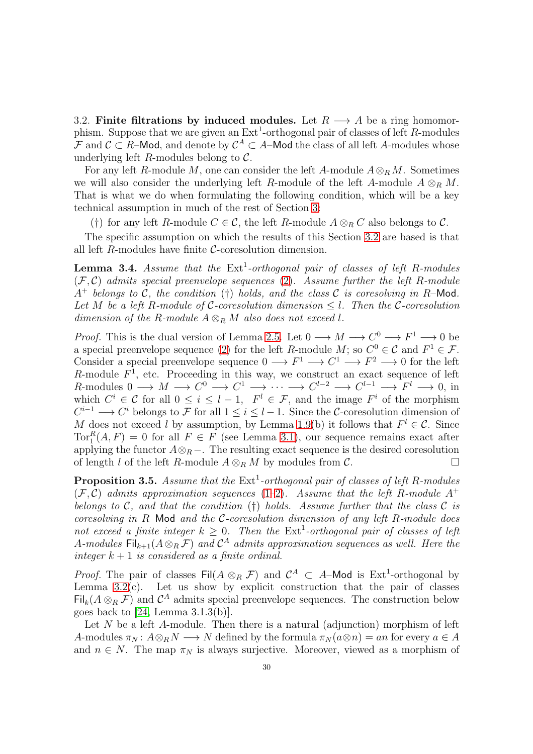3.2. **Finite filtrations by induced modules.** Let $R \longrightarrow A$ be a ring homomorphism. Suppose that we are given an $\operatorname{Ext}^1$-orthogonal pair of classes of left $R$-modules $\mathcal{F}$ and $\mathcal{C} \subset R$–$\mathsf{Mod}$, and denote by $\mathcal{C}^A \subset A$–$\mathsf{Mod}$ the class of all left $A$-modules whose underlying left $R$-modules belong to $\mathcal{C}$.

For any left $R$-module $M$, one can consider the left $A$-module $A \otimes_R M$. Sometimes we will also consider the underlying left $R$-module of the left $A$-module $A \otimes_R M$. That is what we do when formulating the following condition, which will be a key technical assumption in much of the rest of Section 3:

(†) for any left $R$-module $C \in \mathcal{C}$, the left $R$-module $A \otimes_R C$ also belongs to $\mathcal{C}$.

The specific assumption on which the results of this Section 3.2 are based is that all left $R$-modules have finite $\mathcal{C}$-coresolution dimension.

**Lemma 3.4.** *Assume that the $\operatorname{Ext}^1$-orthogonal pair of classes of left $R$-modules $(\mathcal{F}, \mathcal{C})$ admits special preenvelope sequences (2). Assume further the left $R$-module $A^+$ belongs to $\mathcal{C}$, the condition (†) holds, and the class $\mathcal{C}$ is coresolving in $R$–$\mathsf{Mod}$. Let $M$ be a left $R$-module of $\mathcal{C}$-coresolution dimension $\le l$. Then the $\mathcal{C}$-coresolution dimension of the $R$-module $A \otimes_R M$ also does not exceed $l$.*

*Proof.* This is the dual version of Lemma 2.5. Let $0 \longrightarrow M \longrightarrow C^0 \longrightarrow F^1 \longrightarrow 0$ be a special preenvelope sequence (2) for the left $R$-module $M$; so $C^0 \in \mathcal{C}$ and $F^1 \in \mathcal{F}$. Consider a special preenvelope sequence $0 \longrightarrow F^1 \longrightarrow C^1 \longrightarrow F^2 \longrightarrow 0$ for the left $R$-module $F^1$, etc. Proceeding in this way, we construct an exact sequence of left $R$-modules $0 \longrightarrow M \longrightarrow C^0 \longrightarrow C^1 \longrightarrow \cdots \longrightarrow C^{l-2} \longrightarrow C^{l-1} \longrightarrow F^l \longrightarrow 0$, in which $C^i \in \mathcal{C}$ for all $0 \le i \le l-1$, $F^l \in \mathcal{F}$, and the image $F^i$ of the morphism $C^{i-1} \longrightarrow C^i$ belongs to $\mathcal{F}$ for all $1 \le i \le l-1$. Since the $\mathcal{C}$-coresolution dimension of $M$ does not exceed $l$ by assumption, by Lemma 1.9(b) it follows that $F^l \in \mathcal{C}$. Since $\operatorname{Tor}_1^R(A, F) = 0$ for all $F \in F$ (see Lemma 3.1), our sequence remains exact after applying the functor $A \otimes_R -$. The resulting exact sequence is the desired coresolution of length $l$ of the left $R$-module $A \otimes_R M$ by modules from $\mathcal{C}$. $\square$

**Proposition 3.5.** *Assume that the $\operatorname{Ext}^1$-orthogonal pair of classes of left $R$-modules $(\mathcal{F}, \mathcal{C})$ admits approximation sequences (1–2). Assume that the left $R$-module $A^+$ belongs to $\mathcal{C}$, and that the condition (†) holds. Assume further that the class $\mathcal{C}$ is coresolving in $R$–$\mathsf{Mod}$ and the $\mathcal{C}$-coresolution dimension of any left $R$-module does not exceed a finite integer $k \ge 0$. Then the $\operatorname{Ext}^1$-orthogonal pair of classes of left $A$-modules $\mathsf{Fil}_{k+1}(A \otimes_R \mathcal{F})$ and $\mathcal{C}^A$ admits approximation sequences as well. Here the integer $k+1$ is considered as a finite ordinal.*

*Proof.* The pair of classes $\mathsf{Fil}(A \otimes_R \mathcal{F})$ and $\mathcal{C}^A \subset A$–$\mathsf{Mod}$ is $\operatorname{Ext}^1$-orthogonal by Lemma 3.2(c). Let us show by explicit construction that the pair of classes $\mathsf{Fil}_k(A \otimes_R \mathcal{F})$ and $\mathcal{C}^A$ admits special preenvelope sequences. The construction below goes back to [24, Lemma 3.1.3(b)].

Let $N$ be a left $A$-module. Then there is a natural (adjunction) morphism of left $A$-modules $\pi_N : A \otimes_R N \longrightarrow N$ defined by the formula $\pi_N(a \otimes n) = an$ for every $a \in A$ and $n \in N$. The map $\pi_N$ is always surjective. Moreover, viewed as a morphism of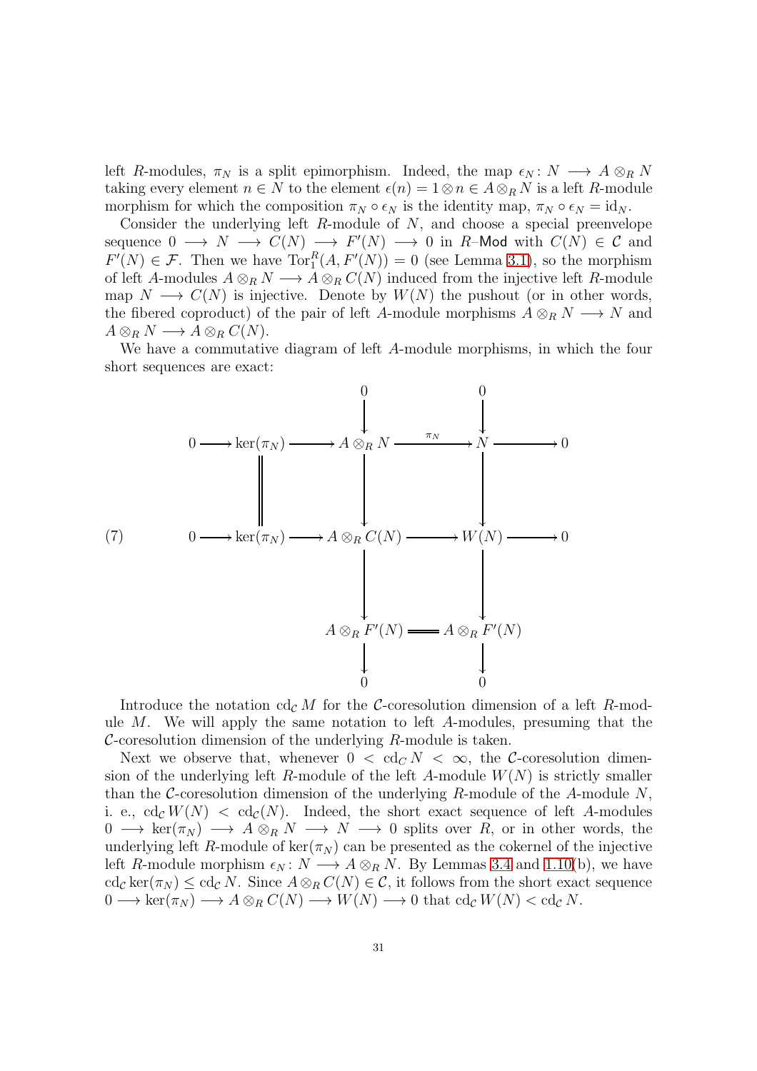left $R$-modules, $\pi_N$ is a split epimorphism. Indeed, the map $\epsilon_N\colon N \longrightarrow A \otimes_R N$ taking every element $n \in N$ to the element $\epsilon(n) = 1 \otimes n \in A \otimes_R N$ is a left $R$-module morphism for which the composition $\pi_N \circ \epsilon_N$ is the identity map, $\pi_N \circ \epsilon_N = \mathrm{id}_N$.

Consider the underlying left $R$-module of $N$, and choose a special preenvelope sequence $0 \longrightarrow N \longrightarrow C(N) \longrightarrow F'(N) \longrightarrow 0$ in $R$–$\mathsf{Mod}$ with $C(N) \in \mathcal{C}$ and $F'(N) \in \mathcal{F}$. Then we have $\mathrm{Tor}_1^R(A, F'(N)) = 0$ (see Lemma 3.1), so the morphism of left $A$-modules $A \otimes_R N \longrightarrow A \otimes_R C(N)$ induced from the injective left $R$-module map $N \longrightarrow C(N)$ is injective. Denote by $W(N)$ the pushout (or in other words, the fibered coproduct) of the pair of left $A$-module morphisms $A \otimes_R N \longrightarrow N$ and $A \otimes_R N \longrightarrow A \otimes_R C(N)$.

We have a commutative diagram of left $A$-module morphisms, in which the four short sequences are exact:

$$
\begin{array}{ccccccccc}
 & & & & 0 & & 0 & & \\
 & & & & \downarrow & & \downarrow & & \\
0 & \longrightarrow & \ker(\pi_N) & \longrightarrow & A \otimes_R N & \xrightarrow{\pi_N} & N & \longrightarrow & 0 \\
 & & \| & & \downarrow & & \downarrow & & \\
0 & \longrightarrow & \ker(\pi_N) & \longrightarrow & A \otimes_R C(N) & \longrightarrow & W(N) & \longrightarrow & 0 \\
 & & & & \downarrow & & \downarrow & & \\
 & & & & A \otimes_R F'(N) & = & A \otimes_R F'(N) & & \\
 & & & & \downarrow & & \downarrow & & \\
 & & & & 0 & & 0 & &
\end{array}
\tag{7}
$$

Introduce the notation $\mathrm{cd}_{\mathcal{C}} M$ for the $\mathcal{C}$-coresolution dimension of a left $R$-module $M$. We will apply the same notation to left $A$-modules, presuming that the $\mathcal{C}$-coresolution dimension of the underlying $R$-module is taken.

Next we observe that, whenever $0 < \mathrm{cd}_C N < \infty$, the $\mathcal{C}$-coresolution dimension of the underlying left $R$-module of the left $A$-module $W(N)$ is strictly smaller than the $\mathcal{C}$-coresolution dimension of the underlying $R$-module of the $A$-module $N$, i. e., $\mathrm{cd}_{\mathcal{C}} W(N) < \mathrm{cd}_{\mathcal{C}}(N)$. Indeed, the short exact sequence of left $A$-modules $0 \longrightarrow \ker(\pi_N) \longrightarrow A \otimes_R N \longrightarrow N \longrightarrow 0$ splits over $R$, or in other words, the underlying left $R$-module of $\ker(\pi_N)$ can be presented as the cokernel of the injective left $R$-module morphism $\epsilon_N\colon N \longrightarrow A \otimes_R N$. By Lemmas 3.4 and 1.10(b), we have $\mathrm{cd}_{\mathcal{C}} \ker(\pi_N) \le \mathrm{cd}_{\mathcal{C}} N$. Since $A \otimes_R C(N) \in \mathcal{C}$, it follows from the short exact sequence $0 \longrightarrow \ker(\pi_N) \longrightarrow A \otimes_R C(N) \longrightarrow W(N) \longrightarrow 0$ that $\mathrm{cd}_{\mathcal{C}} W(N) < \mathrm{cd}_{\mathcal{C}} N$.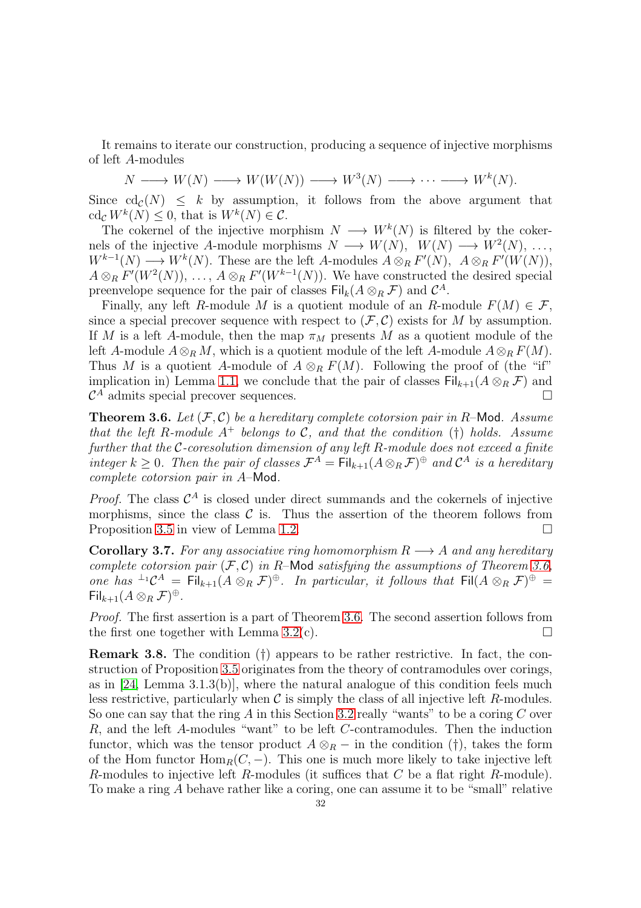It remains to iterate our construction, producing a sequence of injective morphisms of left $A$-modules

$$N \longrightarrow W(N) \longrightarrow W(W(N)) \longrightarrow W^3(N) \longrightarrow \cdots \longrightarrow W^k(N).$$

Since $\operatorname{cd}_{\mathcal{C}}(N) \le k$ by assumption, it follows from the above argument that $\operatorname{cd}_{\mathcal{C}} W^k(N) \le 0$, that is $W^k(N) \in \mathcal{C}$.

The cokernel of the injective morphism $N \longrightarrow W^k(N)$ is filtered by the cokernels of the injective $A$-module morphisms $N \longrightarrow W(N)$, $W(N) \longrightarrow W^2(N)$, …, $W^{k-1}(N) \longrightarrow W^k(N)$. These are the left $A$-modules $A \otimes_R F'(N)$, $A \otimes_R F'(W(N))$, $A \otimes_R F'(W^2(N))$, …, $A \otimes_R F'(W^{k-1}(N))$. We have constructed the desired special preenvelope sequence for the pair of classes $\mathsf{Fil}_k(A \otimes_R \mathcal{F})$ and $\mathcal{C}^A$.

Finally, any left $R$-module $M$ is a quotient module of an $R$-module $F(M) \in \mathcal{F}$, since a special precover sequence with respect to $(\mathcal{F}, \mathcal{C})$ exists for $M$ by assumption. If $M$ is a left $A$-module, then the map $\pi_M$ presents $M$ as a quotient module of the left $A$-module $A \otimes_R M$, which is a quotient module of the left $A$-module $A \otimes_R F(M)$. Thus $M$ is a quotient $A$-module of $A \otimes_R F(M)$. Following the proof of (the "if" implication in) Lemma 1.1, we conclude that the pair of classes $\mathsf{Fil}_{k+1}(A \otimes_R \mathcal{F})$ and $\mathcal{C}^A$ admits special precover sequences. ∎

**Theorem 3.6.** *Let $(\mathcal{F}, \mathcal{C})$ be a hereditary complete cotorsion pair in $R$–$\mathsf{Mod}$. Assume that the left $R$-module $A^+$ belongs to $\mathcal{C}$, and that the condition (†) holds. Assume further that the $\mathcal{C}$-coresolution dimension of any left $R$-module does not exceed a finite integer $k \ge 0$. Then the pair of classes $\mathcal{F}^A = \mathsf{Fil}_{k+1}(A \otimes_R \mathcal{F})^\oplus$ and $\mathcal{C}^A$ is a hereditary complete cotorsion pair in $A$–$\mathsf{Mod}$.*

*Proof.* The class $\mathcal{C}^A$ is closed under direct summands and the cokernels of injective morphisms, since the class $\mathcal{C}$ is. Thus the assertion of the theorem follows from Proposition 3.5 in view of Lemma 1.2. ∎

**Corollary 3.7.** *For any associative ring homomorphism $R \longrightarrow A$ and any hereditary complete cotorsion pair $(\mathcal{F}, \mathcal{C})$ in $R$–$\mathsf{Mod}$ satisfying the assumptions of Theorem 3.6, one has ${}^{\perp_1}\mathcal{C}^A = \mathsf{Fil}_{k+1}(A \otimes_R \mathcal{F})^\oplus$. In particular, it follows that $\mathsf{Fil}(A \otimes_R \mathcal{F})^\oplus = \mathsf{Fil}_{k+1}(A \otimes_R \mathcal{F})^\oplus$.*

*Proof.* The first assertion is a part of Theorem 3.6. The second assertion follows from the first one together with Lemma 3.2(c). ∎

**Remark 3.8.** The condition (†) appears to be rather restrictive. In fact, the construction of Proposition 3.5 originates from the theory of contramodules over corings, as in [24, Lemma 3.1.3(b)], where the natural analogue of this condition feels much less restrictive, particularly when $\mathcal{C}$ is simply the class of all injective left $R$-modules. So one can say that the ring $A$ in this Section 3.2 really "wants" to be a coring $C$ over $R$, and the left $A$-modules "want" to be left $C$-contramodules. Then the induction functor, which was the tensor product $A \otimes_R -$ in the condition (†), takes the form of the Hom functor $\operatorname{Hom}_R(C, -)$. This one is much more likely to take injective left $R$-modules to injective left $R$-modules (it suffices that $C$ be a flat right $R$-module). To make a ring $A$ behave rather like a coring, one can assume it to be "small" relative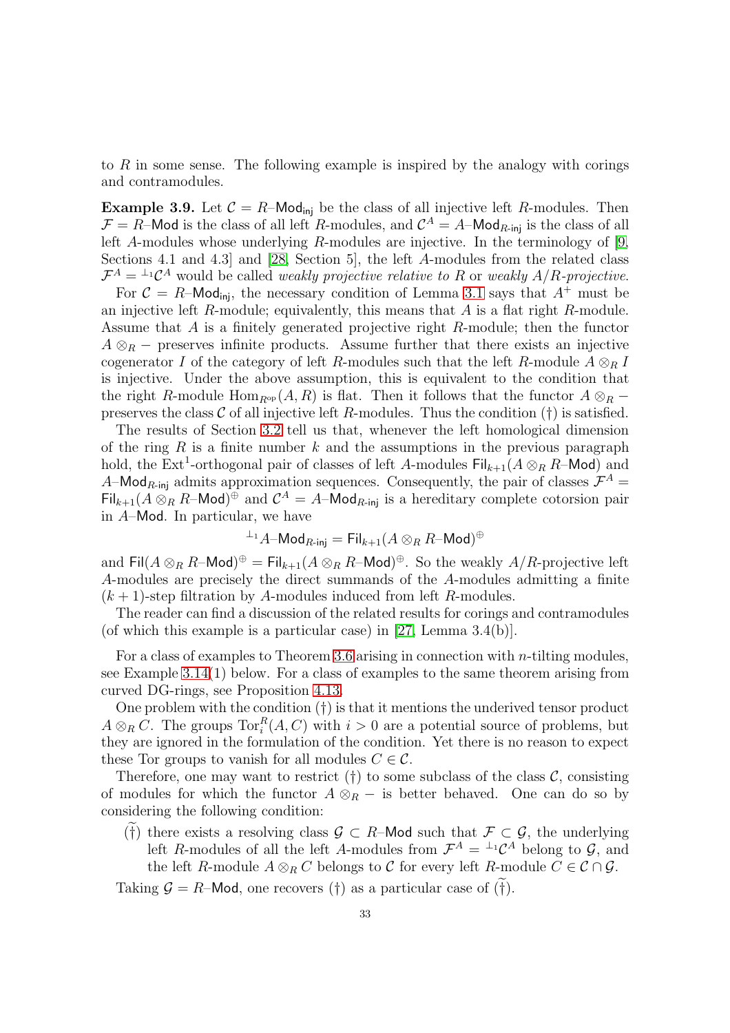to $R$ in some sense. The following example is inspired by the analogy with corings and contramodules.

**Example 3.9.** Let $\mathcal{C} = R\text{–}\mathsf{Mod}_{\mathsf{inj}}$ be the class of all injective left $R$-modules. Then $\mathcal{F} = R\text{–}\mathsf{Mod}$ is the class of all left $R$-modules, and $\mathcal{C}^A = A\text{–}\mathsf{Mod}_{R\text{-}\mathsf{inj}}$ is the class of all left $A$-modules whose underlying $R$-modules are injective. In the terminology of [9, Sections 4.1 and 4.3] and [28, Section 5], the left $A$-modules from the related class $\mathcal{F}^A = {}^{\perp_1}\mathcal{C}^A$ would be called *weakly projective relative to* $R$ or *weakly* $A/R$*-projective*.

For $\mathcal{C} = R\text{–}\mathsf{Mod}_{\mathsf{inj}}$, the necessary condition of Lemma 3.1 says that $A^+$ must be an injective left $R$-module; equivalently, this means that $A$ is a flat right $R$-module. Assume that $A$ is a finitely generated projective right $R$-module; then the functor $A \otimes_R -$ preserves infinite products. Assume further that there exists an injective cogenerator $I$ of the category of left $R$-modules such that the left $R$-module $A \otimes_R I$ is injective. Under the above assumption, this is equivalent to the condition that the right $R$-module $\mathrm{Hom}_{R^{\mathrm{op}}}(A, R)$ is flat. Then it follows that the functor $A \otimes_R -$ preserves the class $\mathcal{C}$ of all injective left $R$-modules. Thus the condition (†) is satisfied.

The results of Section 3.2 tell us that, whenever the left homological dimension of the ring $R$ is a finite number $k$ and the assumptions in the previous paragraph hold, the $\mathrm{Ext}^1$-orthogonal pair of classes of left $A$-modules $\mathsf{Fil}_{k+1}(A \otimes_R R\text{–}\mathsf{Mod})$ and $A\text{–}\mathsf{Mod}_{R\text{-}\mathsf{inj}}$ admits approximation sequences. Consequently, the pair of classes $\mathcal{F}^A = \mathsf{Fil}_{k+1}(A \otimes_R R\text{–}\mathsf{Mod})^{\oplus}$ and $\mathcal{C}^A = A\text{–}\mathsf{Mod}_{R\text{-}\mathsf{inj}}$ is a hereditary complete cotorsion pair in $A\text{–}\mathsf{Mod}$. In particular, we have

$$^{\perp_1}A\text{–}\mathsf{Mod}_{R\text{-}\mathsf{inj}} = \mathsf{Fil}_{k+1}(A \otimes_R R\text{–}\mathsf{Mod})^{\oplus}$$

and $\mathsf{Fil}(A \otimes_R R\text{–}\mathsf{Mod})^{\oplus} = \mathsf{Fil}_{k+1}(A \otimes_R R\text{–}\mathsf{Mod})^{\oplus}$. So the weakly $A/R$-projective left $A$-modules are precisely the direct summands of the $A$-modules admitting a finite $(k+1)$-step filtration by $A$-modules induced from left $R$-modules.

The reader can find a discussion of the related results for corings and contramodules (of which this example is a particular case) in [27, Lemma 3.4(b)].

For a class of examples to Theorem 3.6 arising in connection with $n$-tilting modules, see Example 3.14(1) below. For a class of examples to the same theorem arising from curved DG-rings, see Proposition 4.13.

One problem with the condition (†) is that it mentions the underived tensor product $A \otimes_R C$. The groups $\mathrm{Tor}_i^R(A, C)$ with $i > 0$ are a potential source of problems, but they are ignored in the formulation of the condition. Yet there is no reason to expect these Tor groups to vanish for all modules $C \in \mathcal{C}$.

Therefore, one may want to restrict (†) to some subclass of the class $\mathcal{C}$, consisting of modules for which the functor $A \otimes_R -$ is better behaved. One can do so by considering the following condition:

($\widetilde{\dagger}$) there exists a resolving class $\mathcal{G} \subset R\text{–}\mathsf{Mod}$ such that $\mathcal{F} \subset \mathcal{G}$, the underlying left $R$-modules of all the left $A$-modules from $\mathcal{F}^A = {}^{\perp_1}\mathcal{C}^A$ belong to $\mathcal{G}$, and the left $R$-module $A \otimes_R C$ belongs to $\mathcal{C}$ for every left $R$-module $C \in \mathcal{C} \cap \mathcal{G}$.

Taking $\mathcal{G} = R\text{–}\mathsf{Mod}$, one recovers (†) as a particular case of ($\widetilde{\dagger}$).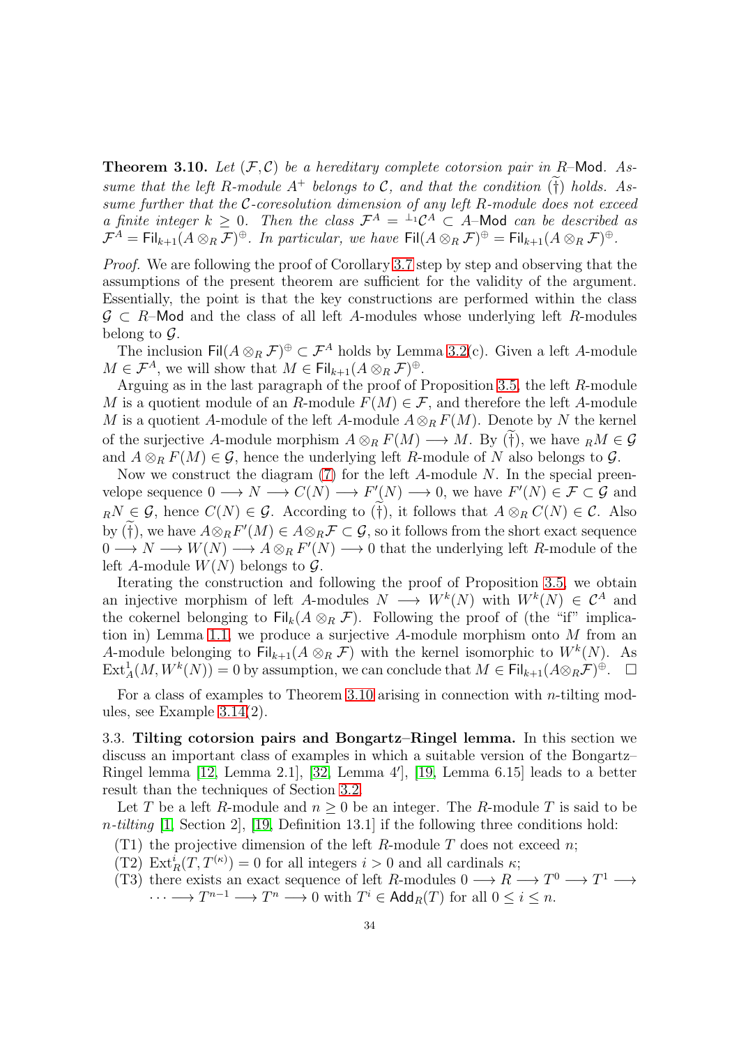**Theorem 3.10.** *Let $(\mathcal{F},\mathcal{C})$ be a hereditary complete cotorsion pair in $R$–$\mathsf{Mod}$. Assume that the left $R$-module $A^+$ belongs to $\mathcal{C}$, and that the condition $(\widetilde{\dagger})$ holds. Assume further that the $\mathcal{C}$-coresolution dimension of any left $R$-module does not exceed a finite integer $k \geq 0$. Then the class $\mathcal{F}^A = {}^{\perp_1}\mathcal{C}^A \subset A$–$\mathsf{Mod}$ can be described as $\mathcal{F}^A = \mathsf{Fil}_{k+1}(A \otimes_R \mathcal{F})^\oplus$. In particular, we have $\mathsf{Fil}(A \otimes_R \mathcal{F})^\oplus = \mathsf{Fil}_{k+1}(A \otimes_R \mathcal{F})^\oplus$.*

*Proof.* We are following the proof of Corollary 3.7 step by step and observing that the assumptions of the present theorem are sufficient for the validity of the argument. Essentially, the point is that the key constructions are performed within the class $\mathcal{G} \subset R$–$\mathsf{Mod}$ and the class of all left $A$-modules whose underlying left $R$-modules belong to $\mathcal{G}$.

The inclusion $\mathsf{Fil}(A \otimes_R \mathcal{F})^\oplus \subset \mathcal{F}^A$ holds by Lemma 3.2(c). Given a left $A$-module $M \in \mathcal{F}^A$, we will show that $M \in \mathsf{Fil}_{k+1}(A \otimes_R \mathcal{F})^\oplus$.

Arguing as in the last paragraph of the proof of Proposition 3.5, the left $R$-module $M$ is a quotient module of an $R$-module $F(M) \in \mathcal{F}$, and therefore the left $A$-module $M$ is a quotient $A$-module of the left $A$-module $A \otimes_R F(M)$. Denote by $N$ the kernel of the surjective $A$-module morphism $A \otimes_R F(M) \longrightarrow M$. By $(\widetilde{\dagger})$, we have ${}_RM \in \mathcal{G}$ and $A \otimes_R F(M) \in \mathcal{G}$, hence the underlying left $R$-module of $N$ also belongs to $\mathcal{G}$.

Now we construct the diagram (7) for the left $A$-module $N$. In the special preenvelope sequence $0 \longrightarrow N \longrightarrow C(N) \longrightarrow F'(N) \longrightarrow 0$, we have $F'(N) \in \mathcal{F} \subset \mathcal{G}$ and ${}_RN \in \mathcal{G}$, hence $C(N) \in \mathcal{G}$. According to $(\widetilde{\dagger})$, it follows that $A \otimes_R C(N) \in \mathcal{C}$. Also by $(\widetilde{\dagger})$, we have $A \otimes_R F'(M) \in A \otimes_R \mathcal{F} \subset \mathcal{G}$, so it follows from the short exact sequence $0 \longrightarrow N \longrightarrow W(N) \longrightarrow A \otimes_R F'(N) \longrightarrow 0$ that the underlying left $R$-module of the left $A$-module $W(N)$ belongs to $\mathcal{G}$.

Iterating the construction and following the proof of Proposition 3.5, we obtain an injective morphism of left $A$-modules $N \longrightarrow W^k(N)$ with $W^k(N) \in \mathcal{C}^A$ and the cokernel belonging to $\mathsf{Fil}_k(A \otimes_R \mathcal{F})$. Following the proof of (the "if" implication in) Lemma 1.1, we produce a surjective $A$-module morphism onto $M$ from an $A$-module belonging to $\mathsf{Fil}_{k+1}(A \otimes_R \mathcal{F})$ with the kernel isomorphic to $W^k(N)$. As $\mathrm{Ext}^1_A(M, W^k(N)) = 0$ by assumption, we can conclude that $M \in \mathsf{Fil}_{k+1}(A \otimes_R \mathcal{F})^\oplus$. $\square$

For a class of examples to Theorem 3.10 arising in connection with $n$-tilting modules, see Example 3.14(2).

### 3.3. Tilting cotorsion pairs and Bongartz–Ringel lemma.

In this section we discuss an important class of examples in which a suitable version of the Bongartz–Ringel lemma [12, Lemma 2.1], [32, Lemma 4′], [19, Lemma 6.15] leads to a better result than the techniques of Section 3.2.

Let $T$ be a left $R$-module and $n \geq 0$ be an integer. The $R$-module $T$ is said to be *$n$-tilting* [1, Section 2], [19, Definition 13.1] if the following three conditions hold:

(T1) the projective dimension of the left $R$-module $T$ does not exceed $n$;

(T2) $\mathrm{Ext}^i_R(T, T^{(\kappa)}) = 0$ for all integers $i > 0$ and all cardinals $\kappa$;

(T3) there exists an exact sequence of left $R$-modules $0 \longrightarrow R \longrightarrow T^0 \longrightarrow T^1 \longrightarrow \cdots \longrightarrow T^{n-1} \longrightarrow T^n \longrightarrow 0$ with $T^i \in \mathsf{Add}_R(T)$ for all $0 \leq i \leq n$.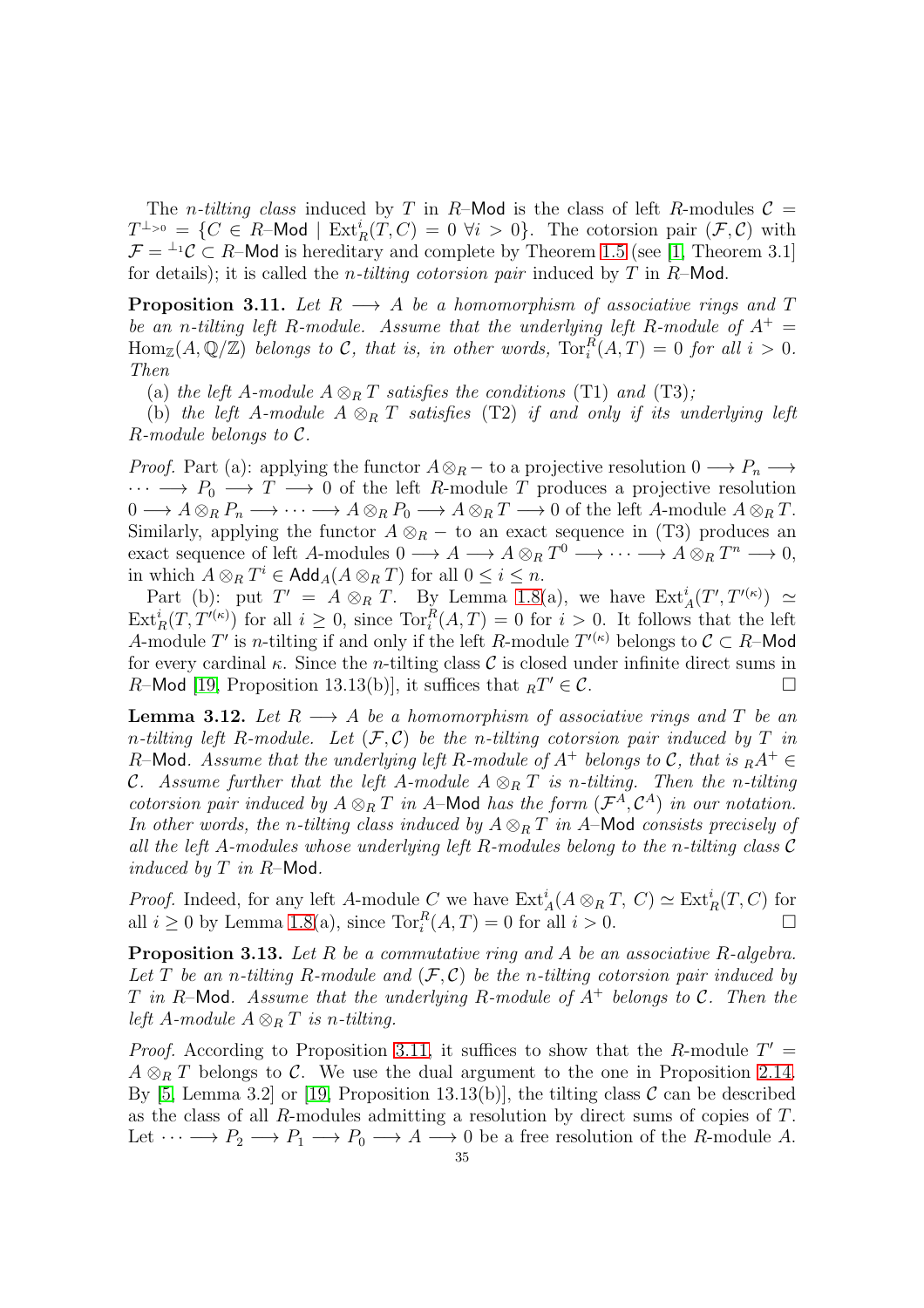The *n-tilting class* induced by $T$ in $R$–Mod is the class of left $R$-modules $\mathcal{C} = T^{\perp_{>0}} = \{C \in R\text{–Mod} \mid \operatorname{Ext}^i_R(T, C) = 0 \ \forall i > 0\}$. The cotorsion pair $(\mathcal{F}, \mathcal{C})$ with $\mathcal{F} = {}^{\perp_1}\mathcal{C} \subset R$–Mod is hereditary and complete by Theorem 1.5 (see [1, Theorem 3.1] for details); it is called the *n-tilting cotorsion pair* induced by $T$ in $R$–Mod.

**Proposition 3.11.** *Let $R \longrightarrow A$ be a homomorphism of associative rings and $T$ be an $n$-tilting left $R$-module. Assume that the underlying left $R$-module of $A^+ = \operatorname{Hom}_{\mathbb{Z}}(A, \mathbb{Q}/\mathbb{Z})$ belongs to $\mathcal{C}$, that is, in other words, $\operatorname{Tor}^R_i(A, T) = 0$ for all $i > 0$. Then*

(a) *the left $A$-module $A \otimes_R T$ satisfies the conditions* (T1) *and* (T3)*;*

(b) *the left $A$-module $A \otimes_R T$ satisfies* (T2) *if and only if its underlying left $R$-module belongs to $\mathcal{C}$.*

*Proof.* Part (a): applying the functor $A \otimes_R -$ to a projective resolution $0 \longrightarrow P_n \longrightarrow \cdots \longrightarrow P_0 \longrightarrow T \longrightarrow 0$ of the left $R$-module $T$ produces a projective resolution $0 \longrightarrow A \otimes_R P_n \longrightarrow \cdots \longrightarrow A \otimes_R P_0 \longrightarrow A \otimes_R T \longrightarrow 0$ of the left $A$-module $A \otimes_R T$. Similarly, applying the functor $A \otimes_R -$ to an exact sequence in (T3) produces an exact sequence of left $A$-modules $0 \longrightarrow A \longrightarrow A \otimes_R T^0 \longrightarrow \cdots \longrightarrow A \otimes_R T^n \longrightarrow 0$, in which $A \otimes_R T^i \in \mathsf{Add}_A(A \otimes_R T)$ for all $0 \le i \le n$.

Part (b): put $T' = A \otimes_R T$. By Lemma 1.8(a), we have $\operatorname{Ext}^i_A(T', T'^{(\kappa)}) \simeq \operatorname{Ext}^i_R(T, T'^{(\kappa)})$ for all $i \ge 0$, since $\operatorname{Tor}^R_i(A, T) = 0$ for $i > 0$. It follows that the left $A$-module $T'$ is $n$-tilting if and only if the left $R$-module $T'^{(\kappa)}$ belongs to $\mathcal{C} \subset R$–Mod for every cardinal $\kappa$. Since the $n$-tilting class $\mathcal{C}$ is closed under infinite direct sums in $R$–Mod [19, Proposition 13.13(b)], it suffices that ${}_RT' \in \mathcal{C}$. $\square$

**Lemma 3.12.** *Let $R \longrightarrow A$ be a homomorphism of associative rings and $T$ be an $n$-tilting left $R$-module. Let $(\mathcal{F}, \mathcal{C})$ be the $n$-tilting cotorsion pair induced by $T$ in $R$–Mod. Assume that the underlying left $R$-module of $A^+$ belongs to $\mathcal{C}$, that is ${}_RA^+ \in \mathcal{C}$. Assume further that the left $A$-module $A \otimes_R T$ is $n$-tilting. Then the $n$-tilting cotorsion pair induced by $A \otimes_R T$ in $A$–Mod has the form $(\mathcal{F}^A, \mathcal{C}^A)$ in our notation. In other words, the $n$-tilting class induced by $A \otimes_R T$ in $A$–Mod consists precisely of all the left $A$-modules whose underlying left $R$-modules belong to the $n$-tilting class $\mathcal{C}$ induced by $T$ in $R$–Mod.*

*Proof.* Indeed, for any left $A$-module $C$ we have $\operatorname{Ext}^i_A(A \otimes_R T,\, C) \simeq \operatorname{Ext}^i_R(T, C)$ for all $i \ge 0$ by Lemma 1.8(a), since $\operatorname{Tor}^R_i(A, T) = 0$ for all $i > 0$. $\square$

**Proposition 3.13.** *Let $R$ be a commutative ring and $A$ be an associative $R$-algebra. Let $T$ be an $n$-tilting $R$-module and $(\mathcal{F}, \mathcal{C})$ be the $n$-tilting cotorsion pair induced by $T$ in $R$–Mod. Assume that the underlying $R$-module of $A^+$ belongs to $\mathcal{C}$. Then the left $A$-module $A \otimes_R T$ is $n$-tilting.*

*Proof.* According to Proposition 3.11, it suffices to show that the $R$-module $T' = A \otimes_R T$ belongs to $\mathcal{C}$. We use the dual argument to the one in Proposition 2.14. By [5, Lemma 3.2] or [19, Proposition 13.13(b)], the tilting class $\mathcal{C}$ can be described as the class of all $R$-modules admitting a resolution by direct sums of copies of $T$. Let $\cdots \longrightarrow P_2 \longrightarrow P_1 \longrightarrow P_0 \longrightarrow A \longrightarrow 0$ be a free resolution of the $R$-module $A$.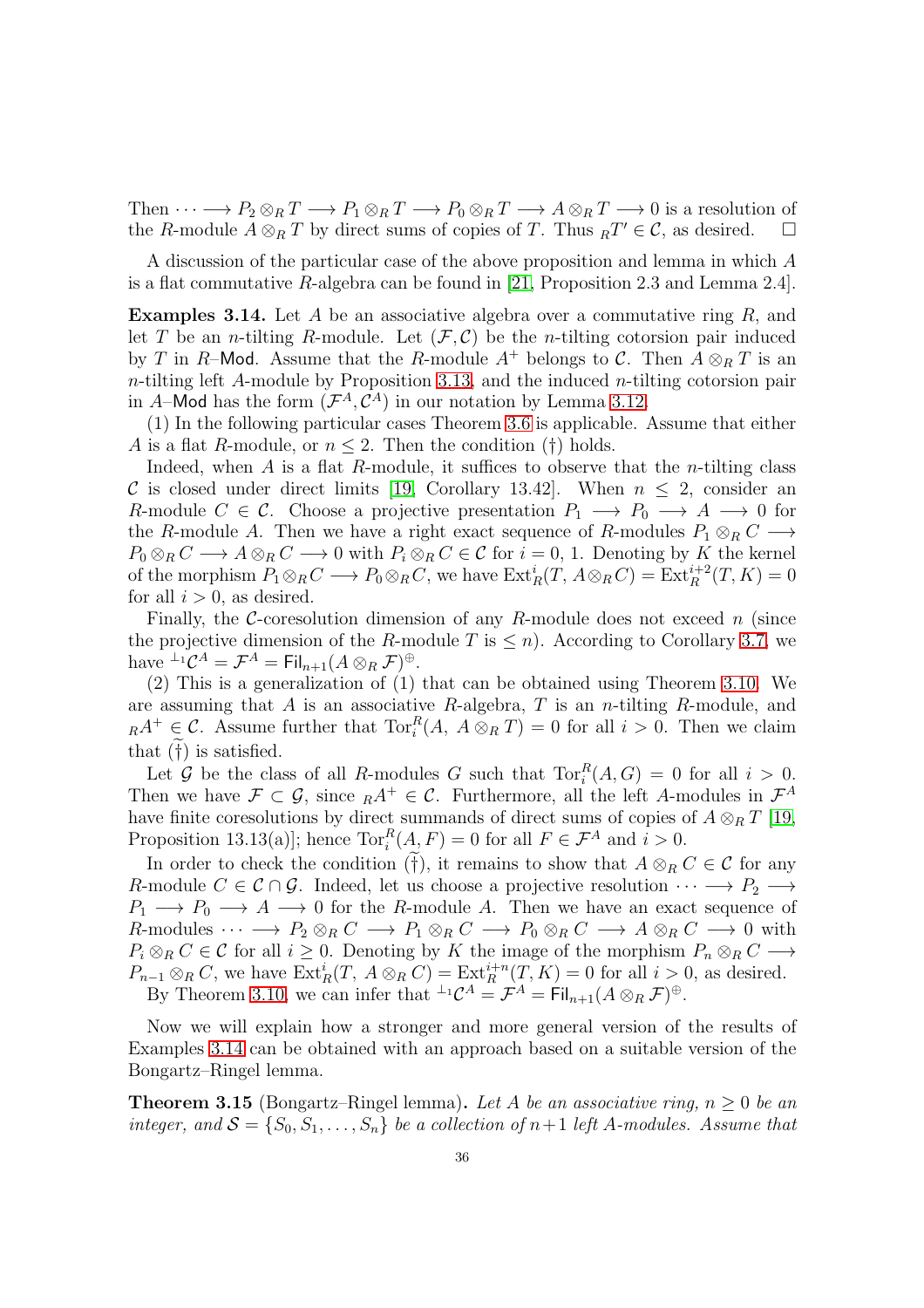Then $\cdots \longrightarrow P_2 \otimes_R T \longrightarrow P_1 \otimes_R T \longrightarrow P_0 \otimes_R T \longrightarrow A \otimes_R T \longrightarrow 0$ is a resolution of the $R$-module $A \otimes_R T$ by direct sums of copies of $T$. Thus ${}_RT' \in \mathcal{C}$, as desired. $\square$

A discussion of the particular case of the above proposition and lemma in which $A$ is a flat commutative $R$-algebra can be found in [21, Proposition 2.3 and Lemma 2.4].

**Examples 3.14.** Let $A$ be an associative algebra over a commutative ring $R$, and let $T$ be an $n$-tilting $R$-module. Let $(\mathcal{F}, \mathcal{C})$ be the $n$-tilting cotorsion pair induced by $T$ in $R$–$\mathsf{Mod}$. Assume that the $R$-module $A^+$ belongs to $\mathcal{C}$. Then $A \otimes_R T$ is an $n$-tilting left $A$-module by Proposition 3.13, and the induced $n$-tilting cotorsion pair in $A$–$\mathsf{Mod}$ has the form $(\mathcal{F}^A, \mathcal{C}^A)$ in our notation by Lemma 3.12.

(1) In the following particular cases Theorem 3.6 is applicable. Assume that either $A$ is a flat $R$-module, or $n \le 2$. Then the condition (†) holds.

Indeed, when $A$ is a flat $R$-module, it suffices to observe that the $n$-tilting class $\mathcal{C}$ is closed under direct limits [19, Corollary 13.42]. When $n \le 2$, consider an $R$-module $C \in \mathcal{C}$. Choose a projective presentation $P_1 \longrightarrow P_0 \longrightarrow A \longrightarrow 0$ for the $R$-module $A$. Then we have a right exact sequence of $R$-modules $P_1 \otimes_R C \longrightarrow P_0 \otimes_R C \longrightarrow A \otimes_R C \longrightarrow 0$ with $P_i \otimes_R C \in \mathcal{C}$ for $i = 0, 1$. Denoting by $K$ the kernel of the morphism $P_1 \otimes_R C \longrightarrow P_0 \otimes_R C$, we have $\mathrm{Ext}^i_R(T, A \otimes_R C) = \mathrm{Ext}^{i+2}_R(T, K) = 0$ for all $i > 0$, as desired.

Finally, the $\mathcal{C}$-coresolution dimension of any $R$-module does not exceed $n$ (since the projective dimension of the $R$-module $T$ is $\le n$). According to Corollary 3.7, we have ${}^{\perp_1}\mathcal{C}^A = \mathcal{F}^A = \mathsf{Fil}_{n+1}(A \otimes_R \mathcal{F})^{\oplus}$.

(2) This is a generalization of (1) that can be obtained using Theorem 3.10. We are assuming that $A$ is an associative $R$-algebra, $T$ is an $n$-tilting $R$-module, and ${}_RA^+ \in \mathcal{C}$. Assume further that $\mathrm{Tor}^R_i(A, A \otimes_R T) = 0$ for all $i > 0$. Then we claim that $(\widetilde{\dagger})$ is satisfied.

Let $\mathcal{G}$ be the class of all $R$-modules $G$ such that $\mathrm{Tor}^R_i(A, G) = 0$ for all $i > 0$. Then we have $\mathcal{F} \subset \mathcal{G}$, since ${}_RA^+ \in \mathcal{C}$. Furthermore, all the left $A$-modules in $\mathcal{F}^A$ have finite coresolutions by direct summands of direct sums of copies of $A \otimes_R T$ [19, Proposition 13.13(a)]; hence $\mathrm{Tor}^R_i(A, F) = 0$ for all $F \in \mathcal{F}^A$ and $i > 0$.

In order to check the condition $(\widetilde{\dagger})$, it remains to show that $A \otimes_R C \in \mathcal{C}$ for any $R$-module $C \in \mathcal{C} \cap \mathcal{G}$. Indeed, let us choose a projective resolution $\cdots \longrightarrow P_2 \longrightarrow P_1 \longrightarrow P_0 \longrightarrow A \longrightarrow 0$ for the $R$-module $A$. Then we have an exact sequence of $R$-modules $\cdots \longrightarrow P_2 \otimes_R C \longrightarrow P_1 \otimes_R C \longrightarrow P_0 \otimes_R C \longrightarrow A \otimes_R C \longrightarrow 0$ with $P_i \otimes_R C \in \mathcal{C}$ for all $i \ge 0$. Denoting by $K$ the image of the morphism $P_n \otimes_R C \longrightarrow P_{n-1} \otimes_R C$, we have $\mathrm{Ext}^i_R(T, A \otimes_R C) = \mathrm{Ext}^{i+n}_R(T, K) = 0$ for all $i > 0$, as desired.

By Theorem 3.10, we can infer that ${}^{\perp_1}\mathcal{C}^A = \mathcal{F}^A = \mathsf{Fil}_{n+1}(A \otimes_R \mathcal{F})^{\oplus}$.

Now we will explain how a stronger and more general version of the results of Examples 3.14 can be obtained with an approach based on a suitable version of the Bongartz–Ringel lemma.

**Theorem 3.15** (Bongartz–Ringel lemma)**.** *Let $A$ be an associative ring, $n \ge 0$ be an integer, and $\mathcal{S} = \{S_0, S_1, \ldots, S_n\}$ be a collection of $n+1$ left $A$-modules. Assume that*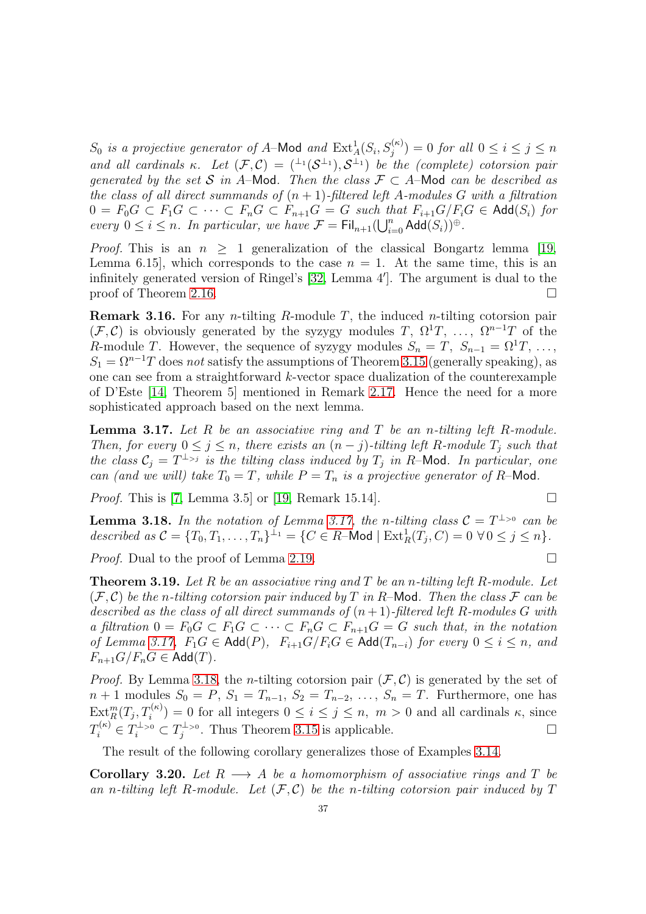*$S_0$ is a projective generator of $A$–$\mathsf{Mod}$ and $\mathrm{Ext}^1_A(S_i, S_j^{(\kappa)}) = 0$ for all $0 \le i \le j \le n$ and all cardinals $\kappa$. Let $(\mathcal{F}, \mathcal{C}) = ({}^{\perp_1}(\mathcal{S}^{\perp_1}), \mathcal{S}^{\perp_1})$ be the (complete) cotorsion pair generated by the set $\mathcal{S}$ in $A$–$\mathsf{Mod}$. Then the class $\mathcal{F} \subset A$–$\mathsf{Mod}$ can be described as the class of all direct summands of $(n+1)$-filtered left $A$-modules $G$ with a filtration $0 = F_0G \subset F_1G \subset \cdots \subset F_nG \subset F_{n+1}G = G$ such that $F_{i+1}G/F_iG \in \mathsf{Add}(S_i)$ for every $0 \le i \le n$. In particular, we have $\mathcal{F} = \mathsf{Fil}_{n+1}(\bigcup_{i=0}^n \mathsf{Add}(S_i))^{\oplus}$.*

*Proof.* This is an $n \ge 1$ generalization of the classical Bongartz lemma [19, Lemma 6.15], which corresponds to the case $n = 1$. At the same time, this is an infinitely generated version of Ringel's [32, Lemma 4′]. The argument is dual to the proof of Theorem 2.16. □

**Remark 3.16.** For any $n$-tilting $R$-module $T$, the induced $n$-tilting cotorsion pair $(\mathcal{F}, \mathcal{C})$ is obviously generated by the syzygy modules $T$, $\Omega^1 T$, …, $\Omega^{n-1}T$ of the $R$-module $T$. However, the sequence of syzygy modules $S_n = T$, $S_{n-1} = \Omega^1 T$, …, $S_1 = \Omega^{n-1}T$ does *not* satisfy the assumptions of Theorem 3.15 (generally speaking), as one can see from a straightforward $k$-vector space dualization of the counterexample of D'Este [14, Theorem 5] mentioned in Remark 2.17. Hence the need for a more sophisticated approach based on the next lemma.

**Lemma 3.17.** *Let $R$ be an associative ring and $T$ be an $n$-tilting left $R$-module. Then, for every $0 \le j \le n$, there exists an $(n-j)$-tilting left $R$-module $T_j$ such that the class $\mathcal{C}_j = T^{\perp_{>j}}$ is the tilting class induced by $T_j$ in $R$–$\mathsf{Mod}$. In particular, one can (and we will) take $T_0 = T$, while $P = T_n$ is a projective generator of $R$–$\mathsf{Mod}$.*

*Proof.* This is [7, Lemma 3.5] or [19, Remark 15.14]. □

**Lemma 3.18.** *In the notation of Lemma 3.17, the $n$-tilting class $\mathcal{C} = T^{\perp_{>0}}$ can be described as $\mathcal{C} = \{T_0, T_1, \dots, T_n\}^{\perp_1} = \{C \in R\text{–}\mathsf{Mod} \mid \mathrm{Ext}^1_R(T_j, C) = 0 \ \forall\, 0 \le j \le n\}$.*

*Proof.* Dual to the proof of Lemma 2.19. □

**Theorem 3.19.** *Let $R$ be an associative ring and $T$ be an $n$-tilting left $R$-module. Let $(\mathcal{F}, \mathcal{C})$ be the $n$-tilting cotorsion pair induced by $T$ in $R$–$\mathsf{Mod}$. Then the class $\mathcal{F}$ can be described as the class of all direct summands of $(n+1)$-filtered left $R$-modules $G$ with a filtration $0 = F_0G \subset F_1G \subset \cdots \subset F_nG \subset F_{n+1}G = G$ such that, in the notation of Lemma 3.17, $F_1G \in \mathsf{Add}(P)$, $F_{i+1}G/F_iG \in \mathsf{Add}(T_{n-i})$ for every $0 \le i \le n$, and $F_{n+1}G/F_nG \in \mathsf{Add}(T)$.*

*Proof.* By Lemma 3.18, the $n$-tilting cotorsion pair $(\mathcal{F}, \mathcal{C})$ is generated by the set of $n+1$ modules $S_0 = P$, $S_1 = T_{n-1}$, $S_2 = T_{n-2}$, …, $S_n = T$. Furthermore, one has $\mathrm{Ext}^m_R(T_j, T_i^{(\kappa)}) = 0$ for all integers $0 \le i \le j \le n$, $m > 0$ and all cardinals $\kappa$, since $T_i^{(\kappa)} \in T_i^{\perp_{>0}} \subset T_j^{\perp_{>0}}$. Thus Theorem 3.15 is applicable. □

The result of the following corollary generalizes those of Examples 3.14.

**Corollary 3.20.** *Let $R \longrightarrow A$ be a homomorphism of associative rings and $T$ be an $n$-tilting left $R$-module. Let $(\mathcal{F}, \mathcal{C})$ be the $n$-tilting cotorsion pair induced by $T$*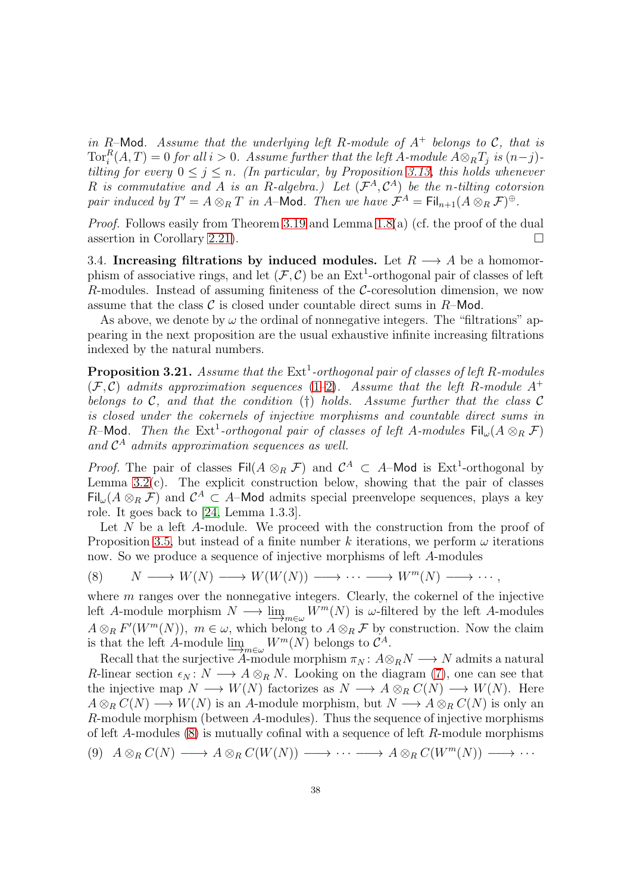*in $R$–$\mathsf{Mod}$. Assume that the underlying left $R$-module of $A^+$ belongs to $\mathcal{C}$, that is $\mathrm{Tor}_i^R(A,T)=0$ for all $i>0$. Assume further that the left $A$-module $A\otimes_R T_j$ is $(n-j)$-tilting for every $0\le j\le n$. (In particular, by Proposition 3.13, this holds whenever $R$ is commutative and $A$ is an $R$-algebra.) Let $(\mathcal{F}^A,\mathcal{C}^A)$ be the $n$-tilting cotorsion pair induced by $T'=A\otimes_R T$ in $A$–$\mathsf{Mod}$. Then we have $\mathcal{F}^A=\mathsf{Fil}_{n+1}(A\otimes_R\mathcal{F})^{\oplus}$.*

*Proof.* Follows easily from Theorem 3.19 and Lemma 1.8(a) (cf. the proof of the dual assertion in Corollary 2.21). □

3.4. **Increasing filtrations by induced modules.** Let $R\longrightarrow A$ be a homomorphism of associative rings, and let $(\mathcal{F},\mathcal{C})$ be an $\mathrm{Ext}^1$-orthogonal pair of classes of left $R$-modules. Instead of assuming finiteness of the $\mathcal{C}$-coresolution dimension, we now assume that the class $\mathcal{C}$ is closed under countable direct sums in $R$–$\mathsf{Mod}$.

As above, we denote by $\omega$ the ordinal of nonnegative integers. The "filtrations" appearing in the next proposition are the usual exhaustive infinite increasing filtrations indexed by the natural numbers.

**Proposition 3.21.** *Assume that the $\mathrm{Ext}^1$-orthogonal pair of classes of left $R$-modules $(\mathcal{F},\mathcal{C})$ admits approximation sequences (1–2). Assume that the left $R$-module $A^+$ belongs to $\mathcal{C}$, and that the condition (†) holds. Assume further that the class $\mathcal{C}$ is closed under the cokernels of injective morphisms and countable direct sums in $R$–$\mathsf{Mod}$. Then the $\mathrm{Ext}^1$-orthogonal pair of classes of left $A$-modules $\mathsf{Fil}_\omega(A\otimes_R\mathcal{F})$ and $\mathcal{C}^A$ admits approximation sequences as well.*

*Proof.* The pair of classes $\mathsf{Fil}(A\otimes_R\mathcal{F})$ and $\mathcal{C}^A\subset A$–$\mathsf{Mod}$ is $\mathrm{Ext}^1$-orthogonal by Lemma 3.2(c). The explicit construction below, showing that the pair of classes $\mathsf{Fil}_\omega(A\otimes_R\mathcal{F})$ and $\mathcal{C}^A\subset A$–$\mathsf{Mod}$ admits special preenvelope sequences, plays a key role. It goes back to [24, Lemma 1.3.3].

Let $N$ be a left $A$-module. We proceed with the construction from the proof of Proposition 3.5, but instead of a finite number $k$ iterations, we perform $\omega$ iterations now. So we produce a sequence of injective morphisms of left $A$-modules

$$N\longrightarrow W(N)\longrightarrow W(W(N))\longrightarrow\cdots\longrightarrow W^m(N)\longrightarrow\cdots, \tag{8}$$

where $m$ ranges over the nonnegative integers. Clearly, the cokernel of the injective left $A$-module morphism $N\longrightarrow\varinjlim_{m\in\omega}W^m(N)$ is $\omega$-filtered by the left $A$-modules $A\otimes_R F'(W^m(N))$, $m\in\omega$, which belong to $A\otimes_R\mathcal{F}$ by construction. Now the claim is that the left $A$-module $\varinjlim_{m\in\omega}W^m(N)$ belongs to $\mathcal{C}^A$.

Recall that the surjective $A$-module morphism $\pi_N\colon A\otimes_R N\longrightarrow N$ admits a natural $R$-linear section $\epsilon_N\colon N\longrightarrow A\otimes_R N$. Looking on the diagram (7), one can see that the injective map $N\longrightarrow W(N)$ factorizes as $N\longrightarrow A\otimes_R C(N)\longrightarrow W(N)$. Here $A\otimes_R C(N)\longrightarrow W(N)$ is an $A$-module morphism, but $N\longrightarrow A\otimes_R C(N)$ is only an $R$-module morphism (between $A$-modules). Thus the sequence of injective morphisms of left $A$-modules (8) is mutually cofinal with a sequence of left $R$-module morphisms

$$A\otimes_R C(N)\longrightarrow A\otimes_R C(W(N))\longrightarrow\cdots\longrightarrow A\otimes_R C(W^m(N))\longrightarrow\cdots \tag{9}$$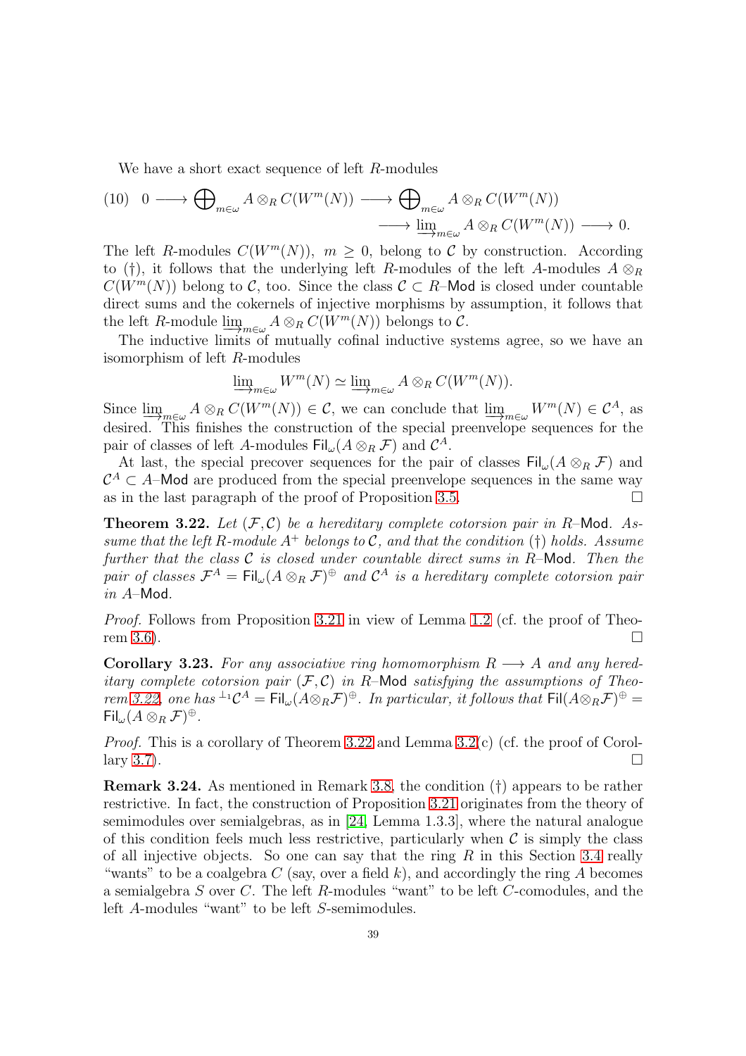We have a short exact sequence of left $R$-modules

$$(10)\quad 0 \longrightarrow \bigoplus\nolimits_{m\in\omega} A\otimes_R C(W^m(N)) \longrightarrow \bigoplus\nolimits_{m\in\omega} A\otimes_R C(W^m(N)) \\ \longrightarrow \varinjlim\nolimits_{m\in\omega} A\otimes_R C(W^m(N)) \longrightarrow 0.$$

The left $R$-modules $C(W^m(N))$, $m\geq 0$, belong to $\mathcal{C}$ by construction. According to (†), it follows that the underlying left $R$-modules of the left $A$-modules $A\otimes_R C(W^m(N))$ belong to $\mathcal{C}$, too. Since the class $\mathcal{C}\subset R$–$\mathsf{Mod}$ is closed under countable direct sums and the cokernels of injective morphisms by assumption, it follows that the left $R$-module $\varinjlim_{m\in\omega} A\otimes_R C(W^m(N))$ belongs to $\mathcal{C}$.

The inductive limits of mutually cofinal inductive systems agree, so we have an isomorphism of left $R$-modules

$$\varinjlim\nolimits_{m\in\omega} W^m(N) \simeq \varinjlim\nolimits_{m\in\omega} A\otimes_R C(W^m(N)).$$

Since $\varinjlim_{m\in\omega} A\otimes_R C(W^m(N))\in\mathcal{C}$, we can conclude that $\varinjlim_{m\in\omega} W^m(N)\in\mathcal{C}^A$, as desired. This finishes the construction of the special preenvelope sequences for the pair of classes of left $A$-modules $\mathsf{Fil}_\omega(A\otimes_R\mathcal{F})$ and $\mathcal{C}^A$.

At last, the special precover sequences for the pair of classes $\mathsf{Fil}_\omega(A\otimes_R\mathcal{F})$ and $\mathcal{C}^A\subset A$–$\mathsf{Mod}$ are produced from the special preenvelope sequences in the same way as in the last paragraph of the proof of Proposition 3.5. $\square$

**Theorem 3.22.** *Let $(\mathcal{F},\mathcal{C})$ be a hereditary complete cotorsion pair in $R$–$\mathsf{Mod}$. Assume that the left $R$-module $A^+$ belongs to $\mathcal{C}$, and that the condition (†) holds. Assume further that the class $\mathcal{C}$ is closed under countable direct sums in $R$–$\mathsf{Mod}$. Then the pair of classes $\mathcal{F}^A=\mathsf{Fil}_\omega(A\otimes_R\mathcal{F})^\oplus$ and $\mathcal{C}^A$ is a hereditary complete cotorsion pair in $A$–$\mathsf{Mod}$.*

*Proof.* Follows from Proposition 3.21 in view of Lemma 1.2 (cf. the proof of Theorem 3.6). $\square$

**Corollary 3.23.** *For any associative ring homomorphism $R\longrightarrow A$ and any hereditary complete cotorsion pair $(\mathcal{F},\mathcal{C})$ in $R$–$\mathsf{Mod}$ satisfying the assumptions of Theorem 3.22, one has ${}^{\perp_1}\mathcal{C}^A=\mathsf{Fil}_\omega(A\otimes_R\mathcal{F})^\oplus$. In particular, it follows that $\mathsf{Fil}(A\otimes_R\mathcal{F})^\oplus=\mathsf{Fil}_\omega(A\otimes_R\mathcal{F})^\oplus$.*

*Proof.* This is a corollary of Theorem 3.22 and Lemma 3.2(c) (cf. the proof of Corollary 3.7). $\square$

**Remark 3.24.** As mentioned in Remark 3.8, the condition (†) appears to be rather restrictive. In fact, the construction of Proposition 3.21 originates from the theory of semimodules over semialgebras, as in [24, Lemma 1.3.3], where the natural analogue of this condition feels much less restrictive, particularly when $\mathcal{C}$ is simply the class of all injective objects. So one can say that the ring $R$ in this Section 3.4 really "wants" to be a coalgebra $C$ (say, over a field $k$), and accordingly the ring $A$ becomes a semialgebra $S$ over $C$. The left $R$-modules "want" to be left $C$-comodules, and the left $A$-modules "want" to be left $S$-semimodules.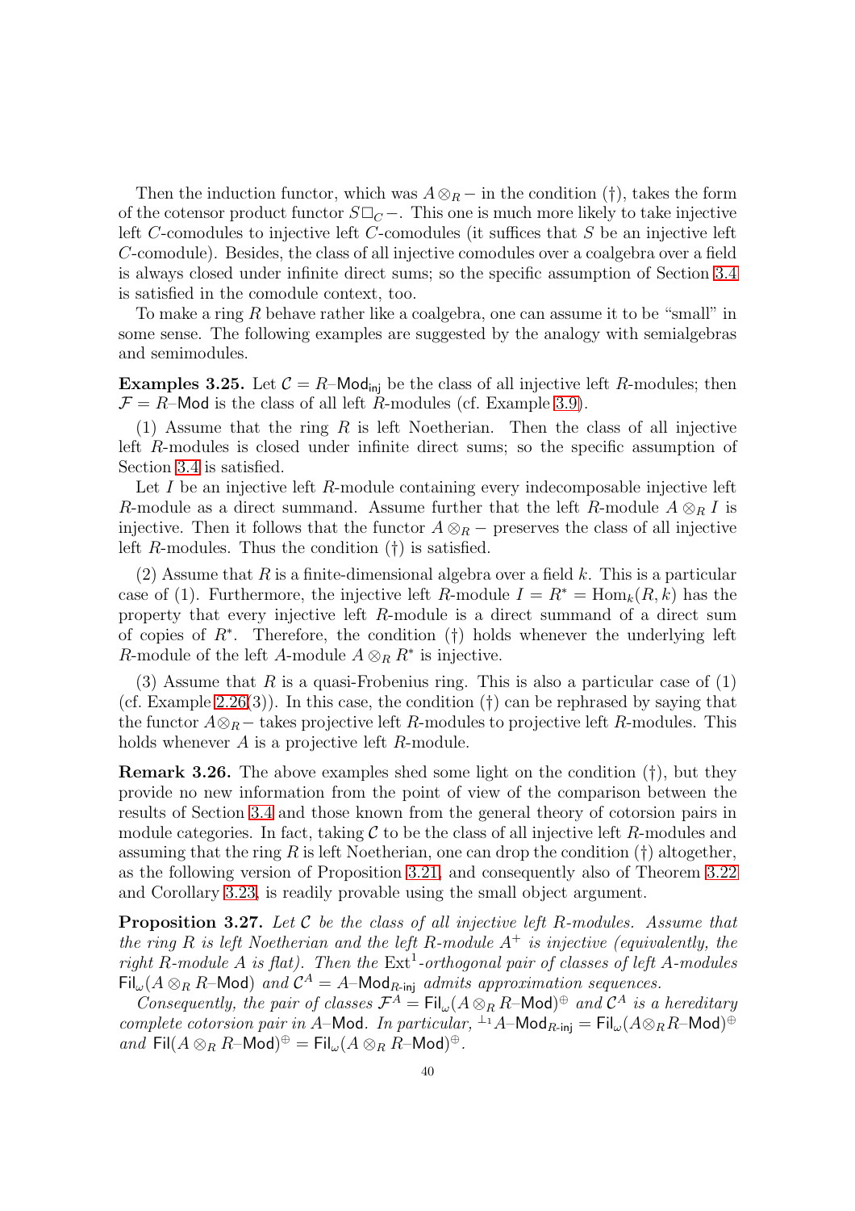Then the induction functor, which was $A \otimes_R -$ in the condition (†), takes the form of the cotensor product functor $S\square_C -$. This one is much more likely to take injective left $C$-comodules to injective left $C$-comodules (it suffices that $S$ be an injective left $C$-comodule). Besides, the class of all injective comodules over a coalgebra over a field is always closed under infinite direct sums; so the specific assumption of Section 3.4 is satisfied in the comodule context, too.

To make a ring $R$ behave rather like a coalgebra, one can assume it to be "small" in some sense. The following examples are suggested by the analogy with semialgebras and semimodules.

**Examples 3.25.** Let $\mathcal{C} = R\text{–}\mathsf{Mod}_{\mathsf{inj}}$ be the class of all injective left $R$-modules; then $\mathcal{F} = R\text{–}\mathsf{Mod}$ is the class of all left $R$-modules (cf. Example 3.9).

(1) Assume that the ring $R$ is left Noetherian. Then the class of all injective left $R$-modules is closed under infinite direct sums; so the specific assumption of Section 3.4 is satisfied.

Let $I$ be an injective left $R$-module containing every indecomposable injective left $R$-module as a direct summand. Assume further that the left $R$-module $A \otimes_R I$ is injective. Then it follows that the functor $A \otimes_R -$ preserves the class of all injective left $R$-modules. Thus the condition (†) is satisfied.

(2) Assume that $R$ is a finite-dimensional algebra over a field $k$. This is a particular case of (1). Furthermore, the injective left $R$-module $I = R^* = \operatorname{Hom}_k(R, k)$ has the property that every injective left $R$-module is a direct summand of a direct sum of copies of $R^*$. Therefore, the condition (†) holds whenever the underlying left $R$-module of the left $A$-module $A \otimes_R R^*$ is injective.

(3) Assume that $R$ is a quasi-Frobenius ring. This is also a particular case of (1) (cf. Example 2.26(3)). In this case, the condition (†) can be rephrased by saying that the functor $A \otimes_R -$ takes projective left $R$-modules to projective left $R$-modules. This holds whenever $A$ is a projective left $R$-module.

**Remark 3.26.** The above examples shed some light on the condition (†), but they provide no new information from the point of view of the comparison between the results of Section 3.4 and those known from the general theory of cotorsion pairs in module categories. In fact, taking $\mathcal{C}$ to be the class of all injective left $R$-modules and assuming that the ring $R$ is left Noetherian, one can drop the condition (†) altogether, as the following version of Proposition 3.21, and consequently also of Theorem 3.22 and Corollary 3.23, is readily provable using the small object argument.

**Proposition 3.27.** *Let $\mathcal{C}$ be the class of all injective left $R$-modules. Assume that the ring $R$ is left Noetherian and the left $R$-module $A^+$ is injective (equivalently, the right $R$-module $A$ is flat). Then the $\operatorname{Ext}^1$-orthogonal pair of classes of left $A$-modules $\mathsf{Fil}_\omega(A \otimes_R R\text{–}\mathsf{Mod})$ and $\mathcal{C}^A = A\text{–}\mathsf{Mod}_{R\text{-}\mathsf{inj}}$ admits approximation sequences.*

*Consequently, the pair of classes $\mathcal{F}^A = \mathsf{Fil}_\omega(A \otimes_R R\text{–}\mathsf{Mod})^\oplus$ and $\mathcal{C}^A$ is a hereditary complete cotorsion pair in $A$–$\mathsf{Mod}$. In particular, ${}^{\perp_1}A\text{–}\mathsf{Mod}_{R\text{-}\mathsf{inj}} = \mathsf{Fil}_\omega(A \otimes_R R\text{–}\mathsf{Mod})^\oplus$ and $\mathsf{Fil}(A \otimes_R R\text{–}\mathsf{Mod})^\oplus = \mathsf{Fil}_\omega(A \otimes_R R\text{–}\mathsf{Mod})^\oplus$.*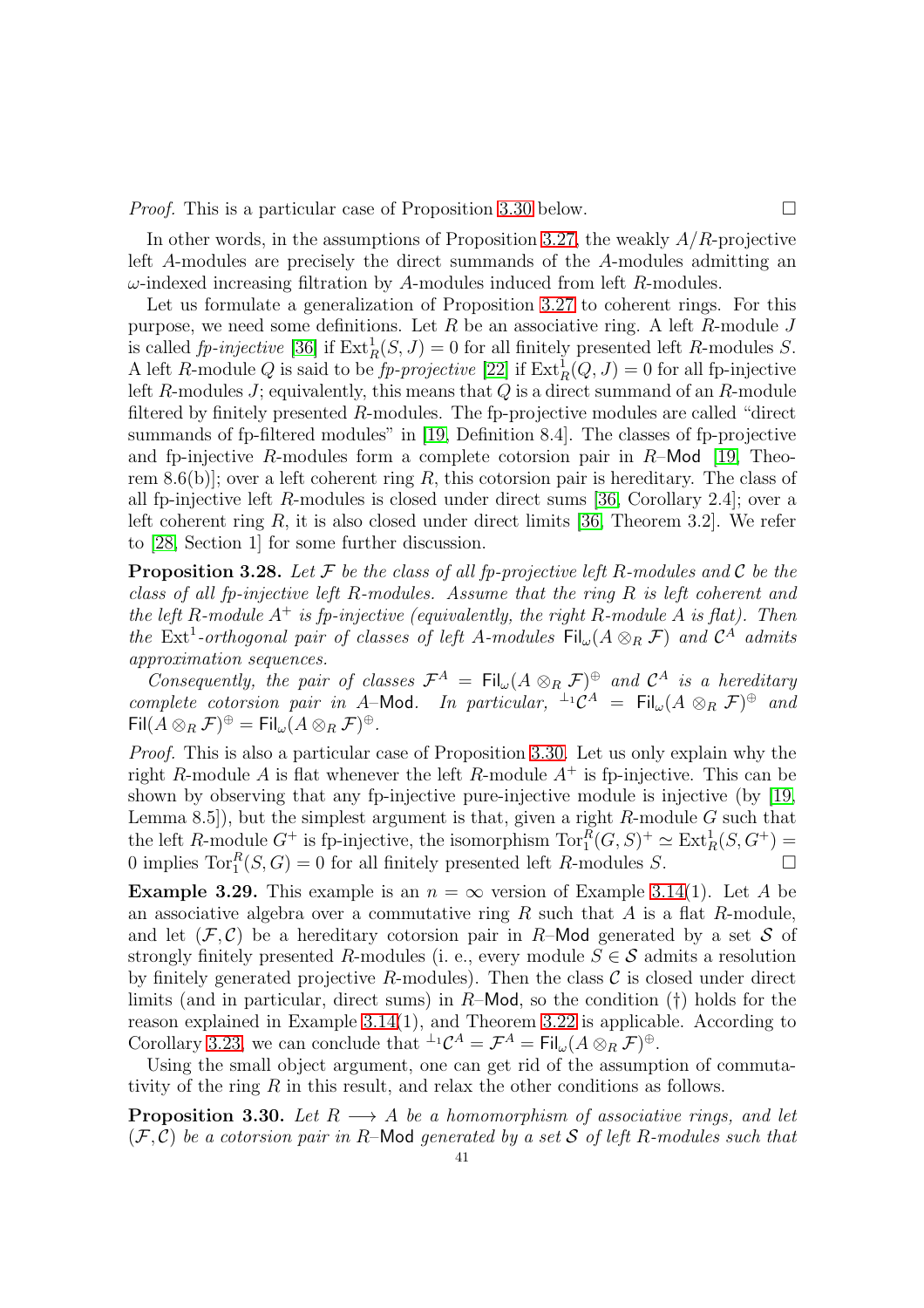*Proof.* This is a particular case of Proposition 3.30 below. □

In other words, in the assumptions of Proposition 3.27, the weakly $A/R$-projective left $A$-modules are precisely the direct summands of the $A$-modules admitting an $\omega$-indexed increasing filtration by $A$-modules induced from left $R$-modules.

Let us formulate a generalization of Proposition 3.27 to coherent rings. For this purpose, we need some definitions. Let $R$ be an associative ring. A left $R$-module $J$ is called *fp-injective* [36] if $\operatorname{Ext}^1_R(S,J)=0$ for all finitely presented left $R$-modules $S$. A left $R$-module $Q$ is said to be *fp-projective* [22] if $\operatorname{Ext}^1_R(Q,J)=0$ for all fp-injective left $R$-modules $J$; equivalently, this means that $Q$ is a direct summand of an $R$-module filtered by finitely presented $R$-modules. The fp-projective modules are called "direct summands of fp-filtered modules" in [19, Definition 8.4]. The classes of fp-projective and fp-injective $R$-modules form a complete cotorsion pair in $R$–$\mathsf{Mod}$ [19, Theorem 8.6(b)]; over a left coherent ring $R$, this cotorsion pair is hereditary. The class of all fp-injective left $R$-modules is closed under direct sums [36, Corollary 2.4]; over a left coherent ring $R$, it is also closed under direct limits [36, Theorem 3.2]. We refer to [28, Section 1] for some further discussion.

**Proposition 3.28.** *Let $\mathcal{F}$ be the class of all fp-projective left $R$-modules and $\mathcal{C}$ be the class of all fp-injective left $R$-modules. Assume that the ring $R$ is left coherent and the left $R$-module $A^+$ is fp-injective (equivalently, the right $R$-module $A$ is flat). Then the $\operatorname{Ext}^1$-orthogonal pair of classes of left $A$-modules $\mathsf{Fil}_\omega(A\otimes_R\mathcal{F})$ and $\mathcal{C}^A$ admits approximation sequences.*

*Consequently, the pair of classes $\mathcal{F}^A=\mathsf{Fil}_\omega(A\otimes_R\mathcal{F})^\oplus$ and $\mathcal{C}^A$ is a hereditary complete cotorsion pair in $A$–$\mathsf{Mod}$. In particular, ${}^{\perp_1}\mathcal{C}^A=\mathsf{Fil}_\omega(A\otimes_R\mathcal{F})^\oplus$ and $\mathsf{Fil}(A\otimes_R\mathcal{F})^\oplus=\mathsf{Fil}_\omega(A\otimes_R\mathcal{F})^\oplus$.*

*Proof.* This is also a particular case of Proposition 3.30. Let us only explain why the right $R$-module $A$ is flat whenever the left $R$-module $A^+$ is fp-injective. This can be shown by observing that any fp-injective pure-injective module is injective (by [19, Lemma 8.5]), but the simplest argument is that, given a right $R$-module $G$ such that the left $R$-module $G^+$ is fp-injective, the isomorphism $\operatorname{Tor}^R_1(G,S)^+\simeq\operatorname{Ext}^1_R(S,G^+)=0$ implies $\operatorname{Tor}^R_1(S,G)=0$ for all finitely presented left $R$-modules $S$. □

**Example 3.29.** This example is an $n=\infty$ version of Example 3.14(1). Let $A$ be an associative algebra over a commutative ring $R$ such that $A$ is a flat $R$-module, and let $(\mathcal{F},\mathcal{C})$ be a hereditary cotorsion pair in $R$–$\mathsf{Mod}$ generated by a set $\mathcal{S}$ of strongly finitely presented $R$-modules (i. e., every module $S\in\mathcal{S}$ admits a resolution by finitely generated projective $R$-modules). Then the class $\mathcal{C}$ is closed under direct limits (and in particular, direct sums) in $R$–$\mathsf{Mod}$, so the condition (†) holds for the reason explained in Example 3.14(1), and Theorem 3.22 is applicable. According to Corollary 3.23, we can conclude that ${}^{\perp_1}\mathcal{C}^A=\mathcal{F}^A=\mathsf{Fil}_\omega(A\otimes_R\mathcal{F})^\oplus$.

Using the small object argument, one can get rid of the assumption of commutativity of the ring $R$ in this result, and relax the other conditions as follows.

**Proposition 3.30.** *Let $R\longrightarrow A$ be a homomorphism of associative rings, and let $(\mathcal{F},\mathcal{C})$ be a cotorsion pair in $R$–$\mathsf{Mod}$ generated by a set $\mathcal{S}$ of left $R$-modules such that*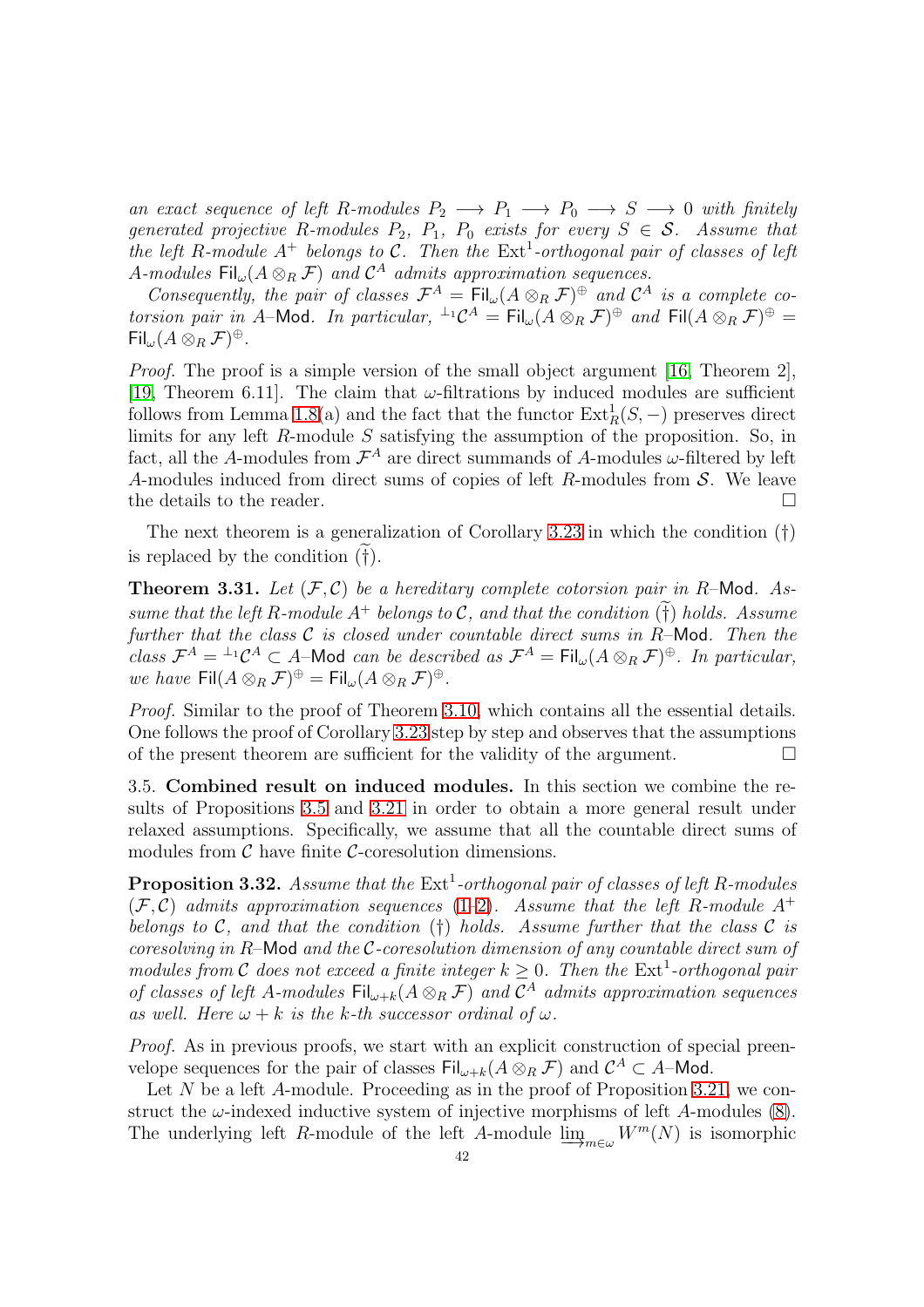*an exact sequence of left $R$-modules $P_2 \longrightarrow P_1 \longrightarrow P_0 \longrightarrow S \longrightarrow 0$ with finitely generated projective $R$-modules $P_2$, $P_1$, $P_0$ exists for every $S \in \mathcal{S}$. Assume that the left $R$-module $A^+$ belongs to $\mathcal{C}$. Then the $\operatorname{Ext}^1$-orthogonal pair of classes of left $A$-modules $\mathsf{Fil}_\omega(A \otimes_R \mathcal{F})$ and $\mathcal{C}^A$ admits approximation sequences.*

*Consequently, the pair of classes $\mathcal{F}^A = \mathsf{Fil}_\omega(A \otimes_R \mathcal{F})^\oplus$ and $\mathcal{C}^A$ is a complete cotorsion pair in $A$–$\mathsf{Mod}$. In particular, ${}^{\perp_1}\mathcal{C}^A = \mathsf{Fil}_\omega(A \otimes_R \mathcal{F})^\oplus$ and $\mathsf{Fil}(A \otimes_R \mathcal{F})^\oplus = \mathsf{Fil}_\omega(A \otimes_R \mathcal{F})^\oplus$.*

*Proof.* The proof is a simple version of the small object argument [16, Theorem 2], [19, Theorem 6.11]. The claim that $\omega$-filtrations by induced modules are sufficient follows from Lemma 1.8(a) and the fact that the functor $\operatorname{Ext}^1_R(S, -)$ preserves direct limits for any left $R$-module $S$ satisfying the assumption of the proposition. So, in fact, all the $A$-modules from $\mathcal{F}^A$ are direct summands of $A$-modules $\omega$-filtered by left $A$-modules induced from direct sums of copies of left $R$-modules from $\mathcal{S}$. We leave the details to the reader. $\square$

The next theorem is a generalization of Corollary 3.23 in which the condition (†) is replaced by the condition $(\widetilde{\dagger})$.

**Theorem 3.31.** *Let $(\mathcal{F}, \mathcal{C})$ be a hereditary complete cotorsion pair in $R$–$\mathsf{Mod}$. Assume that the left $R$-module $A^+$ belongs to $\mathcal{C}$, and that the condition $(\widetilde{\dagger})$ holds. Assume further that the class $\mathcal{C}$ is closed under countable direct sums in $R$–$\mathsf{Mod}$. Then the class $\mathcal{F}^A = {}^{\perp_1}\mathcal{C}^A \subset A$–$\mathsf{Mod}$ can be described as $\mathcal{F}^A = \mathsf{Fil}_\omega(A \otimes_R \mathcal{F})^\oplus$. In particular, we have $\mathsf{Fil}(A \otimes_R \mathcal{F})^\oplus = \mathsf{Fil}_\omega(A \otimes_R \mathcal{F})^\oplus$.*

*Proof.* Similar to the proof of Theorem 3.10, which contains all the essential details. One follows the proof of Corollary 3.23 step by step and observes that the assumptions of the present theorem are sufficient for the validity of the argument. $\square$

3.5. **Combined result on induced modules.** In this section we combine the results of Propositions 3.5 and 3.21 in order to obtain a more general result under relaxed assumptions. Specifically, we assume that all the countable direct sums of modules from $\mathcal{C}$ have finite $\mathcal{C}$-coresolution dimensions.

**Proposition 3.32.** *Assume that the $\operatorname{Ext}^1$-orthogonal pair of classes of left $R$-modules $(\mathcal{F}, \mathcal{C})$ admits approximation sequences (1–2). Assume that the left $R$-module $A^+$ belongs to $\mathcal{C}$, and that the condition (†) holds. Assume further that the class $\mathcal{C}$ is coresolving in $R$–$\mathsf{Mod}$ and the $\mathcal{C}$-coresolution dimension of any countable direct sum of modules from $\mathcal{C}$ does not exceed a finite integer $k \geq 0$. Then the $\operatorname{Ext}^1$-orthogonal pair of classes of left $A$-modules $\mathsf{Fil}_{\omega+k}(A \otimes_R \mathcal{F})$ and $\mathcal{C}^A$ admits approximation sequences as well. Here $\omega + k$ is the $k$-th successor ordinal of $\omega$.*

*Proof.* As in previous proofs, we start with an explicit construction of special preenvelope sequences for the pair of classes $\mathsf{Fil}_{\omega+k}(A \otimes_R \mathcal{F})$ and $\mathcal{C}^A \subset A$–$\mathsf{Mod}$.

Let $N$ be a left $A$-module. Proceeding as in the proof of Proposition 3.21, we construct the $\omega$-indexed inductive system of injective morphisms of left $A$-modules (8). The underlying left $R$-module of the left $A$-module $\varinjlim_{m \in \omega} W^m(N)$ is isomorphic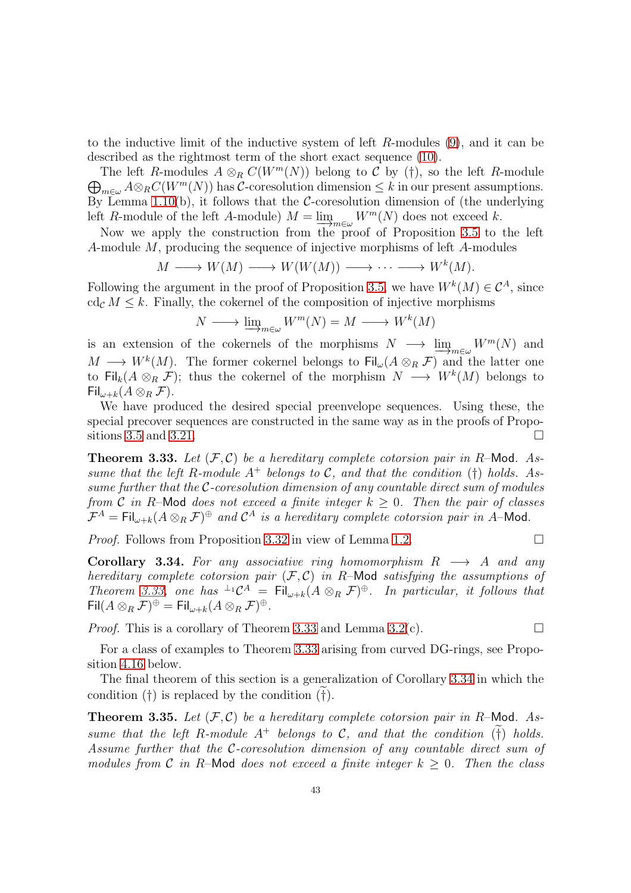to the inductive limit of the inductive system of left $R$-modules (9), and it can be described as the rightmost term of the short exact sequence (10).

The left $R$-modules $A \otimes_R C(W^m(N))$ belong to $\mathcal{C}$ by (†), so the left $R$-module $\bigoplus_{m\in\omega} A\otimes_R C(W^m(N))$ has $\mathcal{C}$-coresolution dimension $\le k$ in our present assumptions. By Lemma 1.10(b), it follows that the $\mathcal{C}$-coresolution dimension of (the underlying left $R$-module of the left $A$-module) $M = \varinjlim_{m\in\omega} W^m(N)$ does not exceed $k$.

Now we apply the construction from the proof of Proposition 3.5 to the left $A$-module $M$, producing the sequence of injective morphisms of left $A$-modules

$$M \longrightarrow W(M) \longrightarrow W(W(M)) \longrightarrow \cdots \longrightarrow W^k(M).$$

Following the argument in the proof of Proposition 3.5, we have $W^k(M) \in \mathcal{C}^A$, since $\mathrm{cd}_{\mathcal{C}} M \le k$. Finally, the cokernel of the composition of injective morphisms

$$N \longrightarrow \varinjlim\nolimits_{m\in\omega} W^m(N) = M \longrightarrow W^k(M)$$

is an extension of the cokernels of the morphisms $N \longrightarrow \varinjlim_{m\in\omega} W^m(N)$ and $M \longrightarrow W^k(M)$. The former cokernel belongs to $\mathsf{Fil}_\omega(A\otimes_R \mathcal{F})$ and the latter one to $\mathsf{Fil}_k(A\otimes_R \mathcal{F})$; thus the cokernel of the morphism $N \longrightarrow W^k(M)$ belongs to $\mathsf{Fil}_{\omega+k}(A\otimes_R \mathcal{F})$.

We have produced the desired special preenvelope sequences. Using these, the special precover sequences are constructed in the same way as in the proofs of Propositions 3.5 and 3.21. $\square$

**Theorem 3.33.** *Let $(\mathcal{F},\mathcal{C})$ be a hereditary complete cotorsion pair in $R$–$\mathsf{Mod}$. Assume that the left $R$-module $A^+$ belongs to $\mathcal{C}$, and that the condition (†) holds. Assume further that the $\mathcal{C}$-coresolution dimension of any countable direct sum of modules from $\mathcal{C}$ in $R$–$\mathsf{Mod}$ does not exceed a finite integer $k \ge 0$. Then the pair of classes $\mathcal{F}^A = \mathsf{Fil}_{\omega+k}(A\otimes_R \mathcal{F})^\oplus$ and $\mathcal{C}^A$ is a hereditary complete cotorsion pair in $A$–$\mathsf{Mod}$.*

*Proof.* Follows from Proposition 3.32 in view of Lemma 1.2. $\square$

**Corollary 3.34.** *For any associative ring homomorphism $R \longrightarrow A$ and any hereditary complete cotorsion pair $(\mathcal{F},\mathcal{C})$ in $R$–$\mathsf{Mod}$ satisfying the assumptions of Theorem 3.33, one has ${}^{\perp_1}\mathcal{C}^A = \mathsf{Fil}_{\omega+k}(A\otimes_R \mathcal{F})^\oplus$. In particular, it follows that $\mathsf{Fil}(A\otimes_R \mathcal{F})^\oplus = \mathsf{Fil}_{\omega+k}(A\otimes_R \mathcal{F})^\oplus$.*

*Proof.* This is a corollary of Theorem 3.33 and Lemma 3.2(c). $\square$

For a class of examples to Theorem 3.33 arising from curved DG-rings, see Proposition 4.16 below.

The final theorem of this section is a generalization of Corollary 3.34 in which the condition (†) is replaced by the condition $(\widetilde{\dagger})$.

**Theorem 3.35.** *Let $(\mathcal{F},\mathcal{C})$ be a hereditary complete cotorsion pair in $R$–$\mathsf{Mod}$. Assume that the left $R$-module $A^+$ belongs to $\mathcal{C}$, and that the condition $(\widetilde{\dagger})$ holds. Assume further that the $\mathcal{C}$-coresolution dimension of any countable direct sum of modules from $\mathcal{C}$ in $R$–$\mathsf{Mod}$ does not exceed a finite integer $k \ge 0$. Then the class*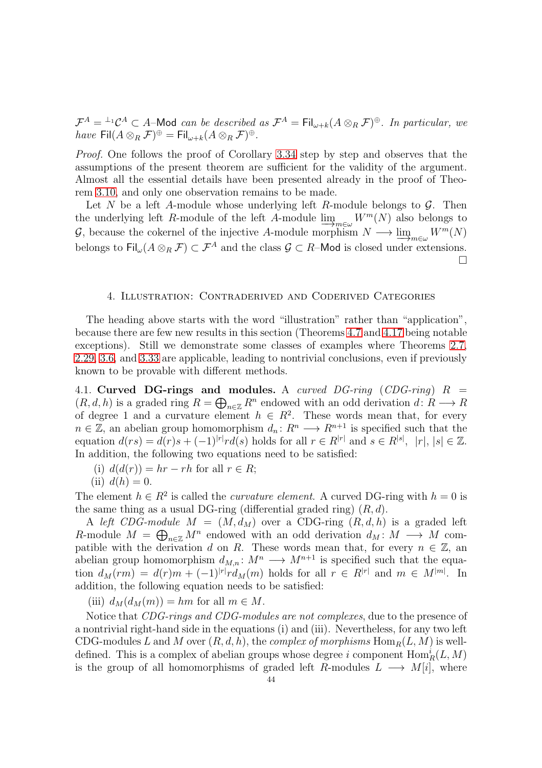$\mathcal{F}^A = {}^{\perp_1}\mathcal{C}^A \subset A\text{–}\mathsf{Mod}$ *can be described as* $\mathcal{F}^A = \mathsf{Fil}_{\omega+k}(A \otimes_R \mathcal{F})^\oplus$*. In particular, we have* $\mathsf{Fil}(A \otimes_R \mathcal{F})^\oplus = \mathsf{Fil}_{\omega+k}(A \otimes_R \mathcal{F})^\oplus$*.*

*Proof.* One follows the proof of Corollary 3.34 step by step and observes that the assumptions of the present theorem are sufficient for the validity of the argument. Almost all the essential details have been presented already in the proof of Theorem 3.10, and only one observation remains to be made.

Let $N$ be a left $A$-module whose underlying left $R$-module belongs to $\mathcal{G}$. Then the underlying left $R$-module of the left $A$-module $\varinjlim_{m\in\omega} W^m(N)$ also belongs to $\mathcal{G}$, because the cokernel of the injective $A$-module morphism $N \longrightarrow \varinjlim_{m\in\omega} W^m(N)$ belongs to $\mathsf{Fil}_\omega(A \otimes_R \mathcal{F}) \subset \mathcal{F}^A$ and the class $\mathcal{G} \subset R\text{–}\mathsf{Mod}$ is closed under extensions. □

## 4. Illustration: Contraderived and Coderived Categories

The heading above starts with the word "illustration" rather than "application", because there are few new results in this section (Theorems 4.7 and 4.17 being notable exceptions). Still we demonstrate some classes of examples where Theorems 2.7, 2.29, 3.6, and 3.33 are applicable, leading to nontrivial conclusions, even if previously known to be provable with different methods.

4.1. **Curved DG-rings and modules.** A *curved DG-ring* (*CDG-ring*) $R = (R, d, h)$ is a graded ring $R = \bigoplus_{n\in\mathbb{Z}} R^n$ endowed with an odd derivation $d\colon R \longrightarrow R$ of degree 1 and a curvature element $h \in R^2$. These words mean that, for every $n \in \mathbb{Z}$, an abelian group homomorphism $d_n\colon R^n \longrightarrow R^{n+1}$ is specified such that the equation $d(rs) = d(r)s + (-1)^{|r|} r d(s)$ holds for all $r \in R^{|r|}$ and $s \in R^{|s|}$, $|r|, |s| \in \mathbb{Z}$. In addition, the following two equations need to be satisfied:

(i) $d(d(r)) = hr - rh$ for all $r \in R$;
(ii) $d(h) = 0$.

The element $h \in R^2$ is called the *curvature element*. A curved DG-ring with $h = 0$ is the same thing as a usual DG-ring (differential graded ring) $(R, d)$.

A *left CDG-module* $M = (M, d_M)$ over a CDG-ring $(R, d, h)$ is a graded left $R$-module $M = \bigoplus_{n\in\mathbb{Z}} M^n$ endowed with an odd derivation $d_M\colon M \longrightarrow M$ compatible with the derivation $d$ on $R$. These words mean that, for every $n \in \mathbb{Z}$, an abelian group homomorphism $d_{M,n}\colon M^n \longrightarrow M^{n+1}$ is specified such that the equation $d_M(rm) = d(r)m + (-1)^{|r|} r d_M(m)$ holds for all $r \in R^{|r|}$ and $m \in M^{|m|}$. In addition, the following equation needs to be satisfied:

(iii) $d_M(d_M(m)) = hm$ for all $m \in M$.

Notice that *CDG-rings and CDG-modules are not complexes*, due to the presence of a nontrivial right-hand side in the equations (i) and (iii). Nevertheless, for any two left CDG-modules $L$ and $M$ over $(R, d, h)$, the *complex of morphisms* $\mathrm{Hom}_R(L, M)$ is well-defined. This is a complex of abelian groups whose degree $i$ component $\mathrm{Hom}^i_R(L, M)$ is the group of all homomorphisms of graded left $R$-modules $L \longrightarrow M[i]$, where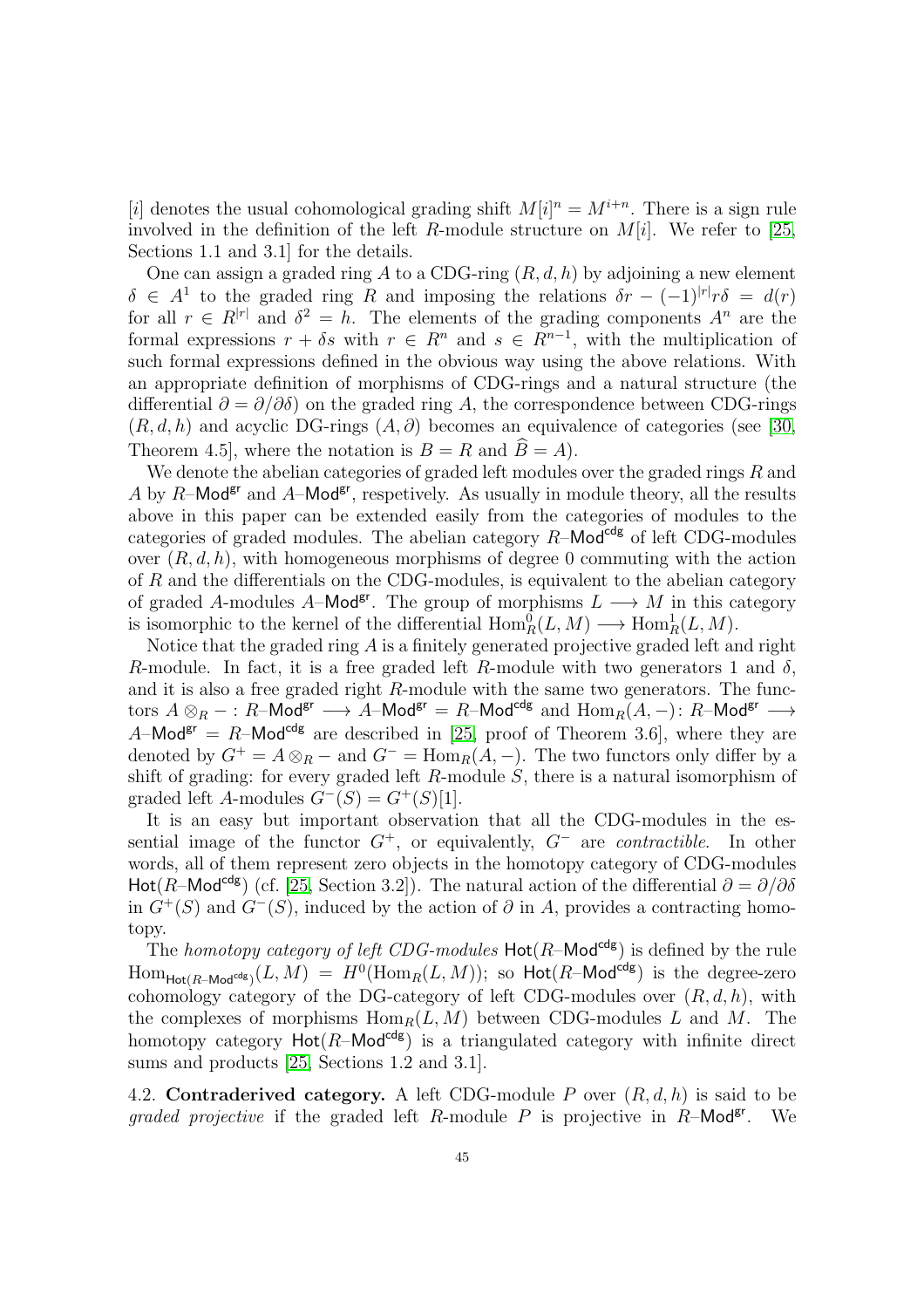$[i]$ denotes the usual cohomological grading shift $M[i]^n = M^{i+n}$. There is a sign rule involved in the definition of the left $R$-module structure on $M[i]$. We refer to [25, Sections 1.1 and 3.1] for the details.

One can assign a graded ring $A$ to a CDG-ring $(R, d, h)$ by adjoining a new element $\delta \in A^1$ to the graded ring $R$ and imposing the relations $\delta r - (-1)^{|r|} r\delta = d(r)$ for all $r \in R^{|r|}$ and $\delta^2 = h$. The elements of the grading components $A^n$ are the formal expressions $r + \delta s$ with $r \in R^n$ and $s \in R^{n-1}$, with the multiplication of such formal expressions defined in the obvious way using the above relations. With an appropriate definition of morphisms of CDG-rings and a natural structure (the differential $\partial = \partial/\partial\delta$) on the graded ring $A$, the correspondence between CDG-rings $(R, d, h)$ and acyclic DG-rings $(A, \partial)$ becomes an equivalence of categories (see [30, Theorem 4.5], where the notation is $B = R$ and $\widehat{B} = A$).

We denote the abelian categories of graded left modules over the graded rings $R$ and $A$ by $R\text{–}\mathsf{Mod}^{\mathsf{gr}}$ and $A\text{–}\mathsf{Mod}^{\mathsf{gr}}$, respectively. As usually in module theory, all the results above in this paper can be extended easily from the categories of modules to the categories of graded modules. The abelian category $R\text{–}\mathsf{Mod}^{\mathsf{cdg}}$ of left CDG-modules over $(R, d, h)$, with homogeneous morphisms of degree 0 commuting with the action of $R$ and the differentials on the CDG-modules, is equivalent to the abelian category of graded $A$-modules $A\text{–}\mathsf{Mod}^{\mathsf{gr}}$. The group of morphisms $L \longrightarrow M$ in this category is isomorphic to the kernel of the differential $\mathrm{Hom}^0_R(L, M) \longrightarrow \mathrm{Hom}^1_R(L, M)$.

Notice that the graded ring $A$ is a finitely generated projective graded left and right $R$-module. In fact, it is a free graded left $R$-module with two generators 1 and $\delta$, and it is also a free graded right $R$-module with the same two generators. The functors $A \otimes_R - \colon R\text{–}\mathsf{Mod}^{\mathsf{gr}} \longrightarrow A\text{–}\mathsf{Mod}^{\mathsf{gr}} = R\text{–}\mathsf{Mod}^{\mathsf{cdg}}$ and $\mathrm{Hom}_R(A, -)\colon R\text{–}\mathsf{Mod}^{\mathsf{gr}} \longrightarrow A\text{–}\mathsf{Mod}^{\mathsf{gr}} = R\text{–}\mathsf{Mod}^{\mathsf{cdg}}$ are described in [25, proof of Theorem 3.6], where they are denoted by $G^+ = A \otimes_R -$ and $G^- = \mathrm{Hom}_R(A, -)$. The two functors only differ by a shift of grading: for every graded left $R$-module $S$, there is a natural isomorphism of graded left $A$-modules $G^-(S) = G^+(S)[1]$.

It is an easy but important observation that all the CDG-modules in the essential image of the functor $G^+$, or equivalently, $G^-$ are *contractible*. In other words, all of them represent zero objects in the homotopy category of CDG-modules $\mathsf{Hot}(R\text{–}\mathsf{Mod}^{\mathsf{cdg}})$ (cf. [25, Section 3.2]). The natural action of the differential $\partial = \partial/\partial\delta$ in $G^+(S)$ and $G^-(S)$, induced by the action of $\partial$ in $A$, provides a contracting homotopy.

The *homotopy category of left CDG-modules* $\mathsf{Hot}(R\text{–}\mathsf{Mod}^{\mathsf{cdg}})$ is defined by the rule $\mathrm{Hom}_{\mathsf{Hot}(R\text{–}\mathsf{Mod}^{\mathsf{cdg}})}(L, M) = H^0(\mathrm{Hom}_R(L, M))$; so $\mathsf{Hot}(R\text{–}\mathsf{Mod}^{\mathsf{cdg}})$ is the degree-zero cohomology category of the DG-category of left CDG-modules over $(R, d, h)$, with the complexes of morphisms $\mathrm{Hom}_R(L, M)$ between CDG-modules $L$ and $M$. The homotopy category $\mathsf{Hot}(R\text{–}\mathsf{Mod}^{\mathsf{cdg}})$ is a triangulated category with infinite direct sums and products [25, Sections 1.2 and 3.1].

4.2. **Contraderived category.** A left CDG-module $P$ over $(R, d, h)$ is said to be *graded projective* if the graded left $R$-module $P$ is projective in $R\text{–}\mathsf{Mod}^{\mathsf{gr}}$. We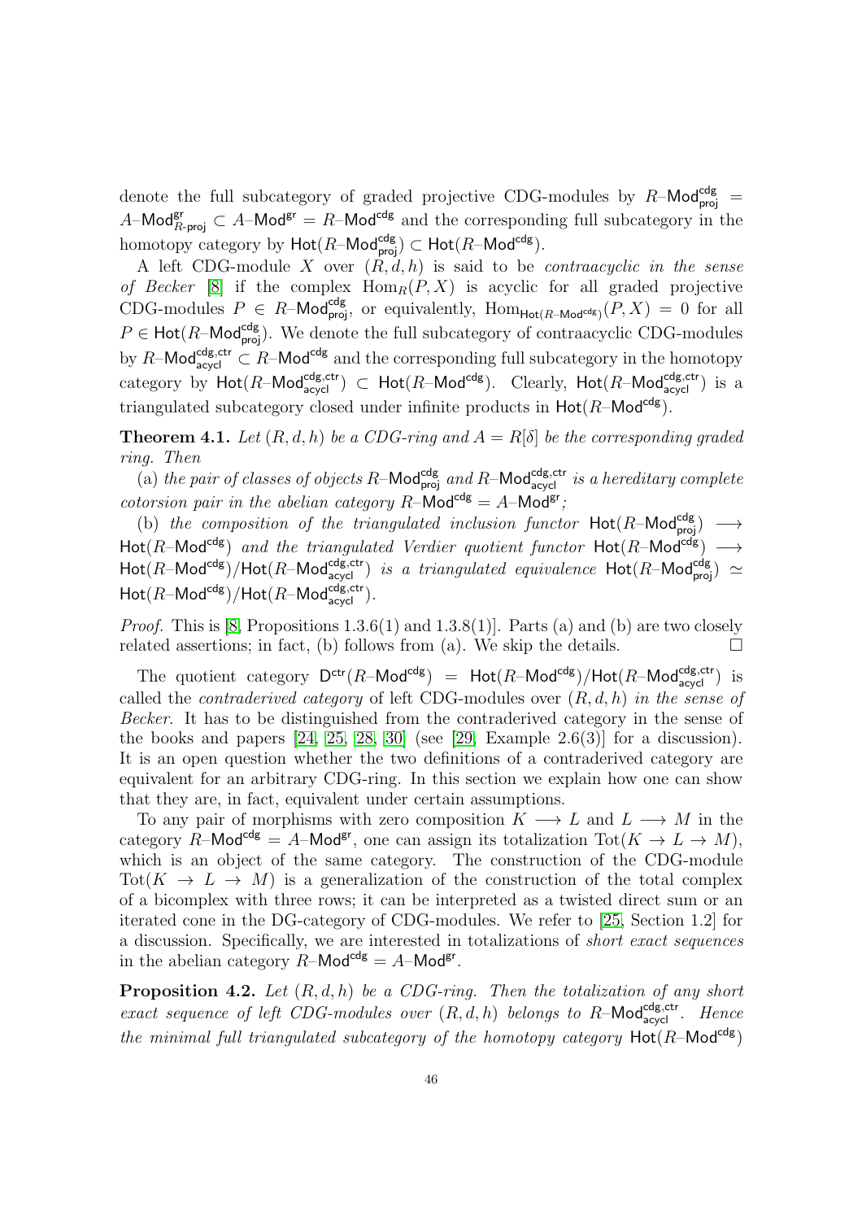denote the full subcategory of graded projective CDG-modules by $R\text{–}\mathsf{Mod}^{\mathsf{cdg}}_{\mathsf{proj}} = A\text{–}\mathsf{Mod}^{\mathsf{gr}}_{R\text{-}\mathsf{proj}} \subset A\text{–}\mathsf{Mod}^{\mathsf{gr}} = R\text{–}\mathsf{Mod}^{\mathsf{cdg}}$ and the corresponding full subcategory in the homotopy category by $\mathsf{Hot}(R\text{–}\mathsf{Mod}^{\mathsf{cdg}}_{\mathsf{proj}}) \subset \mathsf{Hot}(R\text{–}\mathsf{Mod}^{\mathsf{cdg}})$.

A left CDG-module $X$ over $(R,d,h)$ is said to be *contraacyclic in the sense of Becker* [8] if the complex $\mathrm{Hom}_R(P,X)$ is acyclic for all graded projective CDG-modules $P \in R\text{–}\mathsf{Mod}^{\mathsf{cdg}}_{\mathsf{proj}}$, or equivalently, $\mathrm{Hom}_{\mathsf{Hot}(R\text{–}\mathsf{Mod}^{\mathsf{cdg}})}(P,X) = 0$ for all $P \in \mathsf{Hot}(R\text{–}\mathsf{Mod}^{\mathsf{cdg}}_{\mathsf{proj}})$. We denote the full subcategory of contraacyclic CDG-modules by $R\text{–}\mathsf{Mod}^{\mathsf{cdg,ctr}}_{\mathsf{acycl}} \subset R\text{–}\mathsf{Mod}^{\mathsf{cdg}}$ and the corresponding full subcategory in the homotopy category by $\mathsf{Hot}(R\text{–}\mathsf{Mod}^{\mathsf{cdg,ctr}}_{\mathsf{acycl}}) \subset \mathsf{Hot}(R\text{–}\mathsf{Mod}^{\mathsf{cdg}})$. Clearly, $\mathsf{Hot}(R\text{–}\mathsf{Mod}^{\mathsf{cdg,ctr}}_{\mathsf{acycl}})$ is a triangulated subcategory closed under infinite products in $\mathsf{Hot}(R\text{–}\mathsf{Mod}^{\mathsf{cdg}})$.

**Theorem 4.1.** *Let $(R,d,h)$ be a CDG-ring and $A = R[\delta]$ be the corresponding graded ring. Then*

(a) *the pair of classes of objects $R\text{–}\mathsf{Mod}^{\mathsf{cdg}}_{\mathsf{proj}}$ and $R\text{–}\mathsf{Mod}^{\mathsf{cdg,ctr}}_{\mathsf{acycl}}$ is a hereditary complete cotorsion pair in the abelian category $R\text{–}\mathsf{Mod}^{\mathsf{cdg}} = A\text{–}\mathsf{Mod}^{\mathsf{gr}}$;*

(b) *the composition of the triangulated inclusion functor $\mathsf{Hot}(R\text{–}\mathsf{Mod}^{\mathsf{cdg}}_{\mathsf{proj}}) \longrightarrow \mathsf{Hot}(R\text{–}\mathsf{Mod}^{\mathsf{cdg}})$ and the triangulated Verdier quotient functor $\mathsf{Hot}(R\text{–}\mathsf{Mod}^{\mathsf{cdg}}) \longrightarrow \mathsf{Hot}(R\text{–}\mathsf{Mod}^{\mathsf{cdg}})/\mathsf{Hot}(R\text{–}\mathsf{Mod}^{\mathsf{cdg,ctr}}_{\mathsf{acycl}})$ is a triangulated equivalence $\mathsf{Hot}(R\text{–}\mathsf{Mod}^{\mathsf{cdg}}_{\mathsf{proj}}) \simeq \mathsf{Hot}(R\text{–}\mathsf{Mod}^{\mathsf{cdg}})/\mathsf{Hot}(R\text{–}\mathsf{Mod}^{\mathsf{cdg,ctr}}_{\mathsf{acycl}})$.*

*Proof.* This is [8, Propositions 1.3.6(1) and 1.3.8(1)]. Parts (a) and (b) are two closely related assertions; in fact, (b) follows from (a). We skip the details. □

The quotient category $\mathsf{D}^{\mathsf{ctr}}(R\text{–}\mathsf{Mod}^{\mathsf{cdg}}) = \mathsf{Hot}(R\text{–}\mathsf{Mod}^{\mathsf{cdg}})/\mathsf{Hot}(R\text{–}\mathsf{Mod}^{\mathsf{cdg,ctr}}_{\mathsf{acycl}})$ is called the *contraderived category* of left CDG-modules over $(R,d,h)$ *in the sense of Becker*. It has to be distinguished from the contraderived category in the sense of the books and papers [24, 25, 28, 30] (see [29, Example 2.6(3)] for a discussion). It is an open question whether the two definitions of a contraderived category are equivalent for an arbitrary CDG-ring. In this section we explain how one can show that they are, in fact, equivalent under certain assumptions.

To any pair of morphisms with zero composition $K \longrightarrow L$ and $L \longrightarrow M$ in the category $R\text{–}\mathsf{Mod}^{\mathsf{cdg}} = A\text{–}\mathsf{Mod}^{\mathsf{gr}}$, one can assign its totalization $\mathrm{Tot}(K \to L \to M)$, which is an object of the same category. The construction of the CDG-module $\mathrm{Tot}(K \to L \to M)$ is a generalization of the construction of the total complex of a bicomplex with three rows; it can be interpreted as a twisted direct sum or an iterated cone in the DG-category of CDG-modules. We refer to [25, Section 1.2] for a discussion. Specifically, we are interested in totalizations of *short exact sequences* in the abelian category $R\text{–}\mathsf{Mod}^{\mathsf{cdg}} = A\text{–}\mathsf{Mod}^{\mathsf{gr}}$.

**Proposition 4.2.** *Let $(R,d,h)$ be a CDG-ring. Then the totalization of any short exact sequence of left CDG-modules over $(R,d,h)$ belongs to $R\text{–}\mathsf{Mod}^{\mathsf{cdg,ctr}}_{\mathsf{acycl}}$. Hence the minimal full triangulated subcategory of the homotopy category $\mathsf{Hot}(R\text{–}\mathsf{Mod}^{\mathsf{cdg}})$*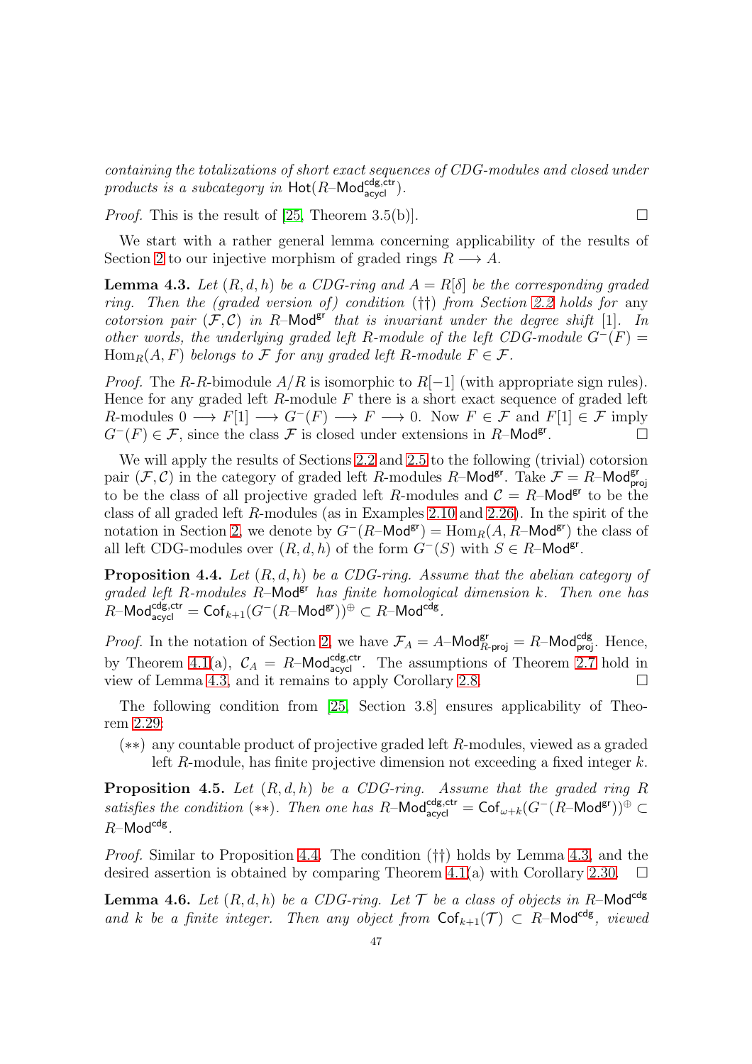*containing the totalizations of short exact sequences of CDG-modules and closed under products is a subcategory in* $\mathsf{Hot}(R\text{–}\mathsf{Mod}^{\mathsf{cdg,ctr}}_{\mathsf{acycl}})$.

*Proof.* This is the result of [25, Theorem 3.5(b)]. $\square$

We start with a rather general lemma concerning applicability of the results of Section 2 to our injective morphism of graded rings $R \longrightarrow A$.

**Lemma 4.3.** *Let* $(R, d, h)$ *be a CDG-ring and* $A = R[\delta]$ *be the corresponding graded ring. Then the (graded version of) condition* (††) *from Section 2.2 holds for* any *cotorsion pair* $(\mathcal{F}, \mathcal{C})$ *in* $R\text{–}\mathsf{Mod}^{\mathsf{gr}}$ *that is invariant under the degree shift* [1]*. In other words, the underlying graded left* $R$*-module of the left CDG-module* $G^-(F) = \mathrm{Hom}_R(A, F)$ *belongs to* $\mathcal{F}$ *for any graded left* $R$*-module* $F \in \mathcal{F}$*.*

*Proof.* The $R$-$R$-bimodule $A/R$ is isomorphic to $R[-1]$ (with appropriate sign rules). Hence for any graded left $R$-module $F$ there is a short exact sequence of graded left $R$-modules $0 \longrightarrow F[1] \longrightarrow G^-(F) \longrightarrow F \longrightarrow 0$. Now $F \in \mathcal{F}$ and $F[1] \in \mathcal{F}$ imply $G^-(F) \in \mathcal{F}$, since the class $\mathcal{F}$ is closed under extensions in $R\text{–}\mathsf{Mod}^{\mathsf{gr}}$. $\square$

We will apply the results of Sections 2.2 and 2.5 to the following (trivial) cotorsion pair $(\mathcal{F}, \mathcal{C})$ in the category of graded left $R$-modules $R\text{–}\mathsf{Mod}^{\mathsf{gr}}$. Take $\mathcal{F} = R\text{–}\mathsf{Mod}^{\mathsf{gr}}_{\mathsf{proj}}$ to be the class of all projective graded left $R$-modules and $\mathcal{C} = R\text{–}\mathsf{Mod}^{\mathsf{gr}}$ to be the class of all graded left $R$-modules (as in Examples 2.10 and 2.26). In the spirit of the notation in Section 2, we denote by $G^-(R\text{–}\mathsf{Mod}^{\mathsf{gr}}) = \mathrm{Hom}_R(A, R\text{–}\mathsf{Mod}^{\mathsf{gr}})$ the class of all left CDG-modules over $(R, d, h)$ of the form $G^-(S)$ with $S \in R\text{–}\mathsf{Mod}^{\mathsf{gr}}$.

**Proposition 4.4.** *Let* $(R, d, h)$ *be a CDG-ring. Assume that the abelian category of graded left* $R$*-modules* $R\text{–}\mathsf{Mod}^{\mathsf{gr}}$ *has finite homological dimension* $k$*. Then one has* $R\text{–}\mathsf{Mod}^{\mathsf{cdg,ctr}}_{\mathsf{acycl}} = \mathsf{Cof}_{k+1}(G^-(R\text{–}\mathsf{Mod}^{\mathsf{gr}}))^{\oplus} \subset R\text{–}\mathsf{Mod}^{\mathsf{cdg}}$.

*Proof.* In the notation of Section 2, we have $\mathcal{F}_A = A\text{–}\mathsf{Mod}^{\mathsf{gr}}_{R\text{-}\mathsf{proj}} = R\text{–}\mathsf{Mod}^{\mathsf{cdg}}_{\mathsf{proj}}$. Hence, by Theorem 4.1(a), $\mathcal{C}_A = R\text{–}\mathsf{Mod}^{\mathsf{cdg,ctr}}_{\mathsf{acycl}}$. The assumptions of Theorem 2.7 hold in view of Lemma 4.3, and it remains to apply Corollary 2.8. $\square$

The following condition from [25, Section 3.8] ensures applicability of Theorem 2.29:

(∗∗) any countable product of projective graded left $R$-modules, viewed as a graded left $R$-module, has finite projective dimension not exceeding a fixed integer $k$.

**Proposition 4.5.** *Let* $(R, d, h)$ *be a CDG-ring. Assume that the graded ring* $R$ *satisfies the condition* (∗∗)*. Then one has* $R\text{–}\mathsf{Mod}^{\mathsf{cdg,ctr}}_{\mathsf{acycl}} = \mathsf{Cof}_{\omega+k}(G^-(R\text{–}\mathsf{Mod}^{\mathsf{gr}}))^{\oplus} \subset R\text{–}\mathsf{Mod}^{\mathsf{cdg}}$.

*Proof.* Similar to Proposition 4.4. The condition (††) holds by Lemma 4.3, and the desired assertion is obtained by comparing Theorem 4.1(a) with Corollary 2.30. $\square$

**Lemma 4.6.** *Let* $(R, d, h)$ *be a CDG-ring. Let* $\mathcal{T}$ *be a class of objects in* $R\text{–}\mathsf{Mod}^{\mathsf{cdg}}$ *and* $k$ *be a finite integer. Then any object from* $\mathsf{Cof}_{k+1}(\mathcal{T}) \subset R\text{–}\mathsf{Mod}^{\mathsf{cdg}}$*, viewed*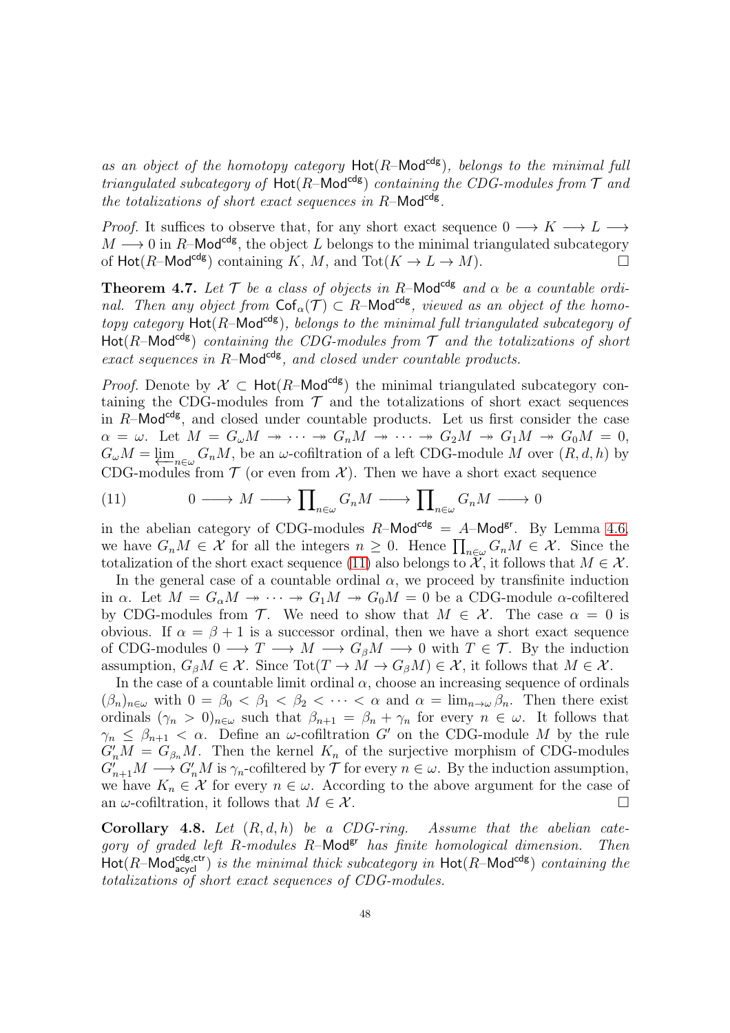*as an object of the homotopy category $\mathsf{Hot}(R\text{–}\mathsf{Mod}^{\mathsf{cdg}})$, belongs to the minimal full triangulated subcategory of $\mathsf{Hot}(R\text{–}\mathsf{Mod}^{\mathsf{cdg}})$ containing the CDG-modules from $\mathcal{T}$ and the totalizations of short exact sequences in $R\text{–}\mathsf{Mod}^{\mathsf{cdg}}$.*

*Proof.* It suffices to observe that, for any short exact sequence $0 \longrightarrow K \longrightarrow L \longrightarrow M \longrightarrow 0$ in $R\text{–}\mathsf{Mod}^{\mathsf{cdg}}$, the object $L$ belongs to the minimal triangulated subcategory of $\mathsf{Hot}(R\text{–}\mathsf{Mod}^{\mathsf{cdg}})$ containing $K$, $M$, and $\mathrm{Tot}(K \to L \to M)$. $\square$

**Theorem 4.7.** *Let $\mathcal{T}$ be a class of objects in $R\text{–}\mathsf{Mod}^{\mathsf{cdg}}$ and $\alpha$ be a countable ordinal. Then any object from $\mathsf{Cof}_\alpha(\mathcal{T}) \subset R\text{–}\mathsf{Mod}^{\mathsf{cdg}}$, viewed as an object of the homotopy category $\mathsf{Hot}(R\text{–}\mathsf{Mod}^{\mathsf{cdg}})$, belongs to the minimal full triangulated subcategory of $\mathsf{Hot}(R\text{–}\mathsf{Mod}^{\mathsf{cdg}})$ containing the CDG-modules from $\mathcal{T}$ and the totalizations of short exact sequences in $R\text{–}\mathsf{Mod}^{\mathsf{cdg}}$, and closed under countable products.*

*Proof.* Denote by $\mathcal{X} \subset \mathsf{Hot}(R\text{–}\mathsf{Mod}^{\mathsf{cdg}})$ the minimal triangulated subcategory containing the CDG-modules from $\mathcal{T}$ and the totalizations of short exact sequences in $R\text{–}\mathsf{Mod}^{\mathsf{cdg}}$, and closed under countable products. Let us first consider the case $\alpha = \omega$. Let $M = G_\omega M \twoheadrightarrow \cdots \twoheadrightarrow G_n M \twoheadrightarrow \cdots \twoheadrightarrow G_2 M \twoheadrightarrow G_1 M \twoheadrightarrow G_0 M = 0$, $G_\omega M = \varprojlim_{n\in\omega} G_n M$, be an $\omega$-cofiltration of a left CDG-module $M$ over $(R,d,h)$ by CDG-modules from $\mathcal{T}$ (or even from $\mathcal{X}$). Then we have a short exact sequence

$$0 \longrightarrow M \longrightarrow \prod\nolimits_{n\in\omega} G_n M \longrightarrow \prod\nolimits_{n\in\omega} G_n M \longrightarrow 0 \tag{11}$$

in the abelian category of CDG-modules $R\text{–}\mathsf{Mod}^{\mathsf{cdg}} = A\text{–}\mathsf{Mod}^{\mathsf{gr}}$. By Lemma 4.6, we have $G_n M \in \mathcal{X}$ for all the integers $n \geq 0$. Hence $\prod_{n\in\omega} G_n M \in \mathcal{X}$. Since the totalization of the short exact sequence (11) also belongs to $\mathcal{X}$, it follows that $M \in \mathcal{X}$.

In the general case of a countable $\alpha$, we proceed by transfinite induction in $\alpha$. Let $M = G_\alpha M \twoheadrightarrow \cdots \twoheadrightarrow G_1 M \twoheadrightarrow G_0 M = 0$ be a CDG-module $\alpha$-cofiltered by CDG-modules from $\mathcal{T}$. We need to show that $M \in \mathcal{X}$. The case $\alpha = 0$ is obvious. If $\alpha = \beta + 1$ is a successor ordinal, then we have a short exact sequence of CDG-modules $0 \longrightarrow T \longrightarrow M \longrightarrow G_\beta M \longrightarrow 0$ with $T \in \mathcal{T}$. By the induction assumption, $G_\beta M \in \mathcal{X}$. Since $\mathrm{Tot}(T \to M \to G_\beta M) \in \mathcal{X}$, it follows that $M \in \mathcal{X}$.

In the case of a countable limit ordinal $\alpha$, choose an increasing sequence of ordinals $(\beta_n)_{n\in\omega}$ with $0 = \beta_0 < \beta_1 < \beta_2 < \cdots < \alpha$ and $\alpha = \lim_{n\to\omega} \beta_n$. Then there exist ordinals $(\gamma_n > 0)_{n\in\omega}$ such that $\beta_{n+1} = \beta_n + \gamma_n$ for every $n \in \omega$. It follows that $\gamma_n \leq \beta_{n+1} < \alpha$. Define an $\omega$-cofiltration $G'$ on the CDG-module $M$ by the rule $G'_n M = G_{\beta_n} M$. Then the kernel $K_n$ of the surjective morphism of CDG-modules $G'_{n+1} M \longrightarrow G'_n M$ is $\gamma_n$-cofiltered by $\mathcal{T}$ for every $n \in \omega$. By the induction assumption, we have $K_n \in \mathcal{X}$ for every $n \in \omega$. According to the above argument for the case of an $\omega$-cofiltration, it follows that $M \in \mathcal{X}$. $\square$

**Corollary 4.8.** *Let $(R,d,h)$ be a CDG-ring. Assume that the abelian category of graded left $R$-modules $R\text{–}\mathsf{Mod}^{\mathsf{gr}}$ has finite homological dimension. Then $\mathsf{Hot}(R\text{–}\mathsf{Mod}^{\mathsf{cdg,ctr}}_{\mathsf{acycl}})$ is the minimal thick subcategory in $\mathsf{Hot}(R\text{–}\mathsf{Mod}^{\mathsf{cdg}})$ containing the totalizations of short exact sequences of CDG-modules.*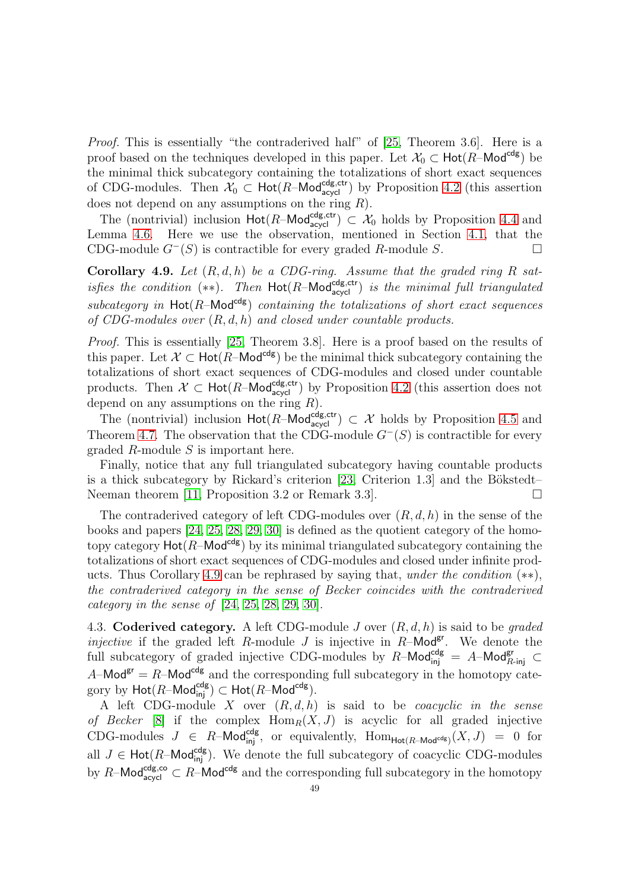*Proof.* This is essentially "the contraderived half" of [25, Theorem 3.6]. Here is a proof based on the techniques developed in this paper. Let $\mathcal{X}_0 \subset \mathsf{Hot}(R\text{–}\mathsf{Mod}^{\mathsf{cdg}})$ be the minimal thick subcategory containing the totalizations of short exact sequences of CDG-modules. Then $\mathcal{X}_0 \subset \mathsf{Hot}(R\text{–}\mathsf{Mod}^{\mathsf{cdg,ctr}}_{\mathsf{acycl}})$ by Proposition 4.2 (this assertion does not depend on any assumptions on the ring $R$).

The (nontrivial) inclusion $\mathsf{Hot}(R\text{–}\mathsf{Mod}^{\mathsf{cdg,ctr}}_{\mathsf{acycl}}) \subset \mathcal{X}_0$ holds by Proposition 4.4 and Lemma 4.6. Here we use the observation, mentioned in Section 4.1, that the CDG-module $G^-(S)$ is contractible for every graded $R$-module $S$. $\square$

**Corollary 4.9.** *Let $(R, d, h)$ be a CDG-ring. Assume that the graded ring $R$ satisfies the condition $({*}{*})$. Then $\mathsf{Hot}(R\text{–}\mathsf{Mod}^{\mathsf{cdg,ctr}}_{\mathsf{acycl}})$ is the minimal full triangulated subcategory in $\mathsf{Hot}(R\text{–}\mathsf{Mod}^{\mathsf{cdg}})$ containing the totalizations of short exact sequences of CDG-modules over $(R, d, h)$ and closed under countable products.*

*Proof.* This is essentially [25, Theorem 3.8]. Here is a proof based on the results of this paper. Let $\mathcal{X} \subset \mathsf{Hot}(R\text{–}\mathsf{Mod}^{\mathsf{cdg}})$ be the minimal thick subcategory containing the totalizations of short exact sequences of CDG-modules and closed under countable products. Then $\mathcal{X} \subset \mathsf{Hot}(R\text{–}\mathsf{Mod}^{\mathsf{cdg,ctr}}_{\mathsf{acycl}})$ by Proposition 4.2 (this assertion does not depend on any assumptions on the ring $R$).

The (nontrivial) inclusion $\mathsf{Hot}(R\text{–}\mathsf{Mod}^{\mathsf{cdg,ctr}}_{\mathsf{acycl}}) \subset \mathcal{X}$ holds by Proposition 4.5 and Theorem 4.7. The observation that the CDG-module $G^-(S)$ is contractible for every graded $R$-module $S$ is important here.

Finally, notice that any full triangulated subcategory having countable products is a thick subcategory by Rickard's criterion [23, Criterion 1.3] and the Bökstedt–Neeman theorem [11, Proposition 3.2 or Remark 3.3]. $\square$

The contraderived category of left CDG-modules over $(R, d, h)$ in the sense of the books and papers [24, 25, 28, 29, 30] is defined as the quotient category of the homotopy category $\mathsf{Hot}(R\text{–}\mathsf{Mod}^{\mathsf{cdg}})$ by its minimal triangulated subcategory containing the totalizations of short exact sequences of CDG-modules and closed under infinite products. Thus Corollary 4.9 can be rephrased by saying that, *under the condition $({*}{*})$, the contraderived category in the sense of Becker coincides with the contraderived category in the sense of* [24, 25, 28, 29, 30].

4.3. **Coderived category.** A left CDG-module $J$ over $(R, d, h)$ is said to be *graded injective* if the graded left $R$-module $J$ is injective in $R\text{–}\mathsf{Mod}^{\mathsf{gr}}$. We denote the full subcategory of graded injective CDG-modules by $R\text{–}\mathsf{Mod}^{\mathsf{cdg}}_{\mathsf{inj}} = A\text{–}\mathsf{Mod}^{\mathsf{gr}}_{R\text{-}\mathsf{inj}} \subset A\text{–}\mathsf{Mod}^{\mathsf{gr}} = R\text{–}\mathsf{Mod}^{\mathsf{cdg}}$ and the corresponding full subcategory in the homotopy category by $\mathsf{Hot}(R\text{–}\mathsf{Mod}^{\mathsf{cdg}}_{\mathsf{inj}}) \subset \mathsf{Hot}(R\text{–}\mathsf{Mod}^{\mathsf{cdg}})$.

A left CDG-module $X$ over $(R, d, h)$ is said to be *coacyclic in the sense of Becker* [8] if the complex $\mathrm{Hom}_R(X, J)$ is acyclic for all graded injective CDG-modules $J \in R\text{–}\mathsf{Mod}^{\mathsf{cdg}}_{\mathsf{inj}}$, or equivalently, $\mathrm{Hom}_{\mathsf{Hot}(R\text{–}\mathsf{Mod}^{\mathsf{cdg}})}(X, J) = 0$ for all $J \in \mathsf{Hot}(R\text{–}\mathsf{Mod}^{\mathsf{cdg}}_{\mathsf{inj}})$. We denote the full subcategory of coacyclic CDG-modules by $R\text{–}\mathsf{Mod}^{\mathsf{cdg,co}}_{\mathsf{acycl}} \subset R\text{–}\mathsf{Mod}^{\mathsf{cdg}}$ and the corresponding full subcategory in the homotopy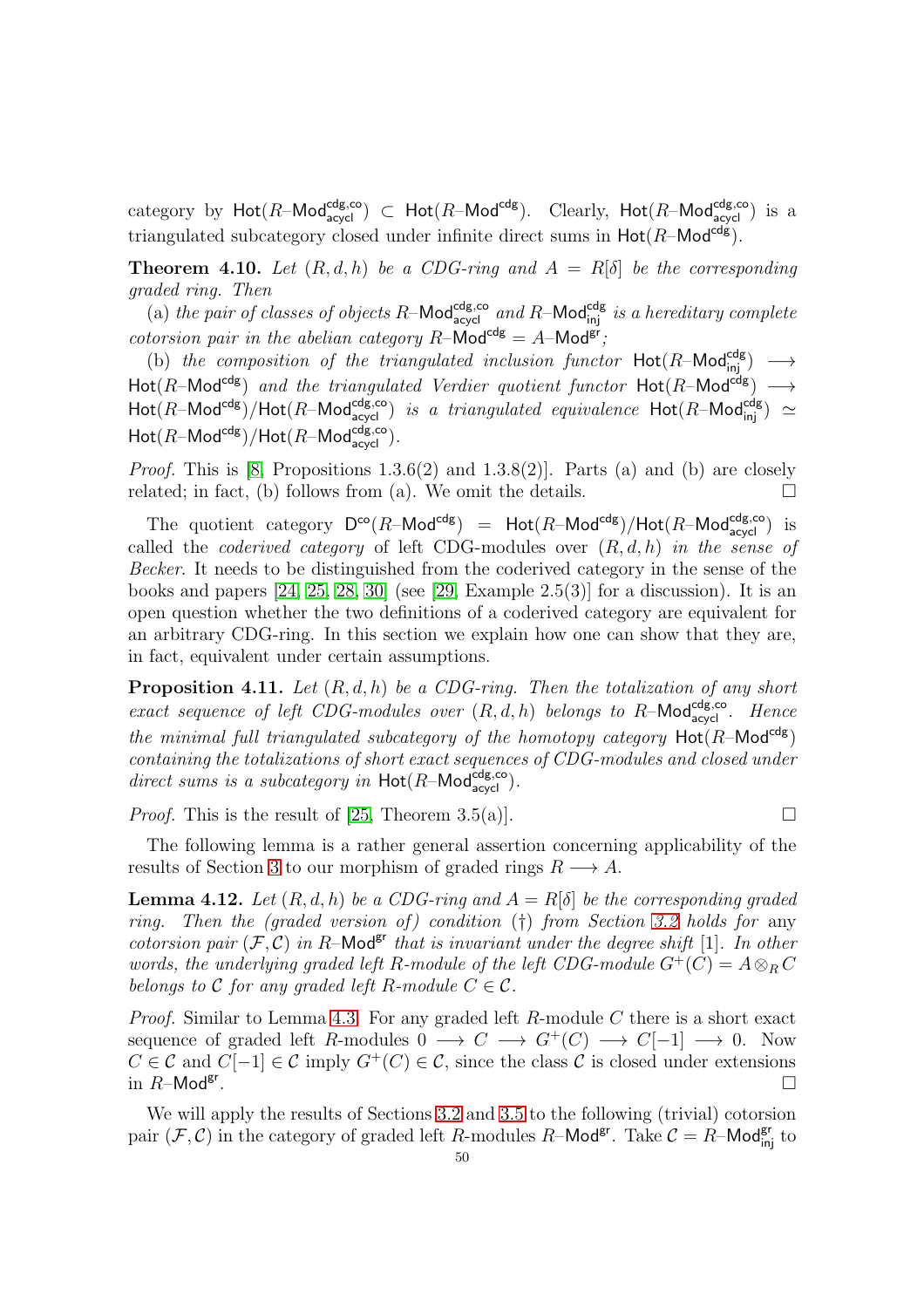category by $\mathsf{Hot}(R\text{–}\mathsf{Mod}^{\mathsf{cdg,co}}_{\mathsf{acycl}}) \subset \mathsf{Hot}(R\text{–}\mathsf{Mod}^{\mathsf{cdg}})$. Clearly, $\mathsf{Hot}(R\text{–}\mathsf{Mod}^{\mathsf{cdg,co}}_{\mathsf{acycl}})$ is a triangulated subcategory closed under infinite direct sums in $\mathsf{Hot}(R\text{–}\mathsf{Mod}^{\mathsf{cdg}})$.

**Theorem 4.10.** *Let $(R, d, h)$ be a CDG-ring and $A = R[\delta]$ be the corresponding graded ring. Then*

(a) *the pair of classes of objects $R\text{–}\mathsf{Mod}^{\mathsf{cdg,co}}_{\mathsf{acycl}}$ and $R\text{–}\mathsf{Mod}^{\mathsf{cdg}}_{\mathsf{inj}}$ is a hereditary complete cotorsion pair in the abelian category $R\text{–}\mathsf{Mod}^{\mathsf{cdg}} = A\text{–}\mathsf{Mod}^{\mathsf{gr}}$;*

(b) *the composition of the triangulated inclusion functor $\mathsf{Hot}(R\text{–}\mathsf{Mod}^{\mathsf{cdg}}_{\mathsf{inj}}) \longrightarrow \mathsf{Hot}(R\text{–}\mathsf{Mod}^{\mathsf{cdg}})$ and the triangulated Verdier quotient functor $\mathsf{Hot}(R\text{–}\mathsf{Mod}^{\mathsf{cdg}}) \longrightarrow \mathsf{Hot}(R\text{–}\mathsf{Mod}^{\mathsf{cdg}})/\mathsf{Hot}(R\text{–}\mathsf{Mod}^{\mathsf{cdg,co}}_{\mathsf{acycl}})$ is a triangulated equivalence $\mathsf{Hot}(R\text{–}\mathsf{Mod}^{\mathsf{cdg}}_{\mathsf{inj}}) \simeq \mathsf{Hot}(R\text{–}\mathsf{Mod}^{\mathsf{cdg}})/\mathsf{Hot}(R\text{–}\mathsf{Mod}^{\mathsf{cdg,co}}_{\mathsf{acycl}})$.*

*Proof.* This is [8, Propositions 1.3.6(2) and 1.3.8(2)]. Parts (a) and (b) are closely related; in fact, (b) follows from (a). We omit the details. □

The quotient category $\mathsf{D}^{\mathsf{co}}(R\text{–}\mathsf{Mod}^{\mathsf{cdg}}) = \mathsf{Hot}(R\text{–}\mathsf{Mod}^{\mathsf{cdg}})/\mathsf{Hot}(R\text{–}\mathsf{Mod}^{\mathsf{cdg,co}}_{\mathsf{acycl}})$ is called the *coderived category* of left CDG-modules over $(R, d, h)$ *in the sense of Becker*. It needs to be distinguished from the coderived category in the sense of the books and papers [24, 25, 28, 30] (see [29, Example 2.5(3)] for a discussion). It is an open question whether the two definitions of a coderived category are equivalent for an arbitrary CDG-ring. In this section we explain how one can show that they are, in fact, equivalent under certain assumptions.

**Proposition 4.11.** *Let $(R, d, h)$ be a CDG-ring. Then the totalization of any short exact sequence of left CDG-modules over $(R, d, h)$ belongs to $R\text{–}\mathsf{Mod}^{\mathsf{cdg,co}}_{\mathsf{acycl}}$. Hence the minimal full triangulated subcategory of the homotopy category $\mathsf{Hot}(R\text{–}\mathsf{Mod}^{\mathsf{cdg}})$ containing the totalizations of short exact sequences of CDG-modules and closed under direct sums is a subcategory in $\mathsf{Hot}(R\text{–}\mathsf{Mod}^{\mathsf{cdg,co}}_{\mathsf{acycl}})$.*

*Proof.* This is the result of [25, Theorem 3.5(a)]. □

The following lemma is a rather general assertion concerning applicability of the results of Section 3 to our morphism of graded rings $R \longrightarrow A$.

**Lemma 4.12.** *Let $(R, d, h)$ be a CDG-ring and $A = R[\delta]$ be the corresponding graded ring. Then the (graded version of) condition (†) from Section 3.2 holds for* any *cotorsion pair $(\mathcal{F}, \mathcal{C})$ in $R\text{–}\mathsf{Mod}^{\mathsf{gr}}$ that is invariant under the degree shift [1]. In other words, the underlying graded left $R$-module of the left CDG-module $G^+(C) = A \otimes_R C$ belongs to $\mathcal{C}$ for any graded left $R$-module $C \in \mathcal{C}$.*

*Proof.* Similar to Lemma 4.3. For any graded left $R$-module $C$ there is a short exact sequence of graded left $R$-modules $0 \longrightarrow C \longrightarrow G^+(C) \longrightarrow C[-1] \longrightarrow 0$. Now $C \in \mathcal{C}$ and $C[-1] \in \mathcal{C}$ imply $G^+(C) \in \mathcal{C}$, since the class $\mathcal{C}$ is closed under extensions in $R\text{–}\mathsf{Mod}^{\mathsf{gr}}$. □

We will apply the results of Sections 3.2 and 3.5 to the following (trivial) cotorsion pair $(\mathcal{F}, \mathcal{C})$ in the category of graded left $R$-modules $R\text{–}\mathsf{Mod}^{\mathsf{gr}}$. Take $\mathcal{C} = R\text{–}\mathsf{Mod}^{\mathsf{gr}}_{\mathsf{inj}}$ to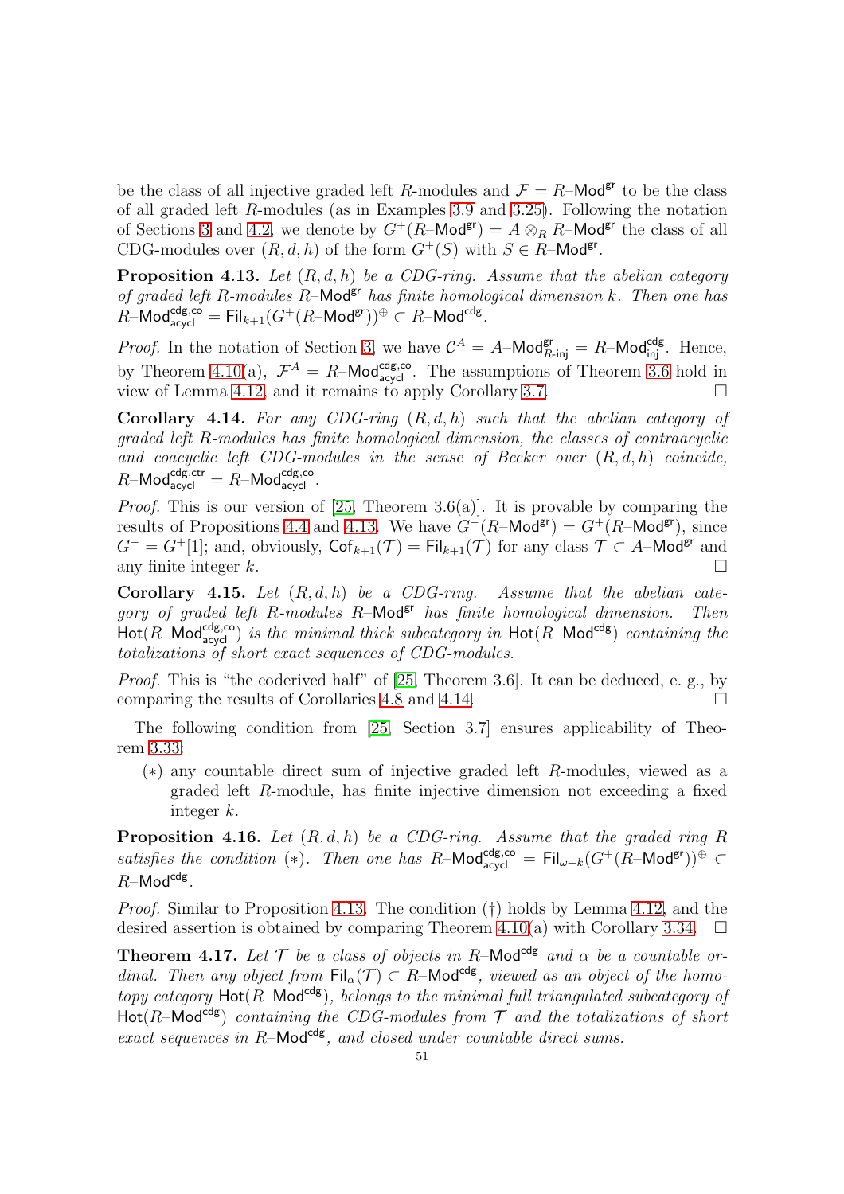be the class of all injective graded left $R$-modules and $\mathcal{F} = R\text{–}\mathsf{Mod}^{\mathsf{gr}}$ to be the class of all graded left $R$-modules (as in Examples 3.9 and 3.25). Following the notation of Sections 3 and 4.2, we denote by $G^+(R\text{–}\mathsf{Mod}^{\mathsf{gr}}) = A \otimes_R R\text{–}\mathsf{Mod}^{\mathsf{gr}}$ the class of all CDG-modules over $(R, d, h)$ of the form $G^+(S)$ with $S \in R\text{–}\mathsf{Mod}^{\mathsf{gr}}$.

**Proposition 4.13.** *Let $(R, d, h)$ be a CDG-ring. Assume that the abelian category of graded left $R$-modules $R\text{–}\mathsf{Mod}^{\mathsf{gr}}$ has finite homological dimension $k$. Then one has $R\text{–}\mathsf{Mod}^{\mathsf{cdg,co}}_{\mathsf{acycl}} = \mathsf{Fil}_{k+1}(G^+(R\text{–}\mathsf{Mod}^{\mathsf{gr}}))^{\oplus} \subset R\text{–}\mathsf{Mod}^{\mathsf{cdg}}$.*

*Proof.* In the notation of Section 3, we have $\mathcal{C}^A = A\text{–}\mathsf{Mod}^{\mathsf{gr}}_{R\text{-}\mathsf{inj}} = R\text{–}\mathsf{Mod}^{\mathsf{cdg}}_{\mathsf{inj}}$. Hence, by Theorem 4.10(a), $\mathcal{F}^A = R\text{–}\mathsf{Mod}^{\mathsf{cdg,co}}_{\mathsf{acycl}}$. The assumptions of Theorem 3.6 hold in view of Lemma 4.12, and it remains to apply Corollary 3.7. □

**Corollary 4.14.** *For any CDG-ring $(R, d, h)$ such that the abelian category of graded left $R$-modules has finite homological dimension, the classes of contraacyclic and coacyclic left CDG-modules in the sense of Becker over $(R, d, h)$ coincide, $R\text{–}\mathsf{Mod}^{\mathsf{cdg,ctr}}_{\mathsf{acycl}} = R\text{–}\mathsf{Mod}^{\mathsf{cdg,co}}_{\mathsf{acycl}}$.*

*Proof.* This is our version of [25, Theorem 3.6(a)]. It is provable by comparing the results of Propositions 4.4 and 4.13. We have $G^-(R\text{–}\mathsf{Mod}^{\mathsf{gr}}) = G^+(R\text{–}\mathsf{Mod}^{\mathsf{gr}})$, since $G^- = G^+[1]$; and, obviously, $\mathsf{Cof}_{k+1}(\mathcal{T}) = \mathsf{Fil}_{k+1}(\mathcal{T})$ for any class $\mathcal{T} \subset A\text{–}\mathsf{Mod}^{\mathsf{gr}}$ and any finite integer $k$. □

**Corollary 4.15.** *Let $(R, d, h)$ be a CDG-ring. Assume that the abelian category of graded left $R$-modules $R\text{–}\mathsf{Mod}^{\mathsf{gr}}$ has finite homological dimension. Then $\mathsf{Hot}(R\text{–}\mathsf{Mod}^{\mathsf{cdg,co}}_{\mathsf{acycl}})$ is the minimal thick subcategory in $\mathsf{Hot}(R\text{–}\mathsf{Mod}^{\mathsf{cdg}})$ containing the totalizations of short exact sequences of CDG-modules.*

*Proof.* This is "the coderived half" of [25, Theorem 3.6]. It can be deduced, e. g., by comparing the results of Corollaries 4.8 and 4.14. □

The following condition from [25, Section 3.7] ensures applicability of Theorem 3.33:

- $(*)$ any countable direct sum of injective graded left $R$-modules, viewed as a graded left $R$-module, has finite injective dimension not exceeding a fixed integer $k$.

**Proposition 4.16.** *Let $(R, d, h)$ be a CDG-ring. Assume that the graded ring $R$ satisfies the condition $(*)$. Then one has $R\text{–}\mathsf{Mod}^{\mathsf{cdg,co}}_{\mathsf{acycl}} = \mathsf{Fil}_{\omega+k}(G^+(R\text{–}\mathsf{Mod}^{\mathsf{gr}}))^{\oplus} \subset R\text{–}\mathsf{Mod}^{\mathsf{cdg}}$.*

*Proof.* Similar to Proposition 4.13. The condition (†) holds by Lemma 4.12, and the desired assertion is obtained by comparing Theorem 4.10(a) with Corollary 3.34. □

**Theorem 4.17.** *Let $\mathcal{T}$ be a class of objects in $R\text{–}\mathsf{Mod}^{\mathsf{cdg}}$ and $\alpha$ be a countable ordinal. Then any object from $\mathsf{Fil}_{\alpha}(\mathcal{T}) \subset R\text{–}\mathsf{Mod}^{\mathsf{cdg}}$, viewed as an object of the homotopy category $\mathsf{Hot}(R\text{–}\mathsf{Mod}^{\mathsf{cdg}})$, belongs to the minimal full triangulated subcategory of $\mathsf{Hot}(R\text{–}\mathsf{Mod}^{\mathsf{cdg}})$ containing the CDG-modules from $\mathcal{T}$ and the totalizations of short exact sequences in $R\text{–}\mathsf{Mod}^{\mathsf{cdg}}$, and closed under countable direct sums.*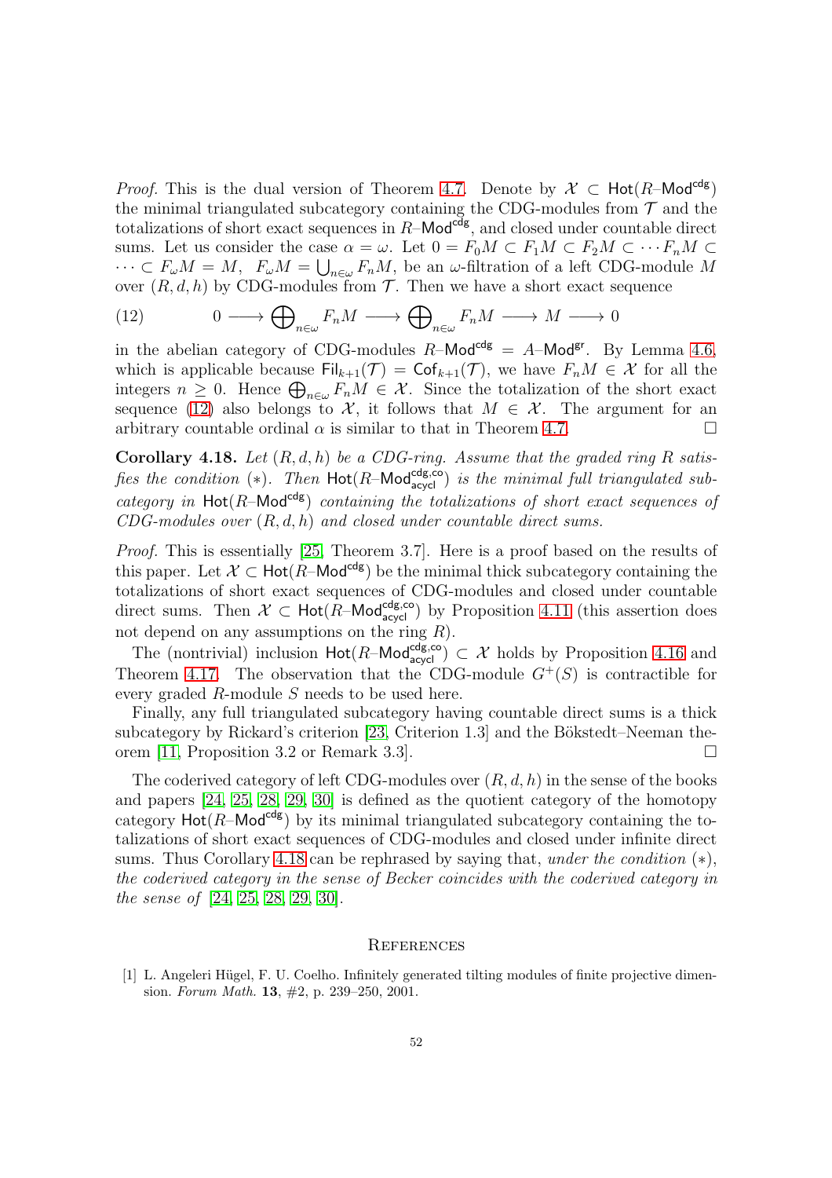*Proof.* This is the dual version of Theorem 4.7. Denote by $\mathcal{X} \subset \mathsf{Hot}(R\text{–}\mathsf{Mod}^{\mathsf{cdg}})$ the minimal triangulated subcategory containing the CDG-modules from $\mathcal{T}$ and the totalizations of short exact sequences in $R\text{–}\mathsf{Mod}^{\mathsf{cdg}}$, and closed under countable direct sums. Let us consider the case $\alpha = \omega$. Let $0 = F_0M \subset F_1M \subset F_2M \subset \cdots F_nM \subset \cdots \subset F_\omega M = M$, $F_\omega M = \bigcup_{n\in\omega} F_nM$, be an $\omega$-filtration of a left CDG-module $M$ over $(R, d, h)$ by CDG-modules from $\mathcal{T}$. Then we have a short exact sequence

$$0 \longrightarrow \bigoplus\nolimits_{n\in\omega} F_nM \longrightarrow \bigoplus\nolimits_{n\in\omega} F_nM \longrightarrow M \longrightarrow 0 \tag{12}$$

in the abelian category of CDG-modules $R\text{–}\mathsf{Mod}^{\mathsf{cdg}} = A\text{–}\mathsf{Mod}^{\mathsf{gr}}$. By Lemma 4.6, which is applicable because $\mathsf{Fil}_{k+1}(\mathcal{T}) = \mathsf{Cof}_{k+1}(\mathcal{T})$, we have $F_nM \in \mathcal{X}$ for all the integers $n \geq 0$. Hence $\bigoplus_{n\in\omega} F_nM \in \mathcal{X}$. Since the totalization of the short exact sequence (12) also belongs to $\mathcal{X}$, it follows that $M \in \mathcal{X}$. The argument for an arbitrary countable ordinal $\alpha$ is similar to that in Theorem 4.7. $\square$

**Corollary 4.18.** *Let $(R, d, h)$ be a CDG-ring. Assume that the graded ring $R$ satisfies the condition $(*)$. Then $\mathsf{Hot}(R\text{–}\mathsf{Mod}^{\mathsf{cdg,co}}_{\mathsf{acycl}})$ is the minimal full triangulated subcategory in $\mathsf{Hot}(R\text{–}\mathsf{Mod}^{\mathsf{cdg}})$ containing the totalizations of short exact sequences of CDG-modules over $(R, d, h)$ and closed under countable direct sums.*

*Proof.* This is essentially [25, Theorem 3.7]. Here is a proof based on the results of this paper. Let $\mathcal{X} \subset \mathsf{Hot}(R\text{–}\mathsf{Mod}^{\mathsf{cdg}})$ be the minimal thick subcategory containing the totalizations of short exact sequences of CDG-modules and closed under countable direct sums. Then $\mathcal{X} \subset \mathsf{Hot}(R\text{–}\mathsf{Mod}^{\mathsf{cdg,co}}_{\mathsf{acycl}})$ by Proposition 4.11 (this assertion does not depend on any assumptions on the ring $R$).

The (nontrivial) inclusion $\mathsf{Hot}(R\text{–}\mathsf{Mod}^{\mathsf{cdg,co}}_{\mathsf{acycl}}) \subset \mathcal{X}$ holds by Proposition 4.16 and Theorem 4.17. The observation that the CDG-module $G^+(S)$ is contractible for every graded $R$-module $S$ needs to be used here.

Finally, any full triangulated subcategory having countable direct sums is a thick subcategory by Rickard's criterion [23, Criterion 1.3] and the Bökstedt–Neeman theorem [11, Proposition 3.2 or Remark 3.3]. $\square$

The coderived category of left CDG-modules over $(R, d, h)$ in the sense of the books and papers [24, 25, 28, 29, 30] is defined as the quotient category of the homotopy category $\mathsf{Hot}(R\text{–}\mathsf{Mod}^{\mathsf{cdg}})$ by its minimal triangulated subcategory containing the totalizations of short exact sequences of CDG-modules and closed under infinite direct sums. Thus Corollary 4.18 can be rephrased by saying that, *under the condition $(*)$, the coderived category in the sense of Becker coincides with the coderived category in the sense of* [24, 25, 28, 29, 30].

## References

[1] L. Angeleri Hügel, F. U. Coelho. Infinitely generated tilting modules of finite projective dimension. *Forum Math.* **13**, #2, p. 239–250, 2001.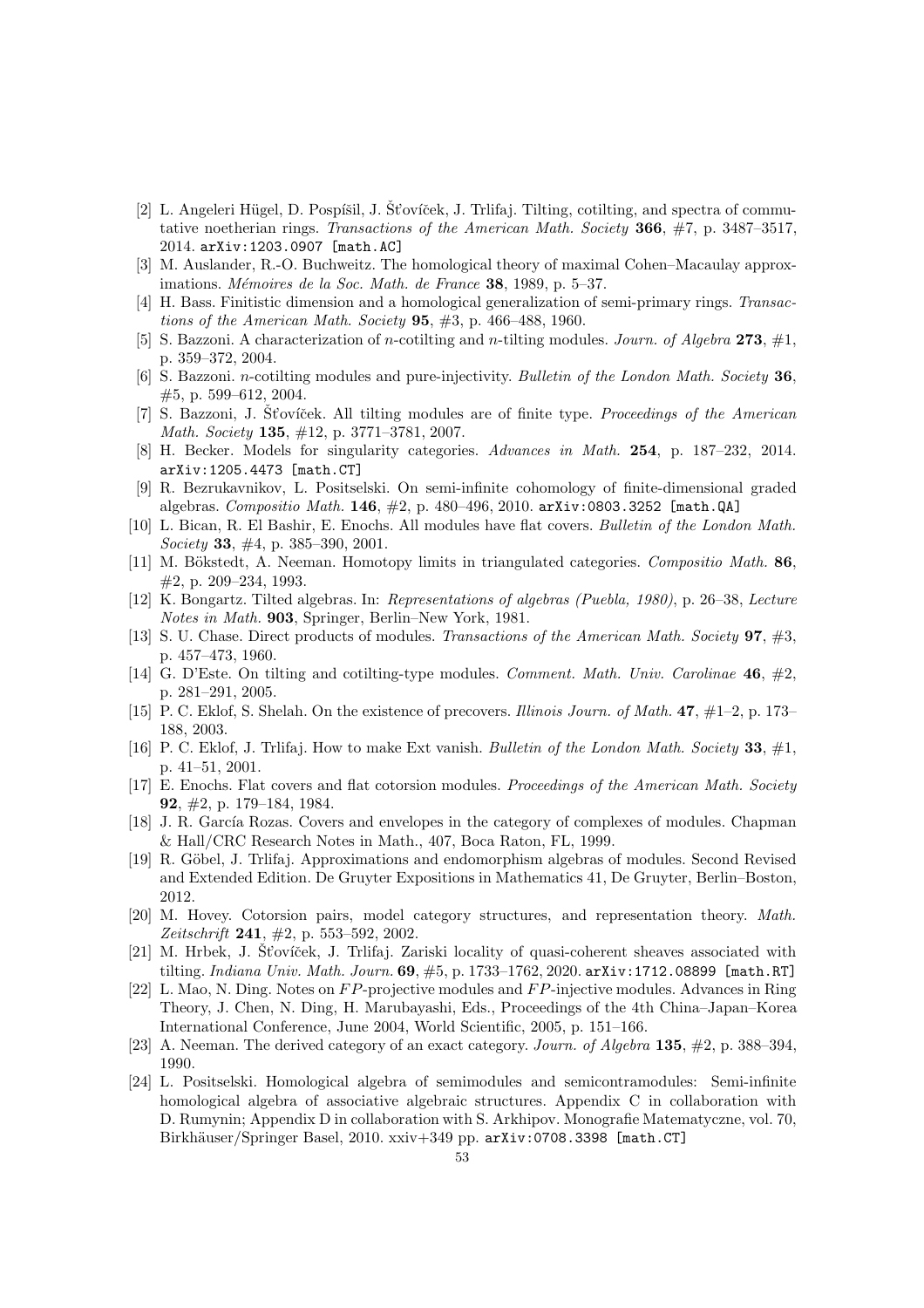[2] L. Angeleri Hügel, D. Pospíšil, J. Šťovíček, J. Trlifaj. Tilting, cotilting, and spectra of commutative noetherian rings. *Transactions of the American Math. Society* **366**, #7, p. 3487–3517, 2014. `arXiv:1203.0907 [math.AC]`

[3] M. Auslander, R.-O. Buchweitz. The homological theory of maximal Cohen–Macaulay approximations. *Mémoires de la Soc. Math. de France* **38**, 1989, p. 5–37.

[4] H. Bass. Finitistic dimension and a homological generalization of semi-primary rings. *Transactions of the American Math. Society* **95**, #3, p. 466–488, 1960.

[5] S. Bazzoni. A characterization of $n$-cotilting and $n$-tilting modules. *Journ. of Algebra* **273**, #1, p. 359–372, 2004.

[6] S. Bazzoni. $n$-cotilting modules and pure-injectivity. *Bulletin of the London Math. Society* **36**, #5, p. 599–612, 2004.

[7] S. Bazzoni, J. Šťovíček. All tilting modules are of finite type. *Proceedings of the American Math. Society* **135**, #12, p. 3771–3781, 2007.

[8] H. Becker. Models for singularity categories. *Advances in Math.* **254**, p. 187–232, 2014. `arXiv:1205.4473 [math.CT]`

[9] R. Bezrukavnikov, L. Positselski. On semi-infinite cohomology of finite-dimensional graded algebras. *Compositio Math.* **146**, #2, p. 480–496, 2010. `arXiv:0803.3252 [math.QA]`

[10] L. Bican, R. El Bashir, E. Enochs. All modules have flat covers. *Bulletin of the London Math. Society* **33**, #4, p. 385–390, 2001.

[11] M. Bökstedt, A. Neeman. Homotopy limits in triangulated categories. *Compositio Math.* **86**, #2, p. 209–234, 1993.

[12] K. Bongartz. Tilted algebras. In: *Representations of algebras (Puebla, 1980)*, p. 26–38, *Lecture Notes in Math.* **903**, Springer, Berlin–New York, 1981.

[13] S. U. Chase. Direct products of modules. *Transactions of the American Math. Society* **97**, #3, p. 457–473, 1960.

[14] G. D'Este. On tilting and cotilting-type modules. *Comment. Math. Univ. Carolinae* **46**, #2, p. 281–291, 2005.

[15] P. C. Eklof, S. Shelah. On the existence of precovers. *Illinois Journ. of Math.* **47**, #1–2, p. 173–188, 2003.

[16] P. C. Eklof, J. Trlifaj. How to make Ext vanish. *Bulletin of the London Math. Society* **33**, #1, p. 41–51, 2001.

[17] E. Enochs. Flat covers and flat cotorsion modules. *Proceedings of the American Math. Society* **92**, #2, p. 179–184, 1984.

[18] J. R. García Rozas. Covers and envelopes in the category of complexes of modules. Chapman & Hall/CRC Research Notes in Math., 407, Boca Raton, FL, 1999.

[19] R. Göbel, J. Trlifaj. Approximations and endomorphism algebras of modules. Second Revised and Extended Edition. De Gruyter Expositions in Mathematics 41, De Gruyter, Berlin–Boston, 2012.

[20] M. Hovey. Cotorsion pairs, model category structures, and representation theory. *Math. Zeitschrift* **241**, #2, p. 553–592, 2002.

[21] M. Hrbek, J. Šťovíček, J. Trlifaj. Zariski locality of quasi-coherent sheaves associated with tilting. *Indiana Univ. Math. Journ.* **69**, #5, p. 1733–1762, 2020. `arXiv:1712.08899 [math.RT]`

[22] L. Mao, N. Ding. Notes on $FP$-projective modules and $FP$-injective modules. Advances in Ring Theory, J. Chen, N. Ding, H. Marubayashi, Eds., Proceedings of the 4th China–Japan–Korea International Conference, June 2004, World Scientific, 2005, p. 151–166.

[23] A. Neeman. The derived category of an exact category. *Journ. of Algebra* **135**, #2, p. 388–394, 1990.

[24] L. Positselski. Homological algebra of semimodules and semicontramodules: Semi-infinite homological algebra of associative algebraic structures. Appendix C in collaboration with D. Rumynin; Appendix D in collaboration with S. Arkhipov. Monografie Matematyczne, vol. 70, Birkhäuser/Springer Basel, 2010. xxiv+349 pp. `arXiv:0708.3398 [math.CT]`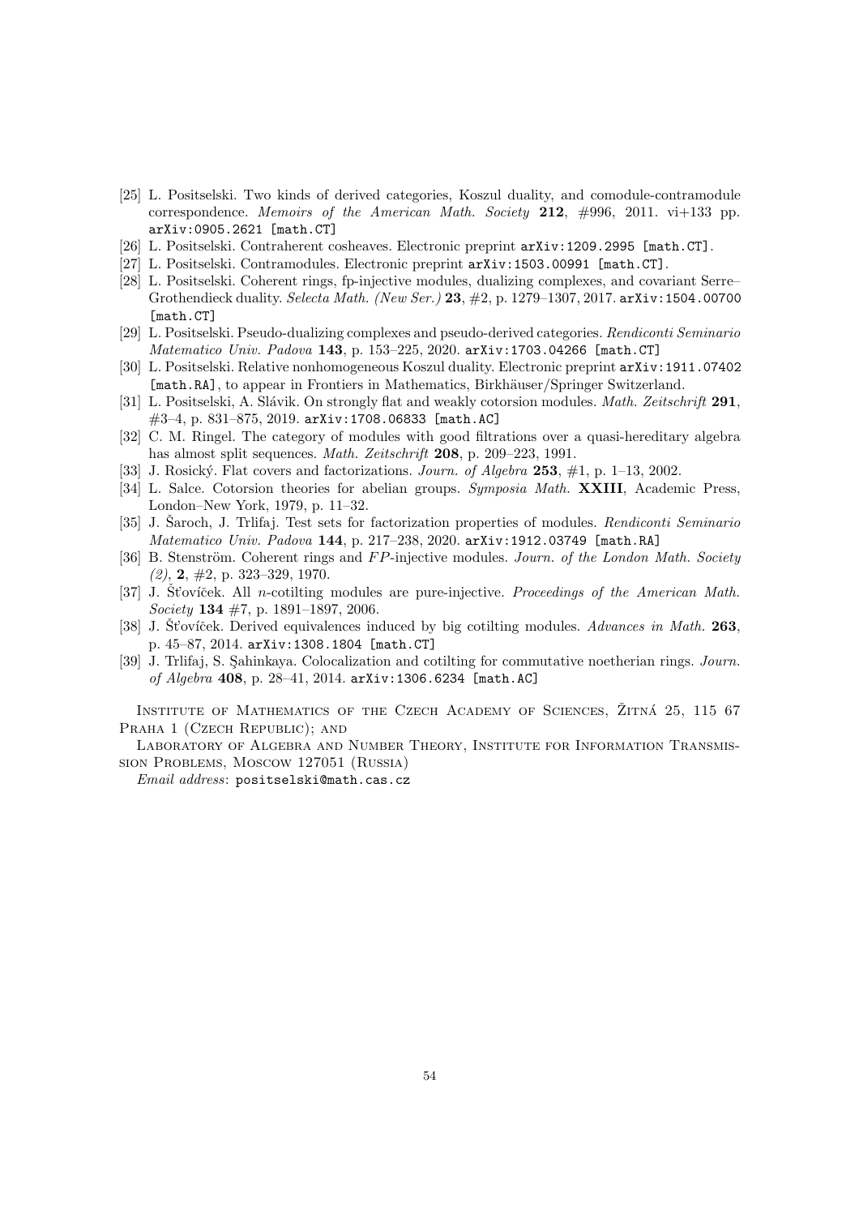[25] L. Positselski. Two kinds of derived categories, Koszul duality, and comodule-contramodule correspondence. *Memoirs of the American Math. Society* **212**, #996, 2011. vi+133 pp. arXiv:0905.2621 [math.CT]

[26] L. Positselski. Contraherent cosheaves. Electronic preprint arXiv:1209.2995 [math.CT].

[27] L. Positselski. Contramodules. Electronic preprint arXiv:1503.00991 [math.CT].

[28] L. Positselski. Coherent rings, fp-injective modules, dualizing complexes, and covariant Serre–Grothendieck duality. *Selecta Math. (New Ser.)* **23**, #2, p. 1279–1307, 2017. arXiv:1504.00700 [math.CT]

[29] L. Positselski. Pseudo-dualizing complexes and pseudo-derived categories. *Rendiconti Seminario Matematico Univ. Padova* **143**, p. 153–225, 2020. arXiv:1703.04266 [math.CT]

[30] L. Positselski. Relative nonhomogeneous Koszul duality. Electronic preprint arXiv:1911.07402 [math.RA], to appear in Frontiers in Mathematics, Birkhäuser/Springer Switzerland.

[31] L. Positselski, A. Slávik. On strongly flat and weakly cotorsion modules. *Math. Zeitschrift* **291**, #3–4, p. 831–875, 2019. arXiv:1708.06833 [math.AC]

[32] C. M. Ringel. The category of modules with good filtrations over a quasi-hereditary algebra has almost split sequences. *Math. Zeitschrift* **208**, p. 209–223, 1991.

[33] J. Rosický. Flat covers and factorizations. *Journ. of Algebra* **253**, #1, p. 1–13, 2002.

[34] L. Salce. Cotorsion theories for abelian groups. *Symposia Math.* **XXIII**, Academic Press, London–New York, 1979, p. 11–32.

[35] J. Šaroch, J. Trlifaj. Test sets for factorization properties of modules. *Rendiconti Seminario Matematico Univ. Padova* **144**, p. 217–238, 2020. arXiv:1912.03749 [math.RA]

[36] B. Stenström. Coherent rings and $FP$-injective modules. *Journ. of the London Math. Society (2)*, **2**, #2, p. 323–329, 1970.

[37] J. Šťovíček. All $n$-cotilting modules are pure-injective. *Proceedings of the American Math. Society* **134** #7, p. 1891–1897, 2006.

[38] J. Šťovíček. Derived equivalences induced by big cotilting modules. *Advances in Math.* **263**, p. 45–87, 2014. arXiv:1308.1804 [math.CT]

[39] J. Trlifaj, S. Şahinkaya. Colocalization and cotilting for commutative noetherian rings. *Journ. of Algebra* **408**, p. 28–41, 2014. arXiv:1306.6234 [math.AC]

Institute of Mathematics of the Czech Academy of Sciences, Žitná 25, 115 67 Praha 1 (Czech Republic); and

Laboratory of Algebra and Number Theory, Institute for Information Transmission Problems, Moscow 127051 (Russia)

*Email address*: positselski@math.cas.cz